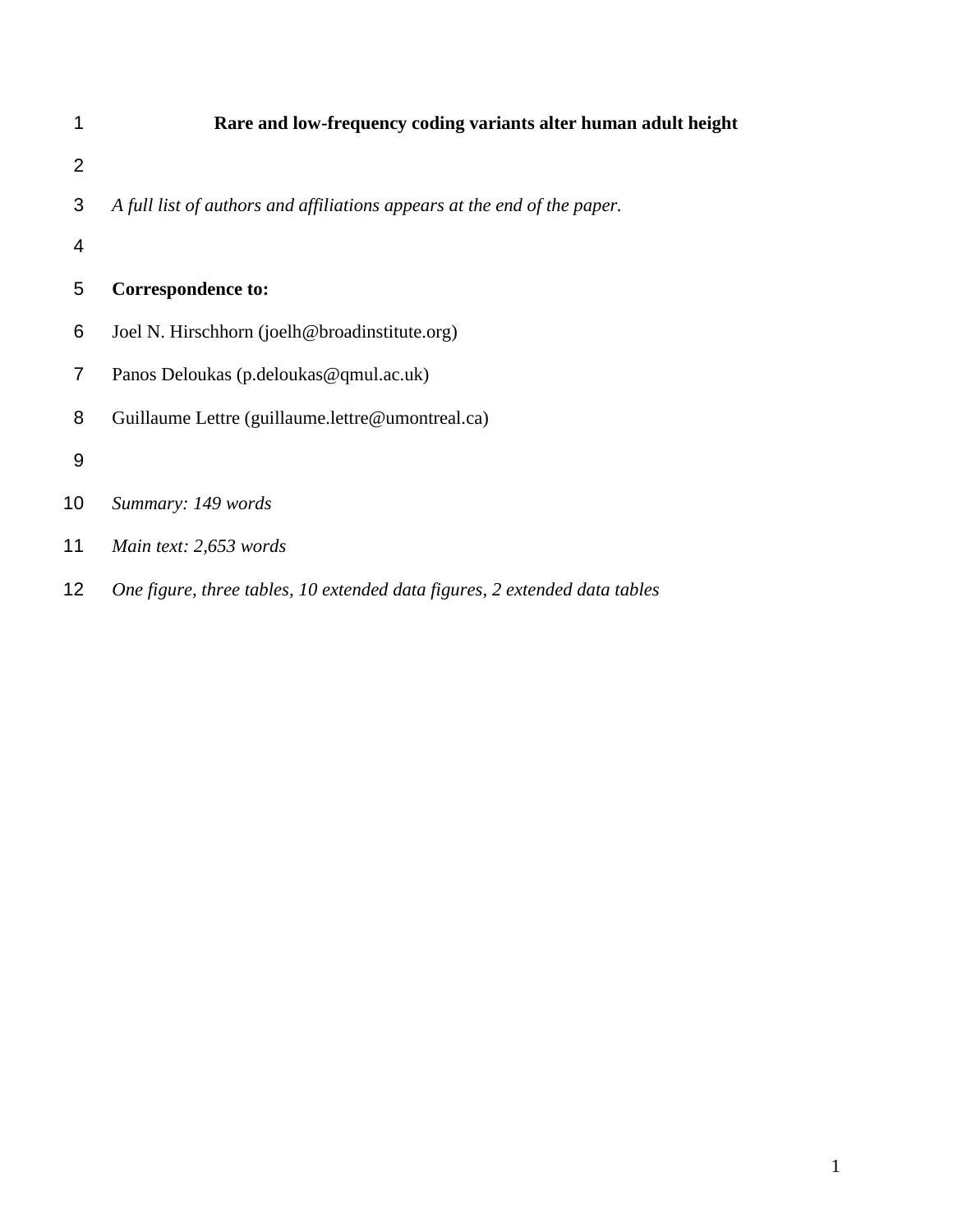# Rare and low-frequency coding variants alter human adult height

*A full list of authors and affiliations appears at the end of the paper.*

**Correspondence to:**

Joel N. Hirschhorn (joelh@broadinstitute.org)

Panos Deloukas (p.deloukas@qmul.ac.uk)

Guillaume Lettre (guillaume.lettre@umontreal.ca)

*Summary: 149 words*

*Main text: 2,653 words*

*One figure, three tables, 10 extended data figures, 2 extended data tables*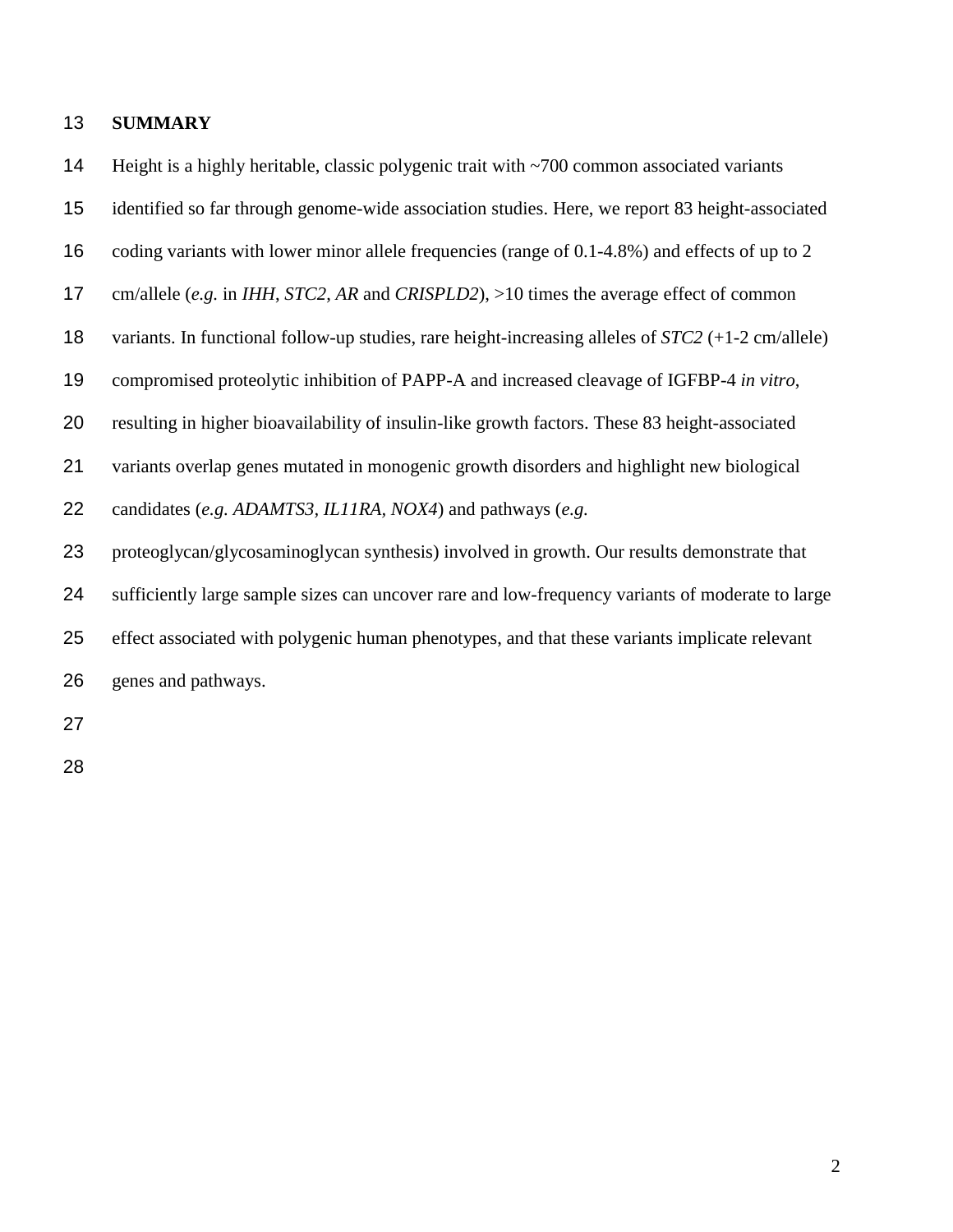# SUMMARY

Height is a highly heritable, classic polygenic trait with ~700 common associated variants identified so far through genome-wide association studies. Here, we report 83 height-associated coding variants with lower minor allele frequencies (range of 0.1-4.8%) and effects of up to 2 cm/allele (*e.g.* in *IHH*, *STC2*, *AR* and *CRISPLD2*), >10 times the average effect of common variants. In functional follow-up studies, rare height-increasing alleles of *STC2* (+1-2 cm/allele) compromised proteolytic inhibition of PAPP-A and increased cleavage of IGFBP-4 *in vitro*, resulting in higher bioavailability of insulin-like growth factors. These 83 height-associated variants overlap genes mutated in monogenic growth disorders and highlight new biological candidates (*e.g. ADAMTS3*, *IL11RA*, *NOX4*) and pathways (*e.g.* proteoglycan/glycosaminoglycan synthesis) involved in growth. Our results demonstrate that sufficiently large sample sizes can uncover rare and low-frequency variants of moderate to large effect associated with polygenic human phenotypes, and that these variants implicate relevant genes and pathways.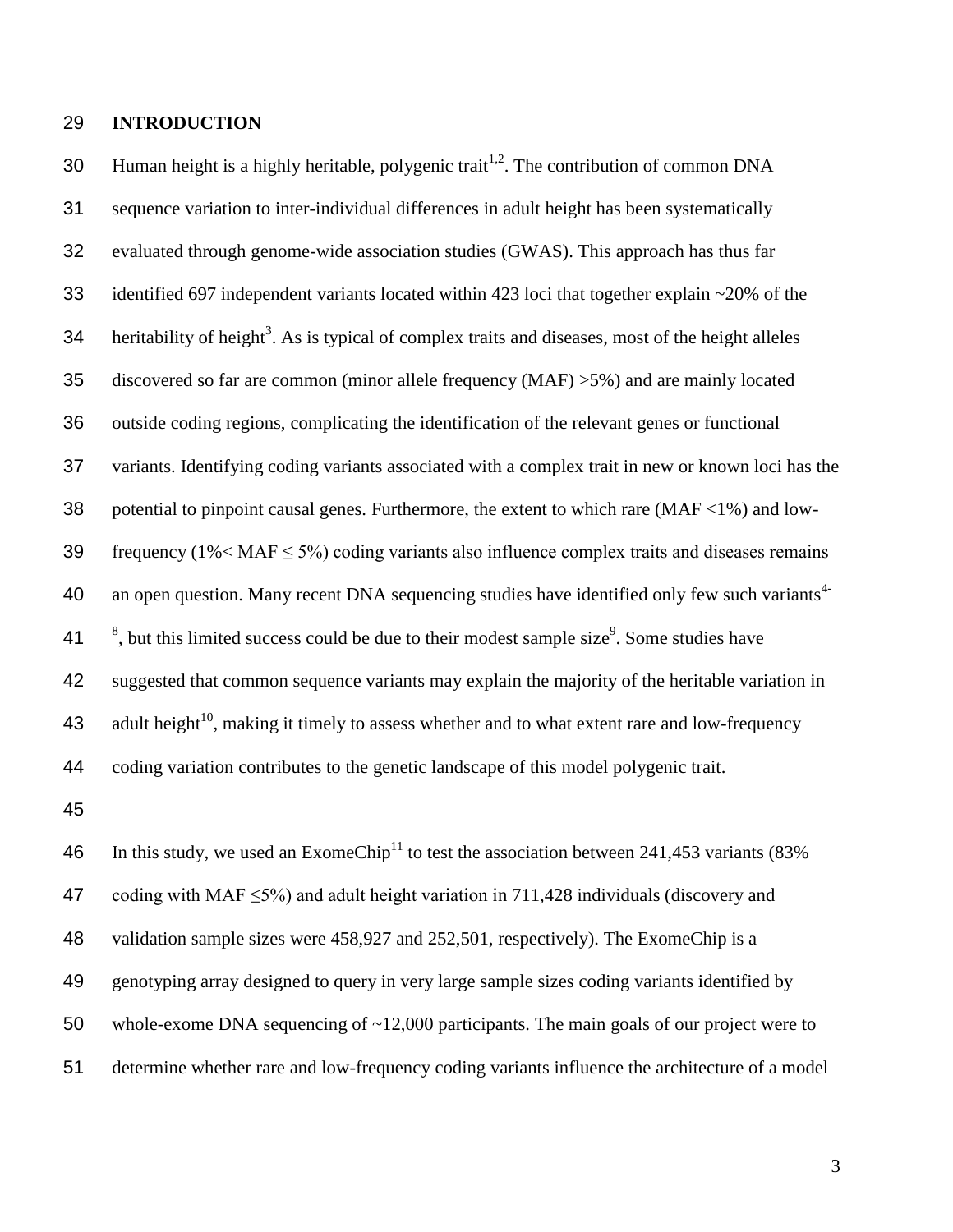## INTRODUCTION

Human height is a highly heritable, polygenic trait[1,2]. The contribution of common DNA sequence variation to inter-individual differences in adult height has been systematically evaluated through genome-wide association studies (GWAS). This approach has thus far identified 697 independent variants located within 423 loci that together explain ~20% of the heritability of height[3]. As is typical of complex traits and diseases, most of the height alleles discovered so far are common (minor allele frequency (MAF) >5%) and are mainly located outside coding regions, complicating the identification of the relevant genes or functional variants. Identifying coding variants associated with a complex trait in new or known loci has the potential to pinpoint causal genes. Furthermore, the extent to which rare (MAF <1%) and low-frequency (1%< MAF ≤ 5%) coding variants also influence complex traits and diseases remains an open question. Many recent DNA sequencing studies have identified only few such variants[4-8], but this limited success could be due to their modest sample size[9]. Some studies have suggested that common sequence variants may explain the majority of the heritable variation in adult height[10], making it timely to assess whether and to what extent rare and low-frequency coding variation contributes to the genetic landscape of this model polygenic trait.

In this study, we used an ExomeChip[11] to test the association between 241,453 variants (83% coding with MAF ≤5%) and adult height variation in 711,428 individuals (discovery and validation sample sizes were 458,927 and 252,501, respectively). The ExomeChip is a genotyping array designed to query in very large sample sizes coding variants identified by whole-exome DNA sequencing of ~12,000 participants. The main goals of our project were to determine whether rare and low-frequency coding variants influence the architecture of a model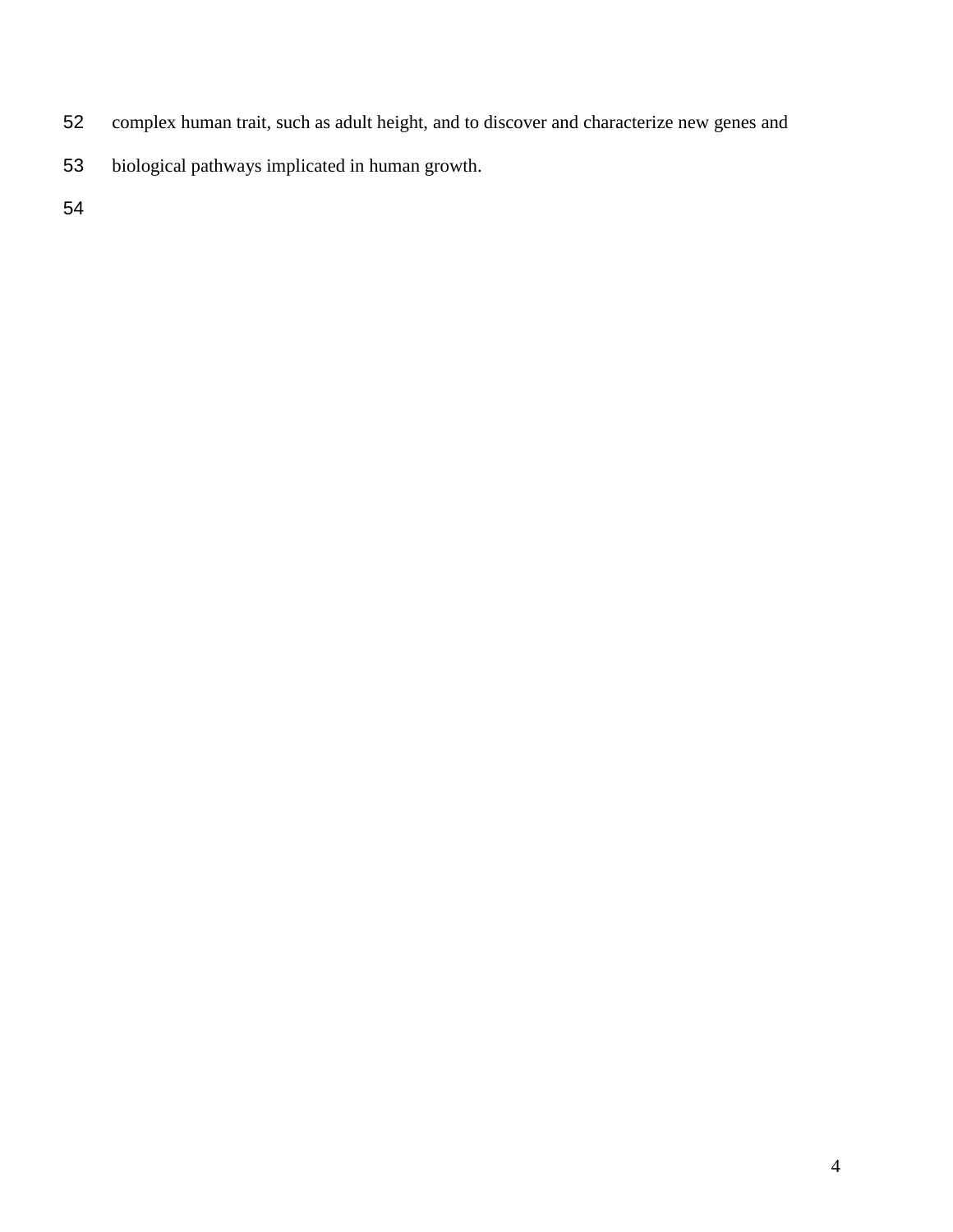complex human trait, such as adult height, and to discover and characterize new genes and biological pathways implicated in human growth.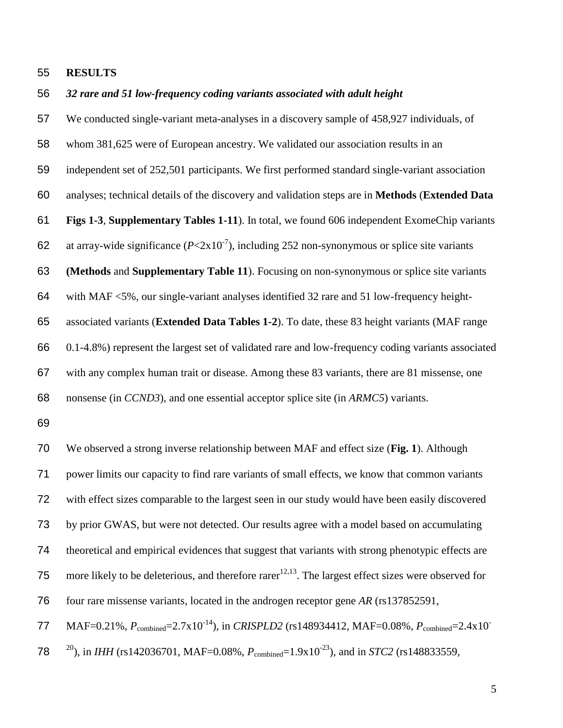## RESULTS

### *32 rare and 51 low-frequency coding variants associated with adult height*

We conducted single-variant meta-analyses in a discovery sample of 458,927 individuals, of whom 381,625 were of European ancestry. We validated our association results in an independent set of 252,501 participants. We first performed standard single-variant association analyses; technical details of the discovery and validation steps are in **Methods** (**Extended Data Figs 1-3**, **Supplementary Tables 1-11**). In total, we found 606 independent ExomeChip variants at array-wide significance ($P<2\text{x}10^{-7}$), including 252 non-synonymous or splice site variants **(Methods** and **Supplementary Table 11**). Focusing on non-synonymous or splice site variants with MAF <5%, our single-variant analyses identified 32 rare and 51 low-frequency height-associated variants (**Extended Data Tables 1-2**). To date, these 83 height variants (MAF range 0.1-4.8%) represent the largest set of validated rare and low-frequency coding variants associated with any complex human trait or disease. Among these 83 variants, there are 81 missense, one nonsense (in *CCND3*), and one essential acceptor splice site (in *ARMC5*) variants.

We observed a strong inverse relationship between MAF and effect size (**Fig. 1**). Although power limits our capacity to find rare variants of small effects, we know that common variants with effect sizes comparable to the largest seen in our study would have been easily discovered by prior GWAS, but were not detected. Our results agree with a model based on accumulating theoretical and empirical evidences that suggest that variants with strong phenotypic effects are more likely to be deleterious, and therefore rarer[12,13]. The largest effect sizes were observed for four rare missense variants, located in the androgen receptor gene *AR* (rs137852591, MAF=0.21%, $P_{\text{combined}}=2.7\text{x}10^{-14}$), in *CRISPLD2* (rs148934412, MAF=0.08%, $P_{\text{combined}}=2.4\text{x}10^{-20}$), in *IHH* (rs142036701, MAF=0.08%, $P_{\text{combined}}=1.9\text{x}10^{-23}$), and in *STC2* (rs148833559,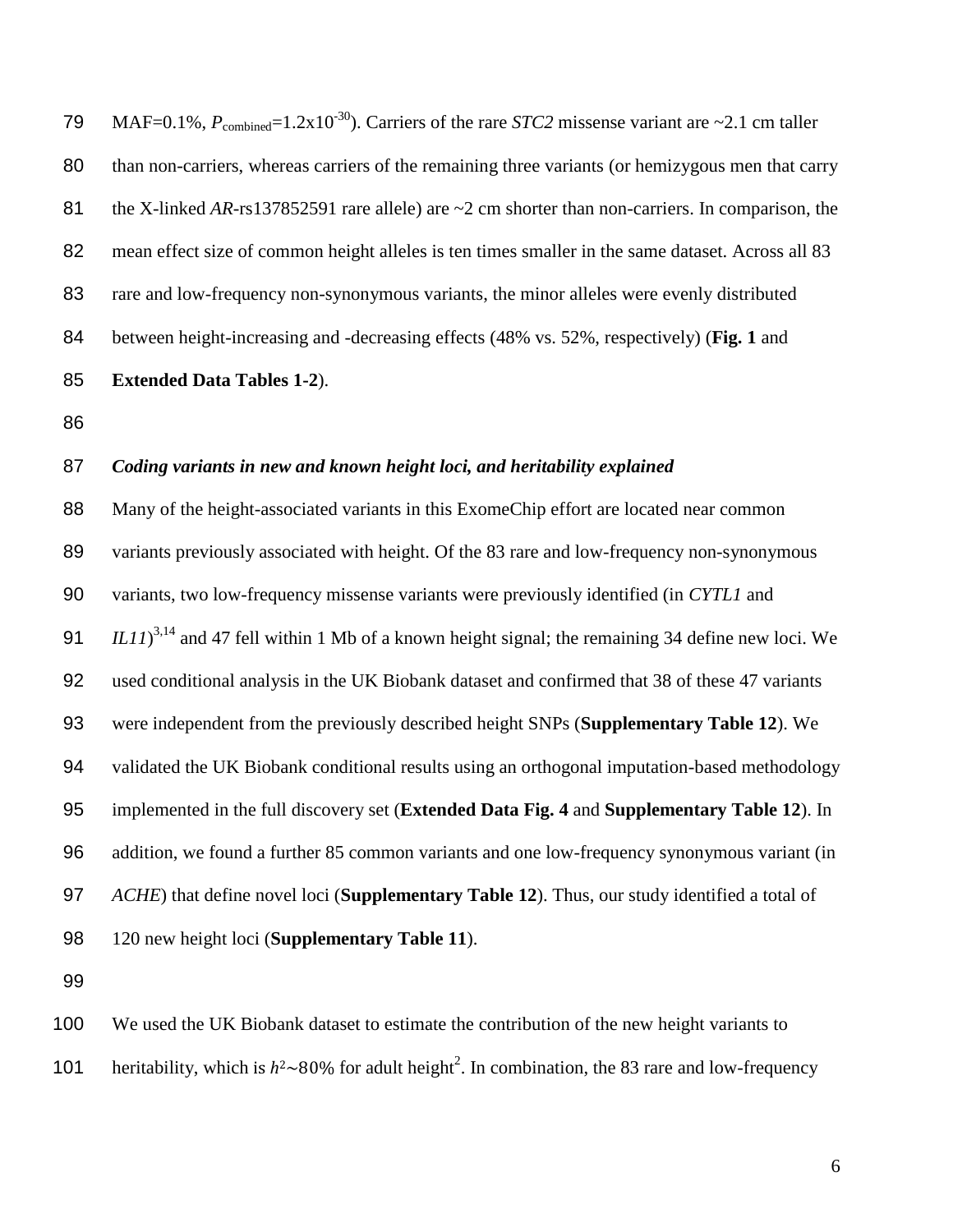MAF=0.1%, $P_{combined}$=1.2x10$^{-30}$). Carriers of the rare *STC2* missense variant are ~2.1 cm taller than non-carriers, whereas carriers of the remaining three variants (or hemizygous men that carry the X-linked *AR*-rs137852591 rare allele) are ~2 cm shorter than non-carriers. In comparison, the mean effect size of common height alleles is ten times smaller in the same dataset. Across all 83 rare and low-frequency non-synonymous variants, the minor alleles were evenly distributed between height-increasing and -decreasing effects (48% vs. 52%, respectively) (**Fig. 1** and **Extended Data Tables 1-2**).

### *Coding variants in new and known height loci, and heritability explained*

Many of the height-associated variants in this ExomeChip effort are located near common variants previously associated with height. Of the 83 rare and low-frequency non-synonymous variants, two low-frequency missense variants were previously identified (in *CYTL1* and *IL11*)[3,14] and 47 fell within 1 Mb of a known height signal; the remaining 34 define new loci. We used conditional analysis in the UK Biobank dataset and confirmed that 38 of these 47 variants were independent from the previously described height SNPs (**Supplementary Table 12**). We validated the UK Biobank conditional results using an orthogonal imputation-based methodology implemented in the full discovery set (**Extended Data Fig. 4** and **Supplementary Table 12**). In addition, we found a further 85 common variants and one low-frequency synonymous variant (in *ACHE*) that define novel loci (**Supplementary Table 12**). Thus, our study identified a total of 120 new height loci (**Supplementary Table 11**).

We used the UK Biobank dataset to estimate the contribution of the new height variants to heritability, which is $h^2 \sim 80\%$ for adult height[2]. In combination, the 83 rare and low-frequency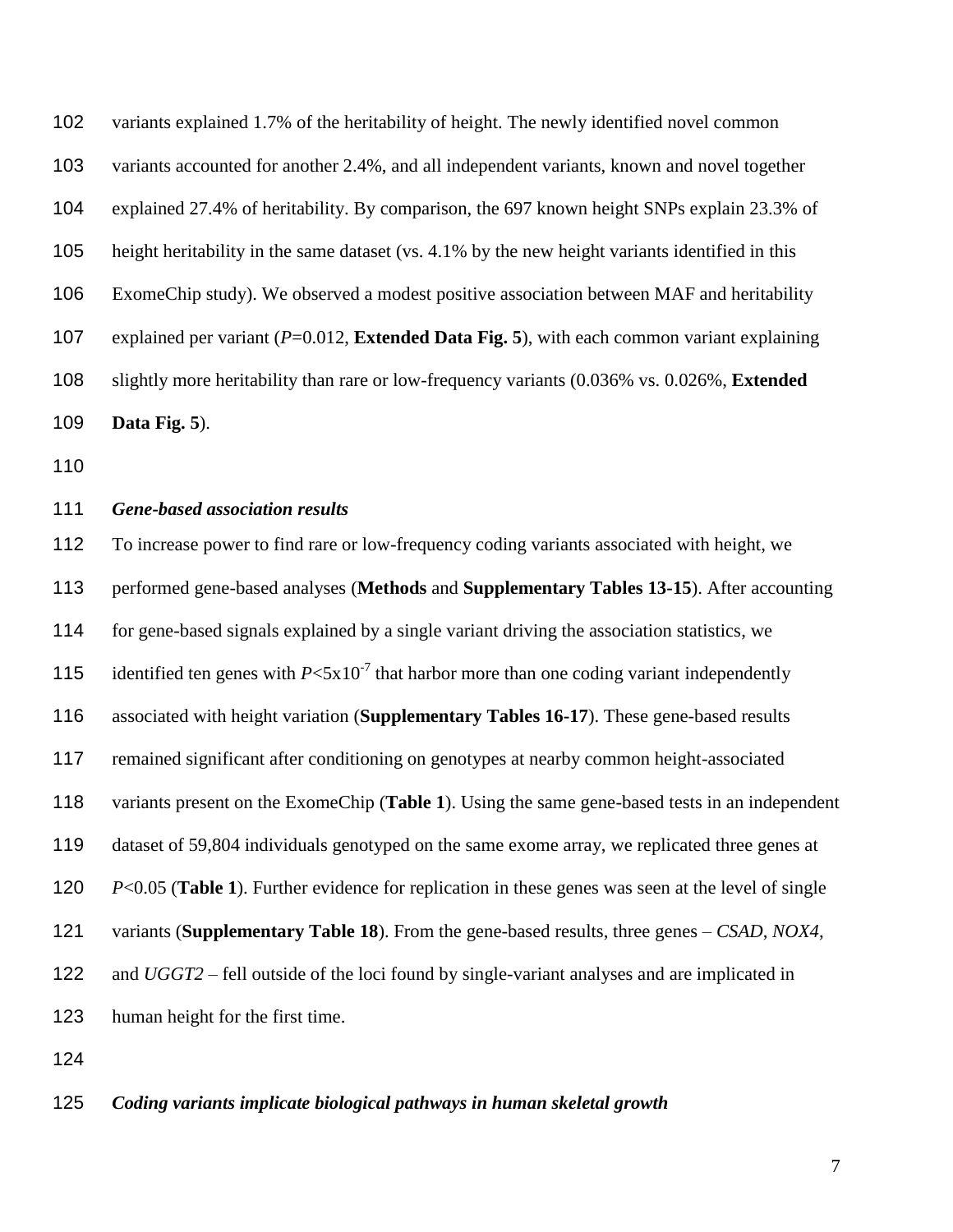variants explained 1.7% of the heritability of height. The newly identified novel common variants accounted for another 2.4%, and all independent variants, known and novel together explained 27.4% of heritability. By comparison, the 697 known height SNPs explain 23.3% of height heritability in the same dataset (vs. 4.1% by the new height variants identified in this ExomeChip study). We observed a modest positive association between MAF and heritability explained per variant ($P$=0.012, **Extended Data Fig. 5**), with each common variant explaining slightly more heritability than rare or low-frequency variants (0.036% vs. 0.026%, **Extended Data Fig. 5**).

### *Gene-based association results*

To increase power to find rare or low-frequency coding variants associated with height, we performed gene-based analyses (**Methods** and **Supplementary Tables 13-15**). After accounting for gene-based signals explained by a single variant driving the association statistics, we identified ten genes with $P<5\times10^{-7}$ that harbor more than one coding variant independently associated with height variation (**Supplementary Tables 16-17**). These gene-based results remained significant after conditioning on genotypes at nearby common height-associated variants present on the ExomeChip (**Table 1**). Using the same gene-based tests in an independent dataset of 59,804 individuals genotyped on the same exome array, we replicated three genes at $P<0.05$ (**Table 1**). Further evidence for replication in these genes was seen at the level of single variants (**Supplementary Table 18**). From the gene-based results, three genes – *CSAD*, *NOX4*, and *UGGT2* – fell outside of the loci found by single-variant analyses and are implicated in human height for the first time.

### *Coding variants implicate biological pathways in human skeletal growth*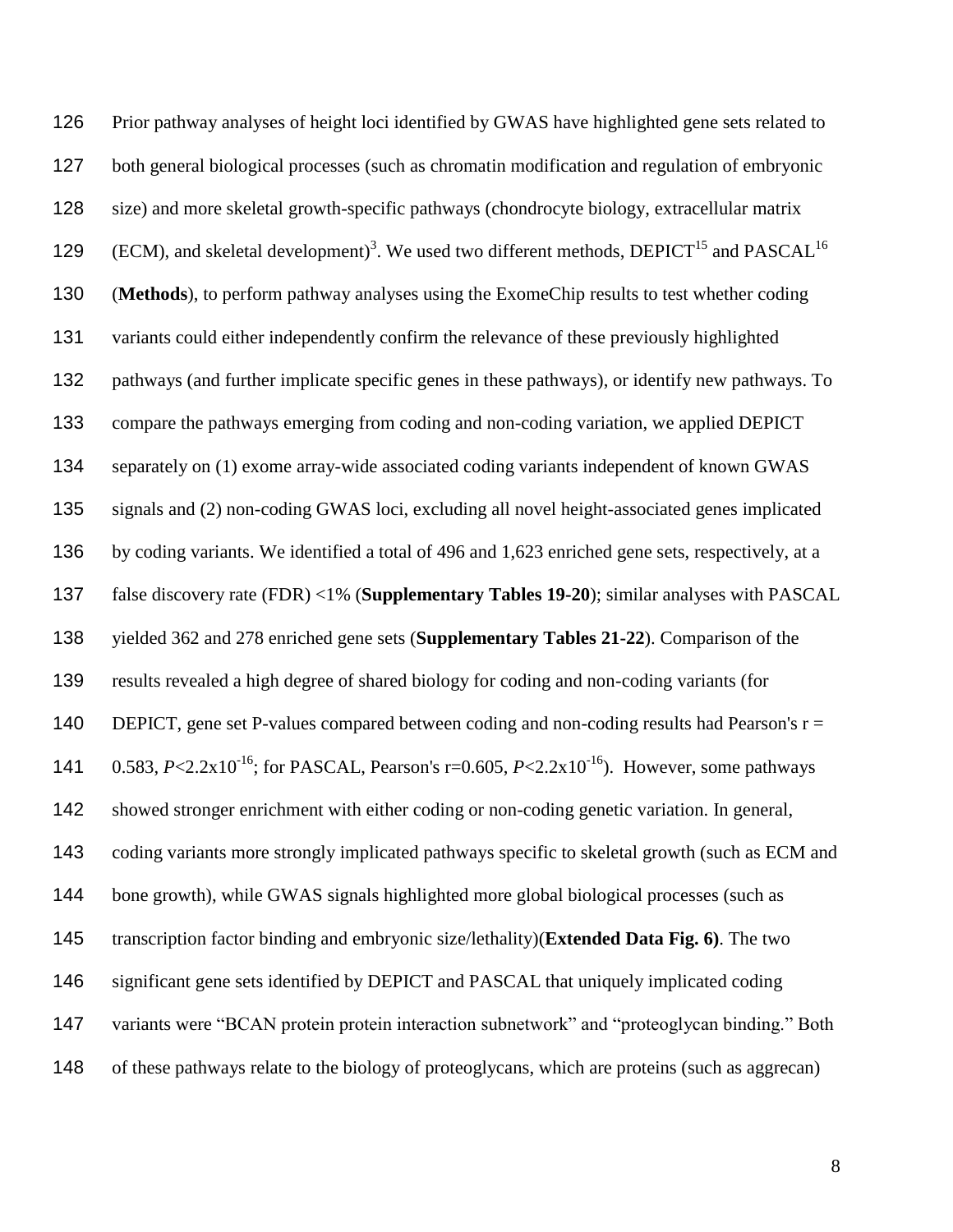Prior pathway analyses of height loci identified by GWAS have highlighted gene sets related to both general biological processes (such as chromatin modification and regulation of embryonic size) and more skeletal growth-specific pathways (chondrocyte biology, extracellular matrix (ECM), and skeletal development)[3]. We used two different methods, DEPICT[15] and PASCAL[16] (**Methods**), to perform pathway analyses using the ExomeChip results to test whether coding variants could either independently confirm the relevance of these previously highlighted pathways (and further implicate specific genes in these pathways), or identify new pathways. To compare the pathways emerging from coding and non-coding variation, we applied DEPICT separately on (1) exome array-wide associated coding variants independent of known GWAS signals and (2) non-coding GWAS loci, excluding all novel height-associated genes implicated by coding variants. We identified a total of 496 and 1,623 enriched gene sets, respectively, at a false discovery rate (FDR) <1% (**Supplementary Tables 19-20**); similar analyses with PASCAL yielded 362 and 278 enriched gene sets (**Supplementary Tables 21-22**). Comparison of the results revealed a high degree of shared biology for coding and non-coding variants (for DEPICT, gene set P-values compared between coding and non-coding results had Pearson's r = 0.583, $P<2.2\times10^{-16}$; for PASCAL, Pearson's r=0.605, $P<2.2\times10^{-16}$). However, some pathways showed stronger enrichment with either coding or non-coding genetic variation. In general, coding variants more strongly implicated pathways specific to skeletal growth (such as ECM and bone growth), while GWAS signals highlighted more global biological processes (such as transcription factor binding and embryonic size/lethality)(**Extended Data Fig. 6)**. The two significant gene sets identified by DEPICT and PASCAL that uniquely implicated coding variants were "BCAN protein protein interaction subnetwork" and "proteoglycan binding." Both of these pathways relate to the biology of proteoglycans, which are proteins (such as aggrecan)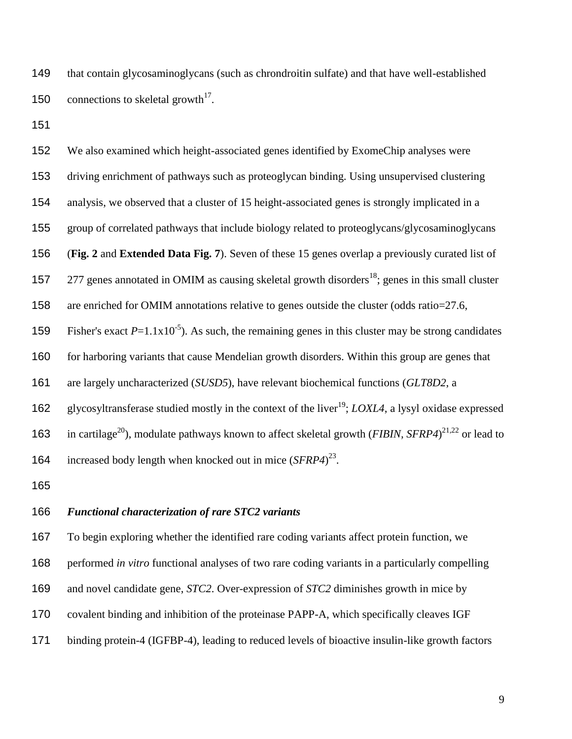that contain glycosaminoglycans (such as chrondroitin sulfate) and that have well-established connections to skeletal growth[17].

We also examined which height-associated genes identified by ExomeChip analyses were driving enrichment of pathways such as proteoglycan binding. Using unsupervised clustering analysis, we observed that a cluster of 15 height-associated genes is strongly implicated in a group of correlated pathways that include biology related to proteoglycans/glycosaminoglycans (**Fig. 2** and **Extended Data Fig. 7**). Seven of these 15 genes overlap a previously curated list of 277 genes annotated in OMIM as causing skeletal growth disorders[18]; genes in this small cluster are enriched for OMIM annotations relative to genes outside the cluster (odds ratio=27.6, Fisher's exact $P$=1.1x$10^{-5}$). As such, the remaining genes in this cluster may be strong candidates for harboring variants that cause Mendelian growth disorders. Within this group are genes that are largely uncharacterized (*SUSD5*), have relevant biochemical functions (*GLT8D2*, a glycosyltransferase studied mostly in the context of the liver[19]; *LOXL4*, a lysyl oxidase expressed in cartilage[20]), modulate pathways known to affect skeletal growth (*FIBIN, SFRP4*)[21,22] or lead to increased body length when knocked out in mice (*SFRP4*)[23].

### *Functional characterization of rare STC2 variants*

To begin exploring whether the identified rare coding variants affect protein function, we performed *in vitro* functional analyses of two rare coding variants in a particularly compelling and novel candidate gene, *STC2*. Over-expression of *STC2* diminishes growth in mice by covalent binding and inhibition of the proteinase PAPP-A, which specifically cleaves IGF binding protein-4 (IGFBP-4), leading to reduced levels of bioactive insulin-like growth factors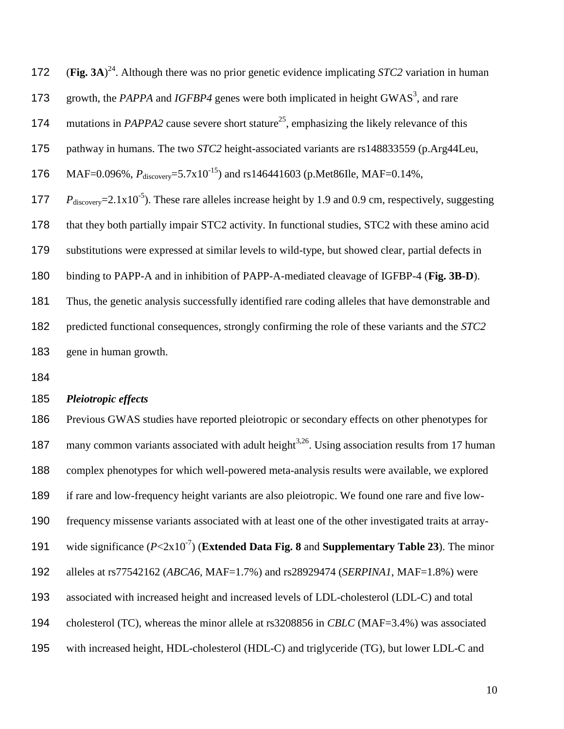(**Fig. 3A**)[24]. Although there was no prior genetic evidence implicating *STC2* variation in human growth, the *PAPPA* and *IGFBP4* genes were both implicated in height GWAS[3], and rare mutations in *PAPPA2* cause severe short stature[25], emphasizing the likely relevance of this pathway in humans. The two *STC2* height-associated variants are rs148833559 (p.Arg44Leu, MAF=0.096%, $P_{\text{discovery}}=5.7\text{x}10^{-15}$) and rs146441603 (p.Met86Ile, MAF=0.14%, $P_{\text{discovery}}=2.1\text{x}10^{-5}$). These rare alleles increase height by 1.9 and 0.9 cm, respectively, suggesting that they both partially impair STC2 activity. In functional studies, STC2 with these amino acid substitutions were expressed at similar levels to wild-type, but showed clear, partial defects in binding to PAPP-A and in inhibition of PAPP-A-mediated cleavage of IGFBP-4 (**Fig. 3B-D**). Thus, the genetic analysis successfully identified rare coding alleles that have demonstrable and predicted functional consequences, strongly confirming the role of these variants and the *STC2* gene in human growth.

### *Pleiotropic effects*

Previous GWAS studies have reported pleiotropic or secondary effects on other phenotypes for many common variants associated with adult height[3,26]. Using association results from 17 human complex phenotypes for which well-powered meta-analysis results were available, we explored if rare and low-frequency height variants are also pleiotropic. We found one rare and five low-frequency missense variants associated with at least one of the other investigated traits at array-wide significance ($P<2\text{x}10^{-7}$) (**Extended Data Fig. 8** and **Supplementary Table 23**). The minor alleles at rs77542162 (*ABCA6*, MAF=1.7%) and rs28929474 (*SERPINA1*, MAF=1.8%) were associated with increased height and increased levels of LDL-cholesterol (LDL-C) and total cholesterol (TC), whereas the minor allele at rs3208856 in *CBLC* (MAF=3.4%) was associated with increased height, HDL-cholesterol (HDL-C) and triglyceride (TG), but lower LDL-C and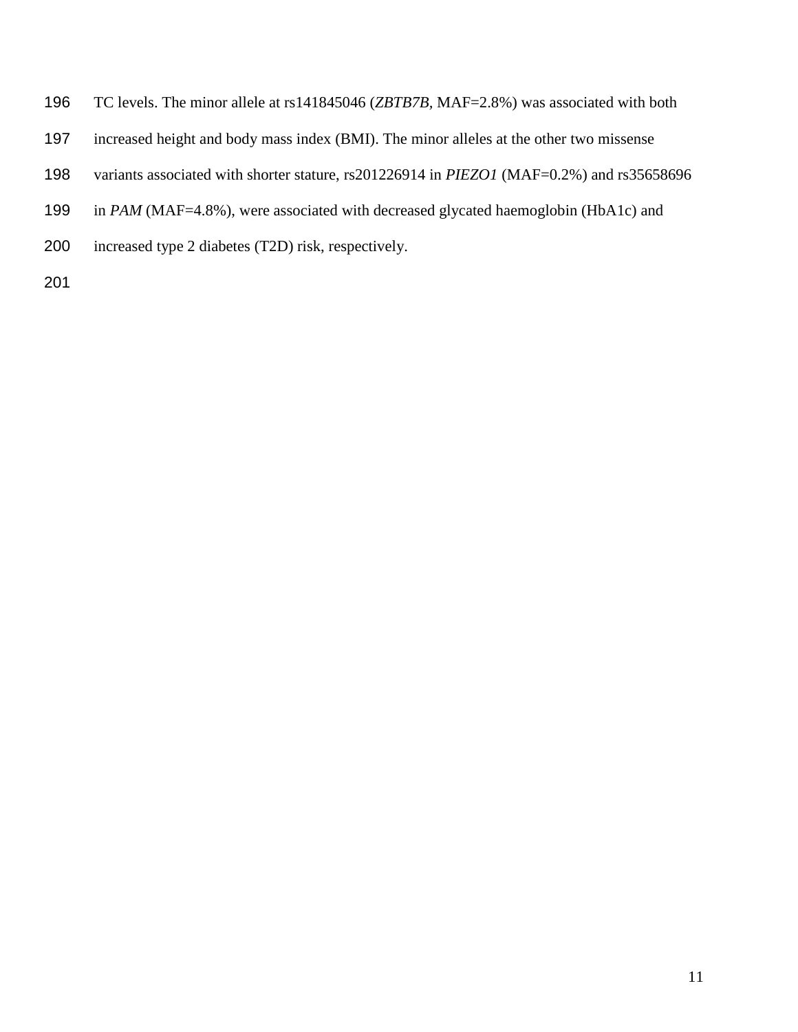TC levels. The minor allele at rs141845046 (*ZBTB7B*, MAF=2.8%) was associated with both increased height and body mass index (BMI). The minor alleles at the other two missense variants associated with shorter stature, rs201226914 in *PIEZO1* (MAF=0.2%) and rs35658696 in *PAM* (MAF=4.8%), were associated with decreased glycated haemoglobin (HbA1c) and increased type 2 diabetes (T2D) risk, respectively.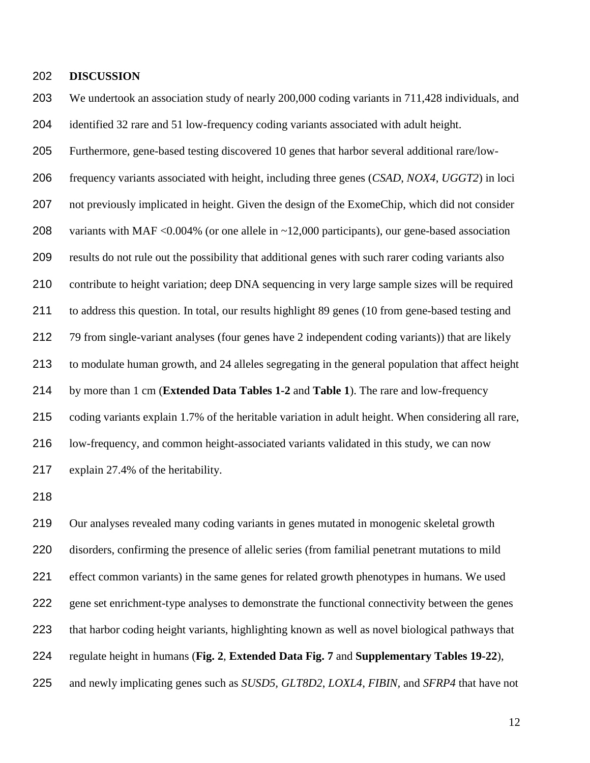## DISCUSSION

We undertook an association study of nearly 200,000 coding variants in 711,428 individuals, and identified 32 rare and 51 low-frequency coding variants associated with adult height. Furthermore, gene-based testing discovered 10 genes that harbor several additional rare/low-frequency variants associated with height, including three genes (*CSAD*, *NOX4*, *UGGT2*) in loci not previously implicated in height. Given the design of the ExomeChip, which did not consider variants with MAF <0.004% (or one allele in ~12,000 participants), our gene-based association results do not rule out the possibility that additional genes with such rarer coding variants also contribute to height variation; deep DNA sequencing in very large sample sizes will be required to address this question. In total, our results highlight 89 genes (10 from gene-based testing and 79 from single-variant analyses (four genes have 2 independent coding variants)) that are likely to modulate human growth, and 24 alleles segregating in the general population that affect height by more than 1 cm (**Extended Data Tables 1-2** and **Table 1**). The rare and low-frequency coding variants explain 1.7% of the heritable variation in adult height. When considering all rare, low-frequency, and common height-associated variants validated in this study, we can now explain 27.4% of the heritability.

Our analyses revealed many coding variants in genes mutated in monogenic skeletal growth disorders, confirming the presence of allelic series (from familial penetrant mutations to mild effect common variants) in the same genes for related growth phenotypes in humans. We used gene set enrichment-type analyses to demonstrate the functional connectivity between the genes that harbor coding height variants, highlighting known as well as novel biological pathways that regulate height in humans (**Fig. 2**, **Extended Data Fig. 7** and **Supplementary Tables 19-22**), and newly implicating genes such as *SUSD5*, *GLT8D2*, *LOXL4*, *FIBIN*, and *SFRP4* that have not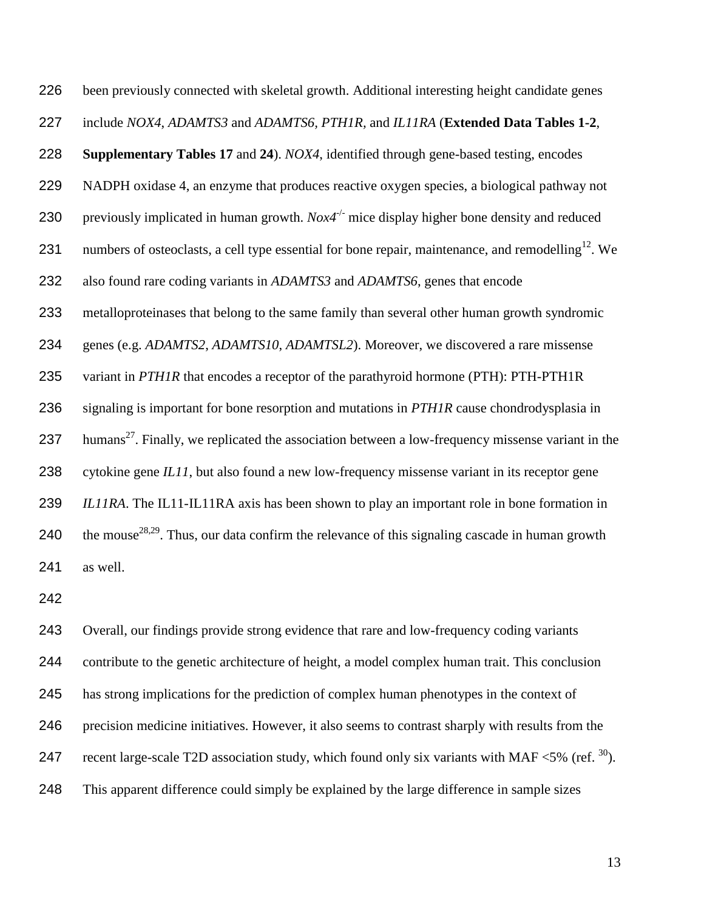been previously connected with skeletal growth. Additional interesting height candidate genes include *NOX4*, *ADAMTS3* and *ADAMTS6*, *PTH1R*, and *IL11RA* (**Extended Data Tables 1-2**, **Supplementary Tables 17** and **24**). *NOX4*, identified through gene-based testing, encodes NADPH oxidase 4, an enzyme that produces reactive oxygen species, a biological pathway not previously implicated in human growth. *Nox4*$^{-/-}$ mice display higher bone density and reduced numbers of osteoclasts, a cell type essential for bone repair, maintenance, and remodelling[12]. We also found rare coding variants in *ADAMTS3* and *ADAMTS6*, genes that encode metalloproteinases that belong to the same family than several other human growth syndromic genes (e.g. *ADAMTS2*, *ADAMTS10*, *ADAMTSL2*). Moreover, we discovered a rare missense variant in *PTH1R* that encodes a receptor of the parathyroid hormone (PTH): PTH-PTH1R signaling is important for bone resorption and mutations in *PTH1R* cause chondrodysplasia in humans[27]. Finally, we replicated the association between a low-frequency missense variant in the cytokine gene *IL11*, but also found a new low-frequency missense variant in its receptor gene *IL11RA*. The IL11-IL11RA axis has been shown to play an important role in bone formation in the mouse[28,29]. Thus, our data confirm the relevance of this signaling cascade in human growth as well.

Overall, our findings provide strong evidence that rare and low-frequency coding variants contribute to the genetic architecture of height, a model complex human trait. This conclusion has strong implications for the prediction of complex human phenotypes in the context of precision medicine initiatives. However, it also seems to contrast sharply with results from the recent large-scale T2D association study, which found only six variants with MAF <5% (ref. [30]). This apparent difference could simply be explained by the large difference in sample sizes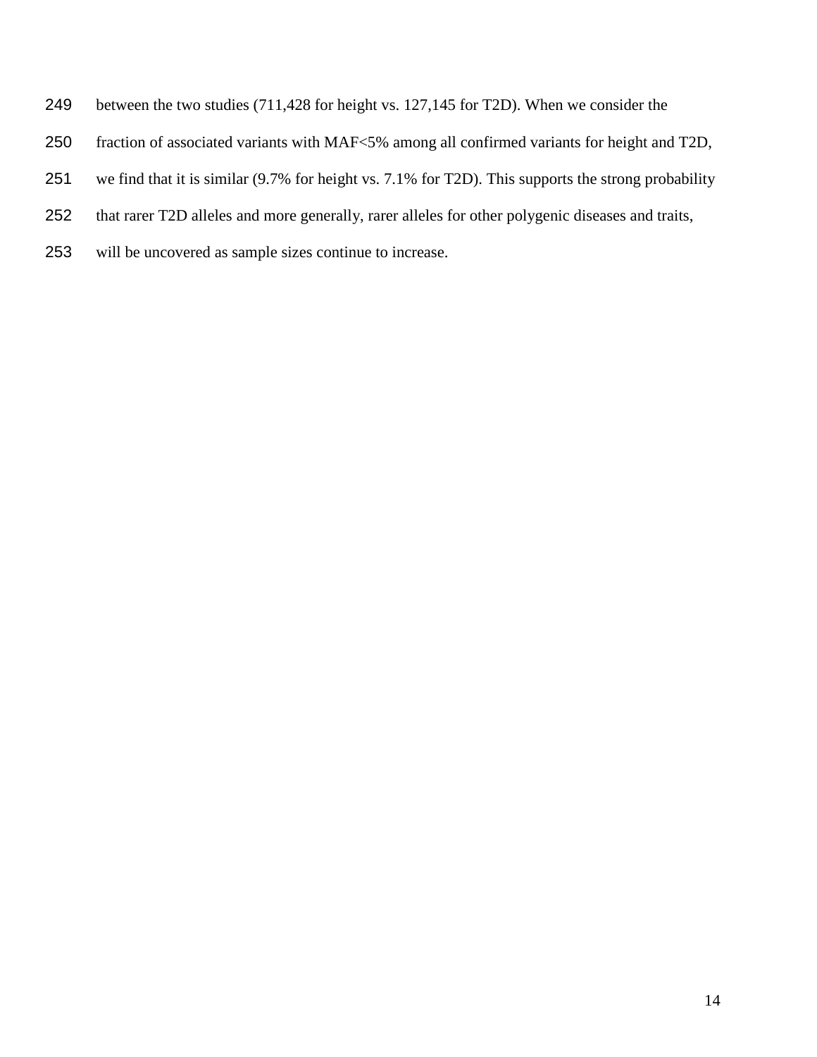between the two studies (711,428 for height vs. 127,145 for T2D). When we consider the fraction of associated variants with MAF<5% among all confirmed variants for height and T2D, we find that it is similar (9.7% for height vs. 7.1% for T2D). This supports the strong probability that rarer T2D alleles and more generally, rarer alleles for other polygenic diseases and traits, will be uncovered as sample sizes continue to increase.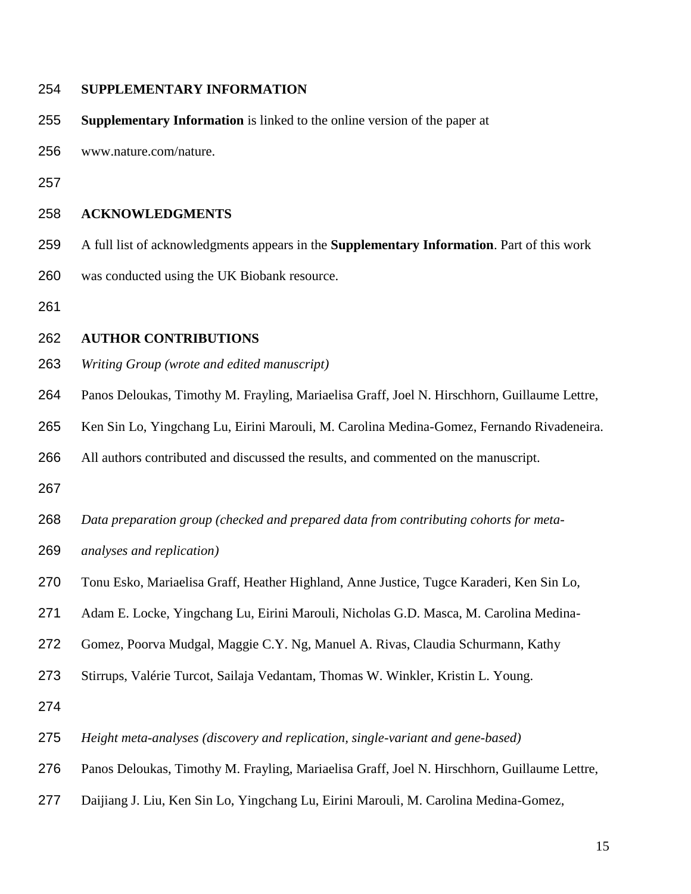## SUPPLEMENTARY INFORMATION

**Supplementary Information** is linked to the online version of the paper at www.nature.com/nature.

## ACKNOWLEDGMENTS

A full list of acknowledgments appears in the **Supplementary Information**. Part of this work was conducted using the UK Biobank resource.

## AUTHOR CONTRIBUTIONS

*Writing Group (wrote and edited manuscript)*

Panos Deloukas, Timothy M. Frayling, Mariaelisa Graff, Joel N. Hirschhorn, Guillaume Lettre, Ken Sin Lo, Yingchang Lu, Eirini Marouli, M. Carolina Medina-Gomez, Fernando Rivadeneira. All authors contributed and discussed the results, and commented on the manuscript.

*Data preparation group (checked and prepared data from contributing cohorts for meta-analyses and replication)*

Tonu Esko, Mariaelisa Graff, Heather Highland, Anne Justice, Tugce Karaderi, Ken Sin Lo, Adam E. Locke, Yingchang Lu, Eirini Marouli, Nicholas G.D. Masca, M. Carolina Medina-Gomez, Poorva Mudgal, Maggie C.Y. Ng, Manuel A. Rivas, Claudia Schurmann, Kathy Stirrups, Valérie Turcot, Sailaja Vedantam, Thomas W. Winkler, Kristin L. Young.

*Height meta-analyses (discovery and replication, single-variant and gene-based)*

Panos Deloukas, Timothy M. Frayling, Mariaelisa Graff, Joel N. Hirschhorn, Guillaume Lettre, Daijiang J. Liu, Ken Sin Lo, Yingchang Lu, Eirini Marouli, M. Carolina Medina-Gomez,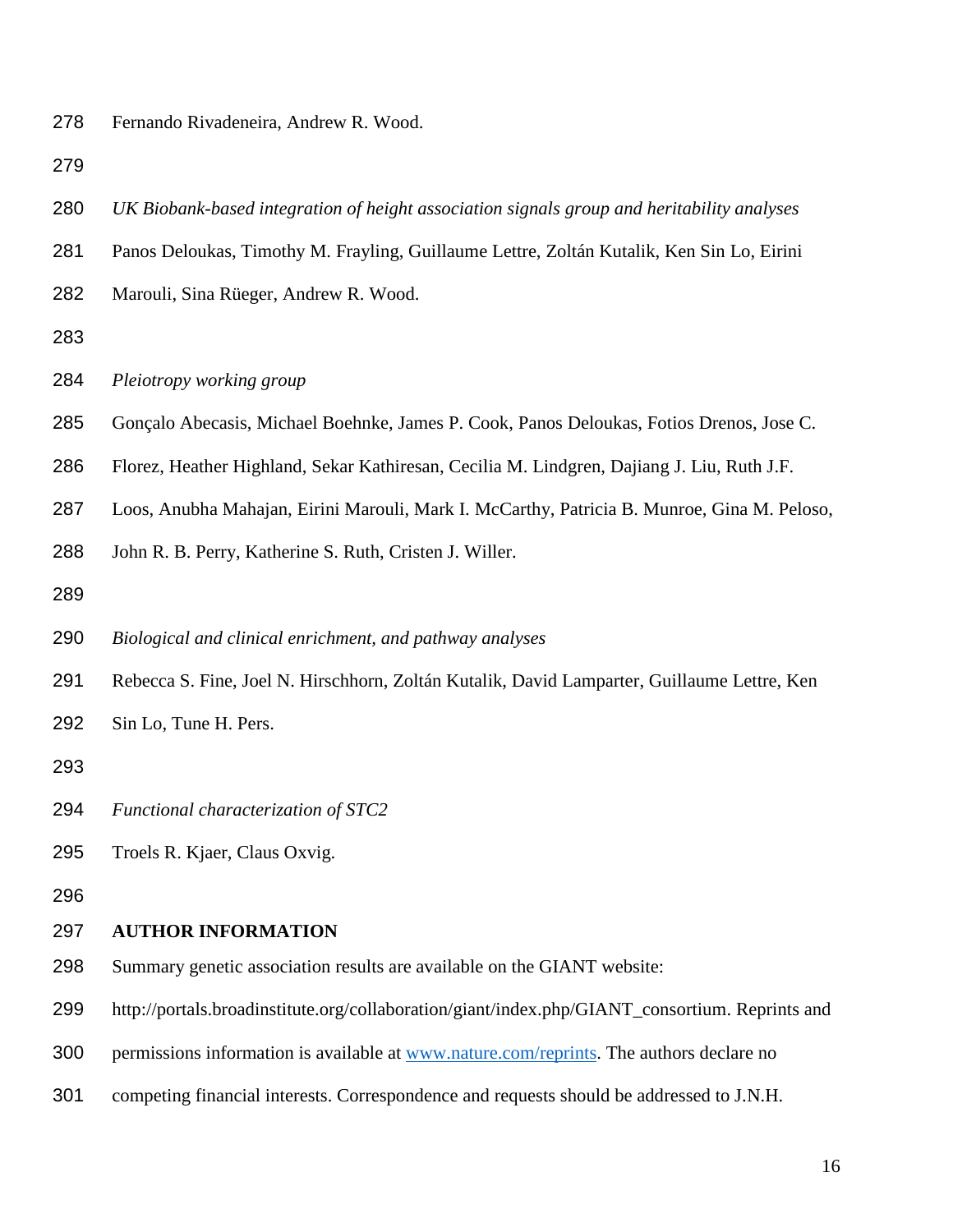Fernando Rivadeneira, Andrew R. Wood.

*UK Biobank-based integration of height association signals group and heritability analyses*

Panos Deloukas, Timothy M. Frayling, Guillaume Lettre, Zoltán Kutalik, Ken Sin Lo, Eirini Marouli, Sina Rüeger, Andrew R. Wood.

*Pleiotropy working group*

Gonçalo Abecasis, Michael Boehnke, James P. Cook, Panos Deloukas, Fotios Drenos, Jose C. Florez, Heather Highland, Sekar Kathiresan, Cecilia M. Lindgren, Dajiang J. Liu, Ruth J.F. Loos, Anubha Mahajan, Eirini Marouli, Mark I. McCarthy, Patricia B. Munroe, Gina M. Peloso, John R. B. Perry, Katherine S. Ruth, Cristen J. Willer.

*Biological and clinical enrichment, and pathway analyses*

Rebecca S. Fine, Joel N. Hirschhorn, Zoltán Kutalik, David Lamparter, Guillaume Lettre, Ken Sin Lo, Tune H. Pers.

*Functional characterization of STC2*

Troels R. Kjaer, Claus Oxvig.

**AUTHOR INFORMATION**

Summary genetic association results are available on the GIANT website: http://portals.broadinstitute.org/collaboration/giant/index.php/GIANT_consortium. Reprints and permissions information is available at [www.nature.com/reprints](www.nature.com/reprints). The authors declare no competing financial interests. Correspondence and requests should be addressed to J.N.H.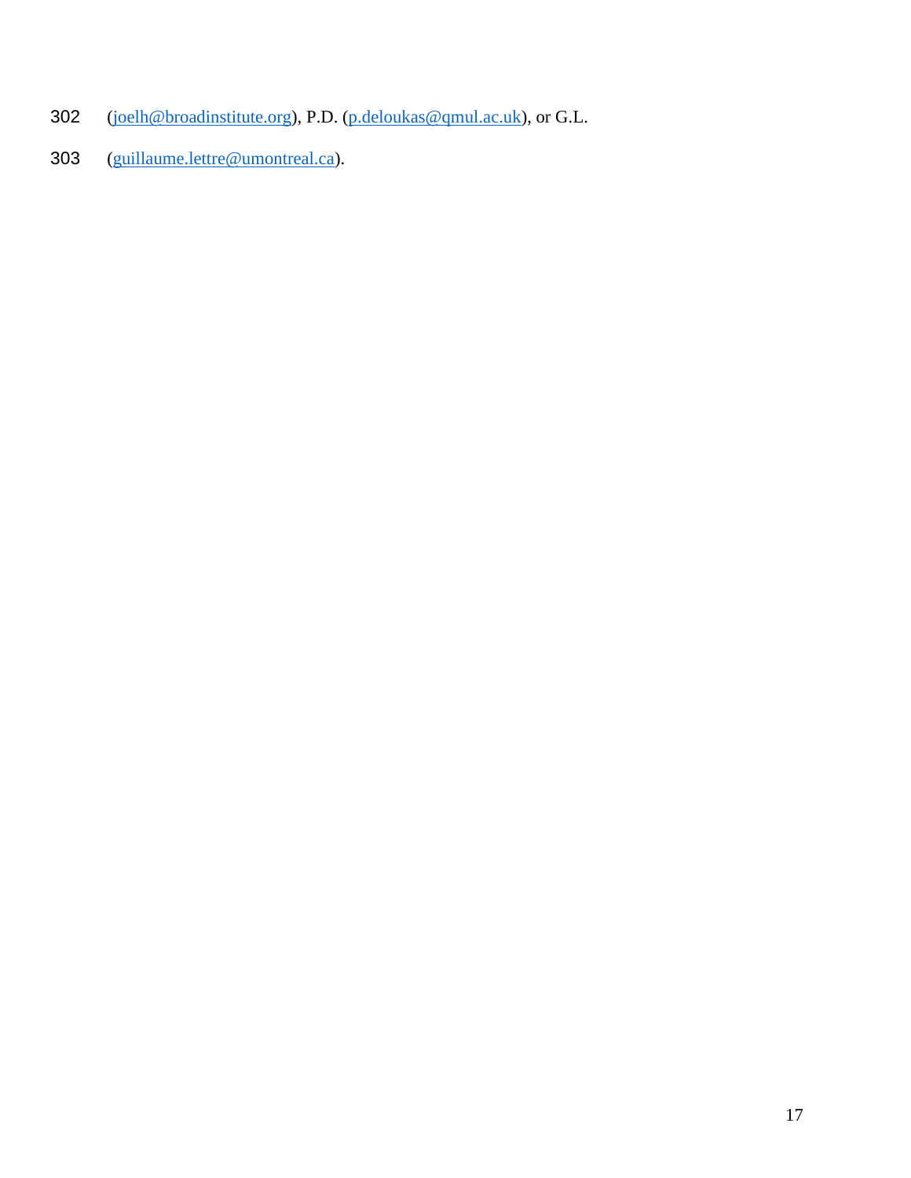(joelh@broadinstitute.org), P.D. (p.deloukas@qmul.ac.uk), or G.L. (guillaume.lettre@umontreal.ca).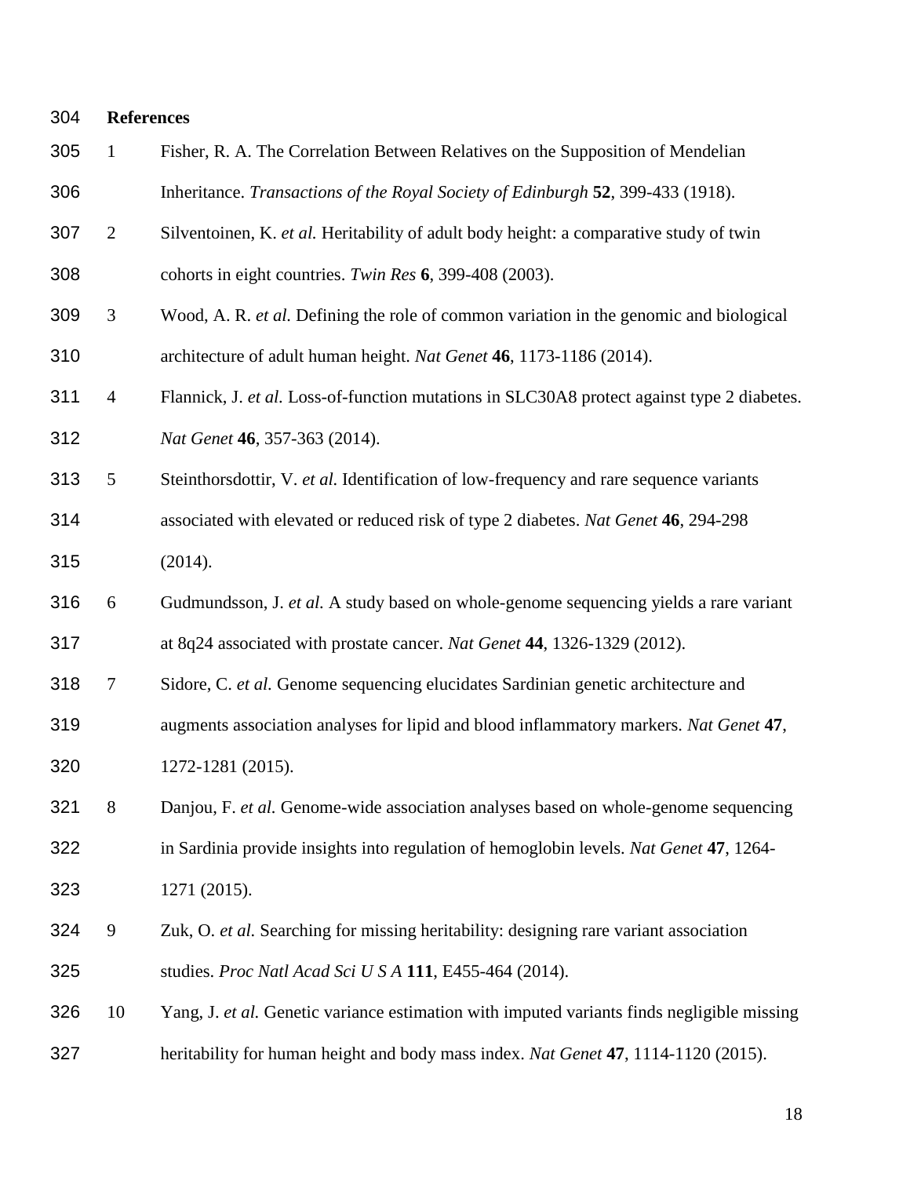## References

1. Fisher, R. A. The Correlation Between Relatives on the Supposition of Mendelian Inheritance. *Transactions of the Royal Society of Edinburgh* **52**, 399-433 (1918).
2. Silventoinen, K. *et al.* Heritability of adult body height: a comparative study of twin cohorts in eight countries. *Twin Res* **6**, 399-408 (2003).
3. Wood, A. R. *et al.* Defining the role of common variation in the genomic and biological architecture of adult human height. *Nat Genet* **46**, 1173-1186 (2014).
4. Flannick, J. *et al.* Loss-of-function mutations in SLC30A8 protect against type 2 diabetes. *Nat Genet* **46**, 357-363 (2014).
5. Steinthorsdottir, V. *et al.* Identification of low-frequency and rare sequence variants associated with elevated or reduced risk of type 2 diabetes. *Nat Genet* **46**, 294-298 (2014).
6. Gudmundsson, J. *et al.* A study based on whole-genome sequencing yields a rare variant at 8q24 associated with prostate cancer. *Nat Genet* **44**, 1326-1329 (2012).
7. Sidore, C. *et al.* Genome sequencing elucidates Sardinian genetic architecture and augments association analyses for lipid and blood inflammatory markers. *Nat Genet* **47**, 1272-1281 (2015).
8. Danjou, F. *et al.* Genome-wide association analyses based on whole-genome sequencing in Sardinia provide insights into regulation of hemoglobin levels. *Nat Genet* **47**, 1264-1271 (2015).
9. Zuk, O. *et al.* Searching for missing heritability: designing rare variant association studies. *Proc Natl Acad Sci U S A* **111**, E455-464 (2014).
10. Yang, J. *et al.* Genetic variance estimation with imputed variants finds negligible missing heritability for human height and body mass index. *Nat Genet* **47**, 1114-1120 (2015).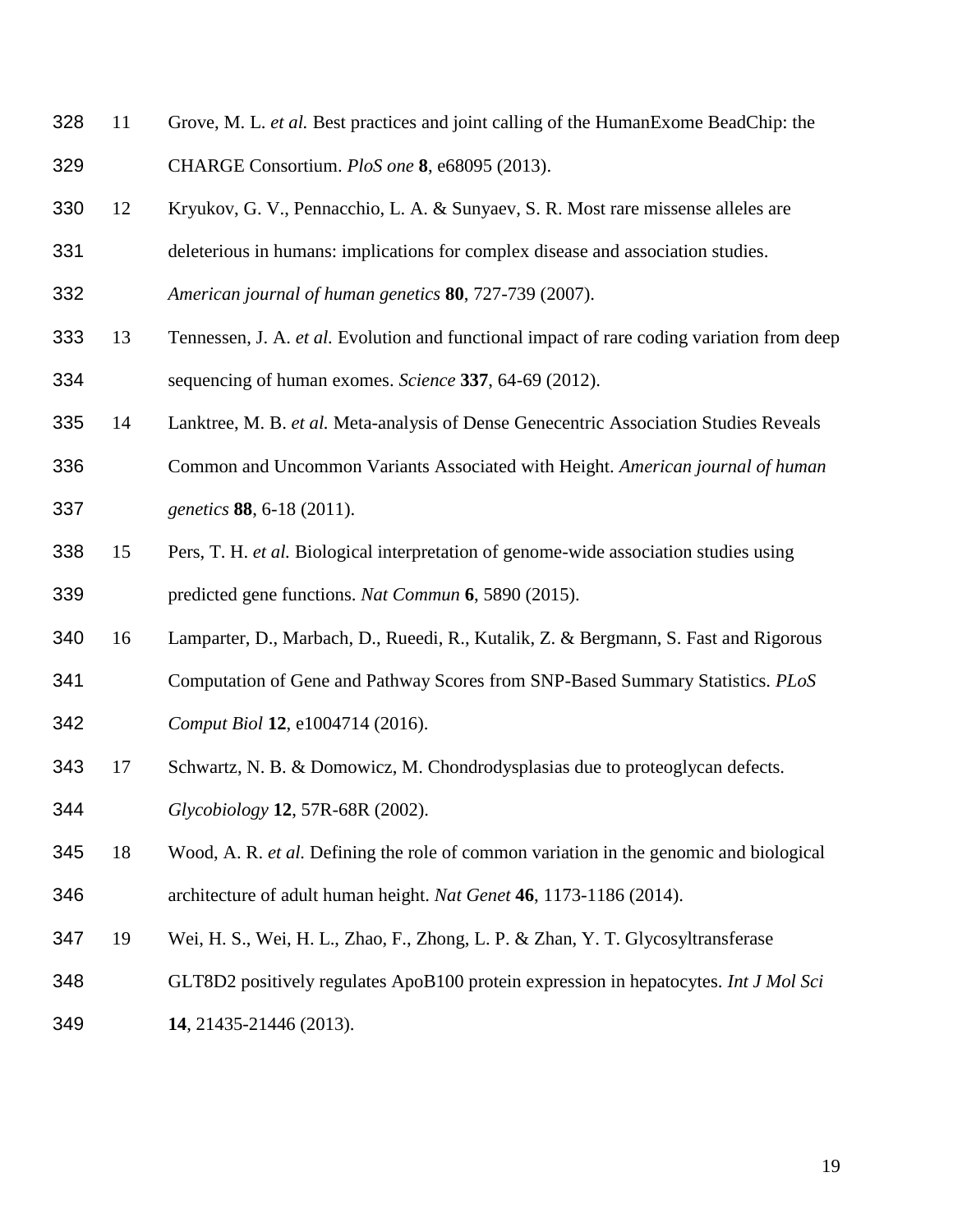11. Grove, M. L. *et al.* Best practices and joint calling of the HumanExome BeadChip: the CHARGE Consortium. *PloS one* **8**, e68095 (2013).
12. Kryukov, G. V., Pennacchio, L. A. & Sunyaev, S. R. Most rare missense alleles are deleterious in humans: implications for complex disease and association studies. *American journal of human genetics* **80**, 727-739 (2007).
13. Tennessen, J. A. *et al.* Evolution and functional impact of rare coding variation from deep sequencing of human exomes. *Science* **337**, 64-69 (2012).
14. Lanktree, M. B. *et al.* Meta-analysis of Dense Genecentric Association Studies Reveals Common and Uncommon Variants Associated with Height. *American journal of human genetics* **88**, 6-18 (2011).
15. Pers, T. H. *et al.* Biological interpretation of genome-wide association studies using predicted gene functions. *Nat Commun* **6**, 5890 (2015).
16. Lamparter, D., Marbach, D., Rueedi, R., Kutalik, Z. & Bergmann, S. Fast and Rigorous Computation of Gene and Pathway Scores from SNP-Based Summary Statistics. *PLoS Comput Biol* **12**, e1004714 (2016).
17. Schwartz, N. B. & Domowicz, M. Chondrodysplasias due to proteoglycan defects. *Glycobiology* **12**, 57R-68R (2002).
18. Wood, A. R. *et al.* Defining the role of common variation in the genomic and biological architecture of adult human height. *Nat Genet* **46**, 1173-1186 (2014).
19. Wei, H. S., Wei, H. L., Zhao, F., Zhong, L. P. & Zhan, Y. T. Glycosyltransferase GLT8D2 positively regulates ApoB100 protein expression in hepatocytes. *Int J Mol Sci* **14**, 21435-21446 (2013).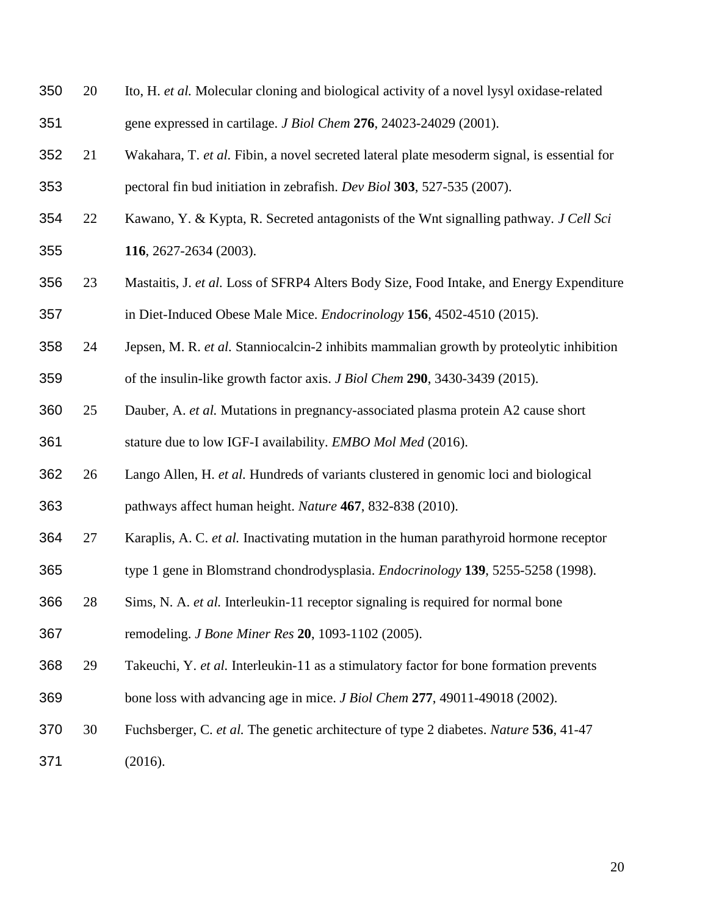20. Ito, H. *et al.* Molecular cloning and biological activity of a novel lysyl oxidase-related gene expressed in cartilage. *J Biol Chem* **276**, 24023-24029 (2001).
21. Wakahara, T. *et al.* Fibin, a novel secreted lateral plate mesoderm signal, is essential for pectoral fin bud initiation in zebrafish. *Dev Biol* **303**, 527-535 (2007).
22. Kawano, Y. & Kypta, R. Secreted antagonists of the Wnt signalling pathway. *J Cell Sci* **116**, 2627-2634 (2003).
23. Mastaitis, J. *et al.* Loss of SFRP4 Alters Body Size, Food Intake, and Energy Expenditure in Diet-Induced Obese Male Mice. *Endocrinology* **156**, 4502-4510 (2015).
24. Jepsen, M. R. *et al.* Stanniocalcin-2 inhibits mammalian growth by proteolytic inhibition of the insulin-like growth factor axis. *J Biol Chem* **290**, 3430-3439 (2015).
25. Dauber, A. *et al.* Mutations in pregnancy-associated plasma protein A2 cause short stature due to low IGF-I availability. *EMBO Mol Med* (2016).
26. Lango Allen, H. *et al.* Hundreds of variants clustered in genomic loci and biological pathways affect human height. *Nature* **467**, 832-838 (2010).
27. Karaplis, A. C. *et al.* Inactivating mutation in the human parathyroid hormone receptor type 1 gene in Blomstrand chondrodysplasia. *Endocrinology* **139**, 5255-5258 (1998).
28. Sims, N. A. *et al.* Interleukin-11 receptor signaling is required for normal bone remodeling. *J Bone Miner Res* **20**, 1093-1102 (2005).
29. Takeuchi, Y. *et al.* Interleukin-11 as a stimulatory factor for bone formation prevents bone loss with advancing age in mice. *J Biol Chem* **277**, 49011-49018 (2002).
30. Fuchsberger, C. *et al.* The genetic architecture of type 2 diabetes. *Nature* **536**, 41-47 (2016).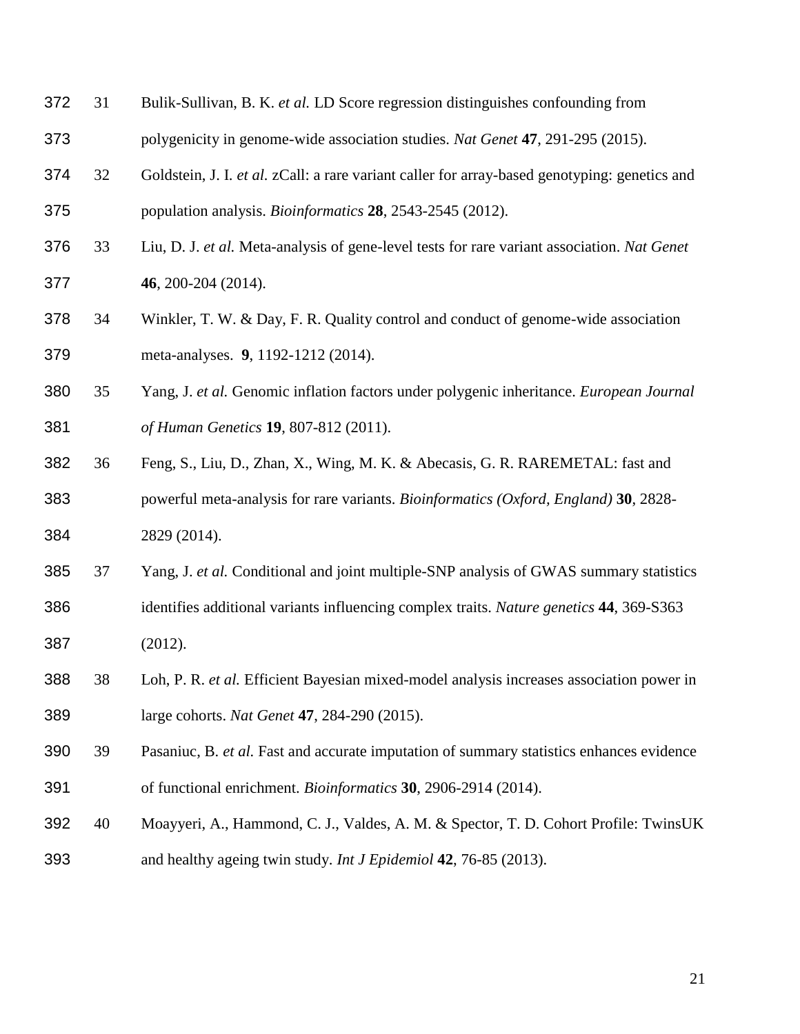31. Bulik-Sullivan, B. K. *et al.* LD Score regression distinguishes confounding from polygenicity in genome-wide association studies. *Nat Genet* **47**, 291-295 (2015).
32. Goldstein, J. I. *et al.* zCall: a rare variant caller for array-based genotyping: genetics and population analysis. *Bioinformatics* **28**, 2543-2545 (2012).
33. Liu, D. J. *et al.* Meta-analysis of gene-level tests for rare variant association. *Nat Genet* **46**, 200-204 (2014).
34. Winkler, T. W. & Day, F. R. Quality control and conduct of genome-wide association meta-analyses. **9**, 1192-1212 (2014).
35. Yang, J. *et al.* Genomic inflation factors under polygenic inheritance. *European Journal of Human Genetics* **19**, 807-812 (2011).
36. Feng, S., Liu, D., Zhan, X., Wing, M. K. & Abecasis, G. R. RAREMETAL: fast and powerful meta-analysis for rare variants. *Bioinformatics (Oxford, England)* **30**, 2828-2829 (2014).
37. Yang, J. *et al.* Conditional and joint multiple-SNP analysis of GWAS summary statistics identifies additional variants influencing complex traits. *Nature genetics* **44**, 369-S363 (2012).
38. Loh, P. R. *et al.* Efficient Bayesian mixed-model analysis increases association power in large cohorts. *Nat Genet* **47**, 284-290 (2015).
39. Pasaniuc, B. *et al.* Fast and accurate imputation of summary statistics enhances evidence of functional enrichment. *Bioinformatics* **30**, 2906-2914 (2014).
40. Moayyeri, A., Hammond, C. J., Valdes, A. M. & Spector, T. D. Cohort Profile: TwinsUK and healthy ageing twin study. *Int J Epidemiol* **42**, 76-85 (2013).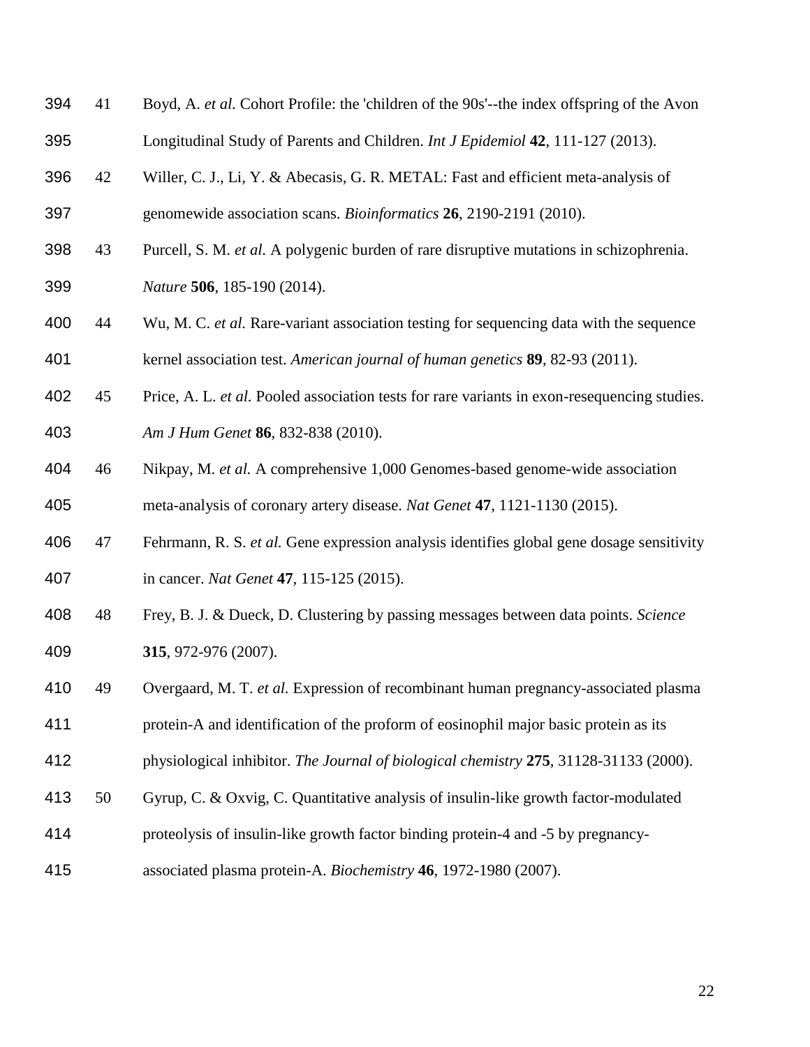41 Boyd, A. *et al.* Cohort Profile: the 'children of the 90s'--the index offspring of the Avon Longitudinal Study of Parents and Children. *Int J Epidemiol* **42**, 111-127 (2013).

42 Willer, C. J., Li, Y. & Abecasis, G. R. METAL: Fast and efficient meta-analysis of genomewide association scans. *Bioinformatics* **26**, 2190-2191 (2010).

43 Purcell, S. M. *et al.* A polygenic burden of rare disruptive mutations in schizophrenia. *Nature* **506**, 185-190 (2014).

44 Wu, M. C. *et al.* Rare-variant association testing for sequencing data with the sequence kernel association test. *American journal of human genetics* **89**, 82-93 (2011).

45 Price, A. L. *et al.* Pooled association tests for rare variants in exon-resequencing studies. *Am J Hum Genet* **86**, 832-838 (2010).

46 Nikpay, M. *et al.* A comprehensive 1,000 Genomes-based genome-wide association meta-analysis of coronary artery disease. *Nat Genet* **47**, 1121-1130 (2015).

47 Fehrmann, R. S. *et al.* Gene expression analysis identifies global gene dosage sensitivity in cancer. *Nat Genet* **47**, 115-125 (2015).

48 Frey, B. J. & Dueck, D. Clustering by passing messages between data points. *Science* **315**, 972-976 (2007).

49 Overgaard, M. T. *et al.* Expression of recombinant human pregnancy-associated plasma protein-A and identification of the proform of eosinophil major basic protein as its physiological inhibitor. *The Journal of biological chemistry* **275**, 31128-31133 (2000).

50 Gyrup, C. & Oxvig, C. Quantitative analysis of insulin-like growth factor-modulated proteolysis of insulin-like growth factor binding protein-4 and -5 by pregnancy-associated plasma protein-A. *Biochemistry* **46**, 1972-1980 (2007).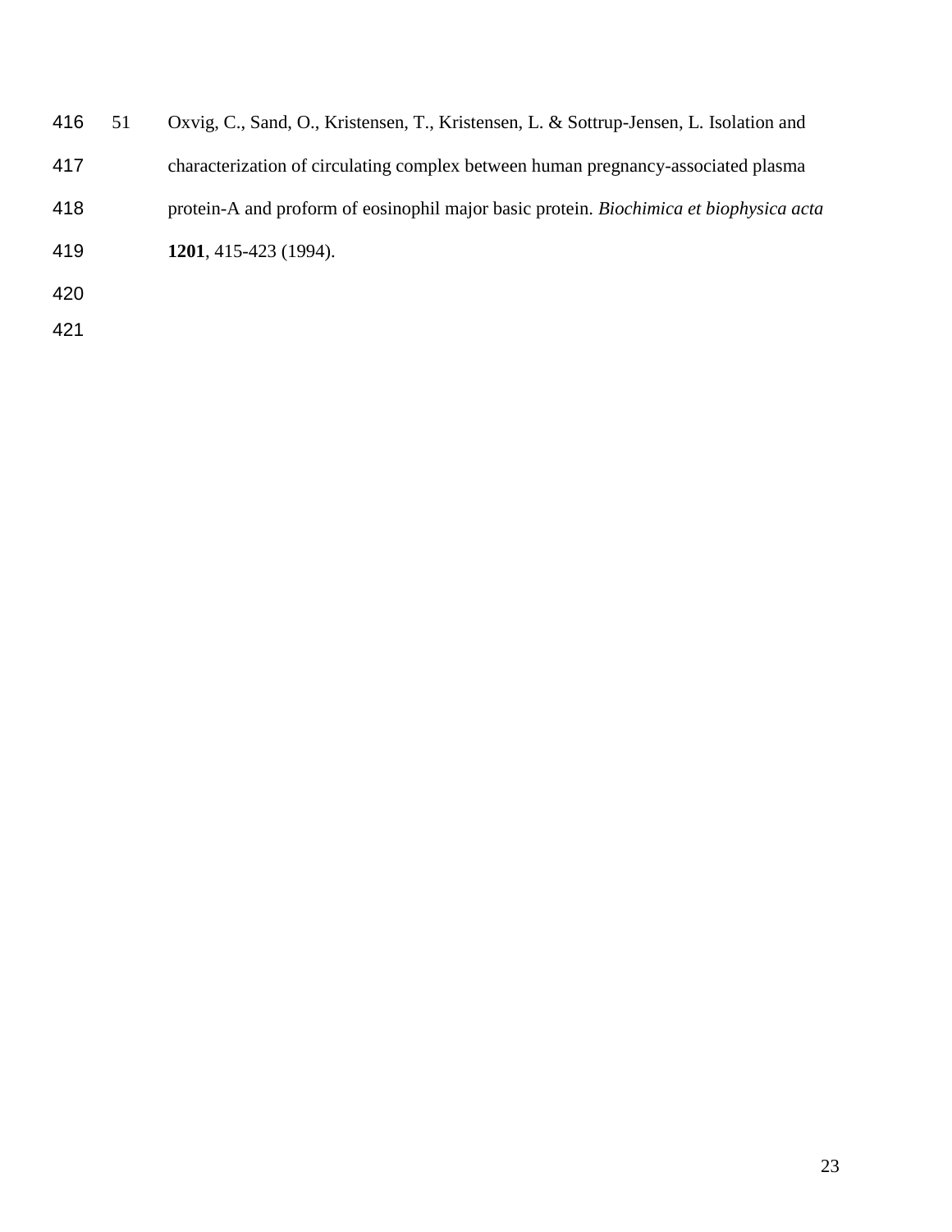51 Oxvig, C., Sand, O., Kristensen, T., Kristensen, L. & Sottrup-Jensen, L. Isolation and characterization of circulating complex between human pregnancy-associated plasma protein-A and proform of eosinophil major basic protein. *Biochimica et biophysica acta* **1201**, 415-423 (1994).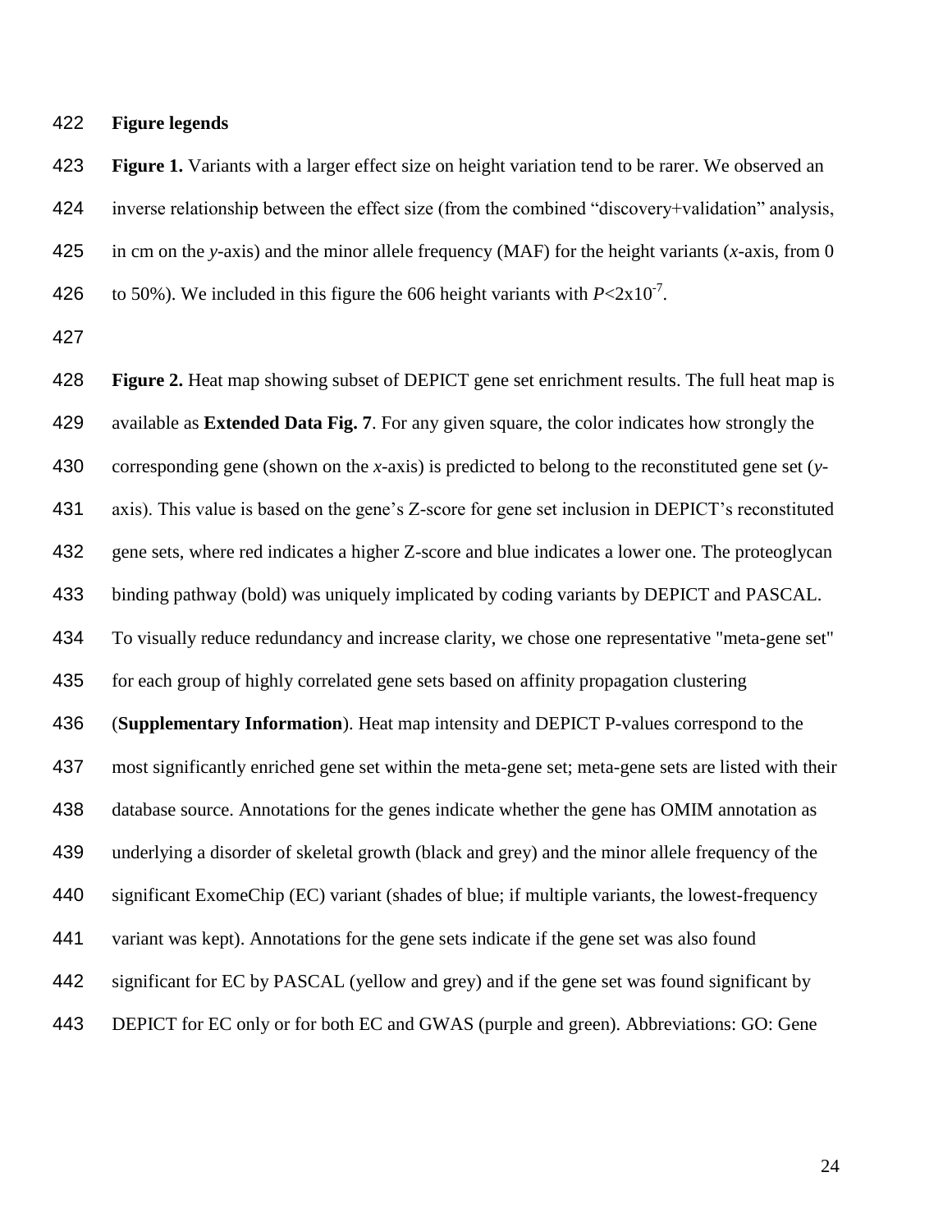**Figure legends**

**Figure 1.** Variants with a larger effect size on height variation tend to be rarer. We observed an inverse relationship between the effect size (from the combined "discovery+validation" analysis, in cm on the *y*-axis) and the minor allele frequency (MAF) for the height variants (*x*-axis, from 0 to 50%). We included in this figure the 606 height variants with $P<2 \times 10^{-7}$.

**Figure 2.** Heat map showing subset of DEPICT gene set enrichment results. The full heat map is available as **Extended Data Fig. 7**. For any given square, the color indicates how strongly the corresponding gene (shown on the *x*-axis) is predicted to belong to the reconstituted gene set (*y*-axis). This value is based on the gene's Z-score for gene set inclusion in DEPICT's reconstituted gene sets, where red indicates a higher Z-score and blue indicates a lower one. The proteoglycan binding pathway (bold) was uniquely implicated by coding variants by DEPICT and PASCAL. To visually reduce redundancy and increase clarity, we chose one representative "meta-gene set" for each group of highly correlated gene sets based on affinity propagation clustering (**Supplementary Information**). Heat map intensity and DEPICT P-values correspond to the most significantly enriched gene set within the meta-gene set; meta-gene sets are listed with their database source. Annotations for the genes indicate whether the gene has OMIM annotation as underlying a disorder of skeletal growth (black and grey) and the minor allele frequency of the significant ExomeChip (EC) variant (shades of blue; if multiple variants, the lowest-frequency variant was kept). Annotations for the gene sets indicate if the gene set was also found significant for EC by PASCAL (yellow and grey) and if the gene set was found significant by DEPICT for EC only or for both EC and GWAS (purple and green). Abbreviations: GO: Gene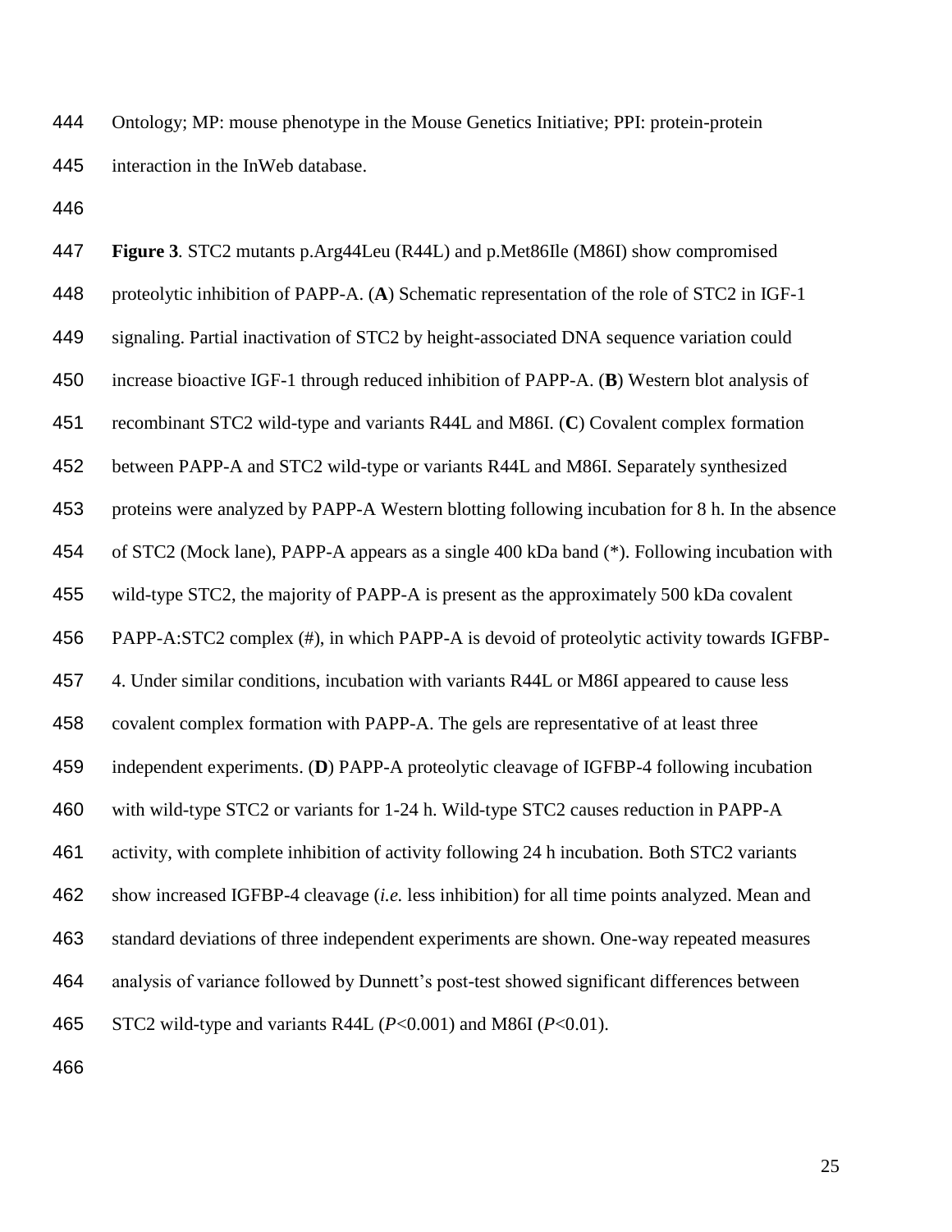Ontology; MP: mouse phenotype in the Mouse Genetics Initiative; PPI: protein-protein interaction in the InWeb database.

**Figure 3**. STC2 mutants p.Arg44Leu (R44L) and p.Met86Ile (M86I) show compromised proteolytic inhibition of PAPP-A. (**A**) Schematic representation of the role of STC2 in IGF-1 signaling. Partial inactivation of STC2 by height-associated DNA sequence variation could increase bioactive IGF-1 through reduced inhibition of PAPP-A. (**B**) Western blot analysis of recombinant STC2 wild-type and variants R44L and M86I. (**C**) Covalent complex formation between PAPP-A and STC2 wild-type or variants R44L and M86I. Separately synthesized proteins were analyzed by PAPP-A Western blotting following incubation for 8 h. In the absence of STC2 (Mock lane), PAPP-A appears as a single 400 kDa band (*). Following incubation with wild-type STC2, the majority of PAPP-A is present as the approximately 500 kDa covalent PAPP-A:STC2 complex (#), in which PAPP-A is devoid of proteolytic activity towards IGFBP-4. Under similar conditions, incubation with variants R44L or M86I appeared to cause less covalent complex formation with PAPP-A. The gels are representative of at least three independent experiments. (**D**) PAPP-A proteolytic cleavage of IGFBP-4 following incubation with wild-type STC2 or variants for 1-24 h. Wild-type STC2 causes reduction in PAPP-A activity, with complete inhibition of activity following 24 h incubation. Both STC2 variants show increased IGFBP-4 cleavage (*i.e.* less inhibition) for all time points analyzed. Mean and standard deviations of three independent experiments are shown. One-way repeated measures analysis of variance followed by Dunnett's post-test showed significant differences between STC2 wild-type and variants R44L ($P$<0.001) and M86I ($P$<0.01).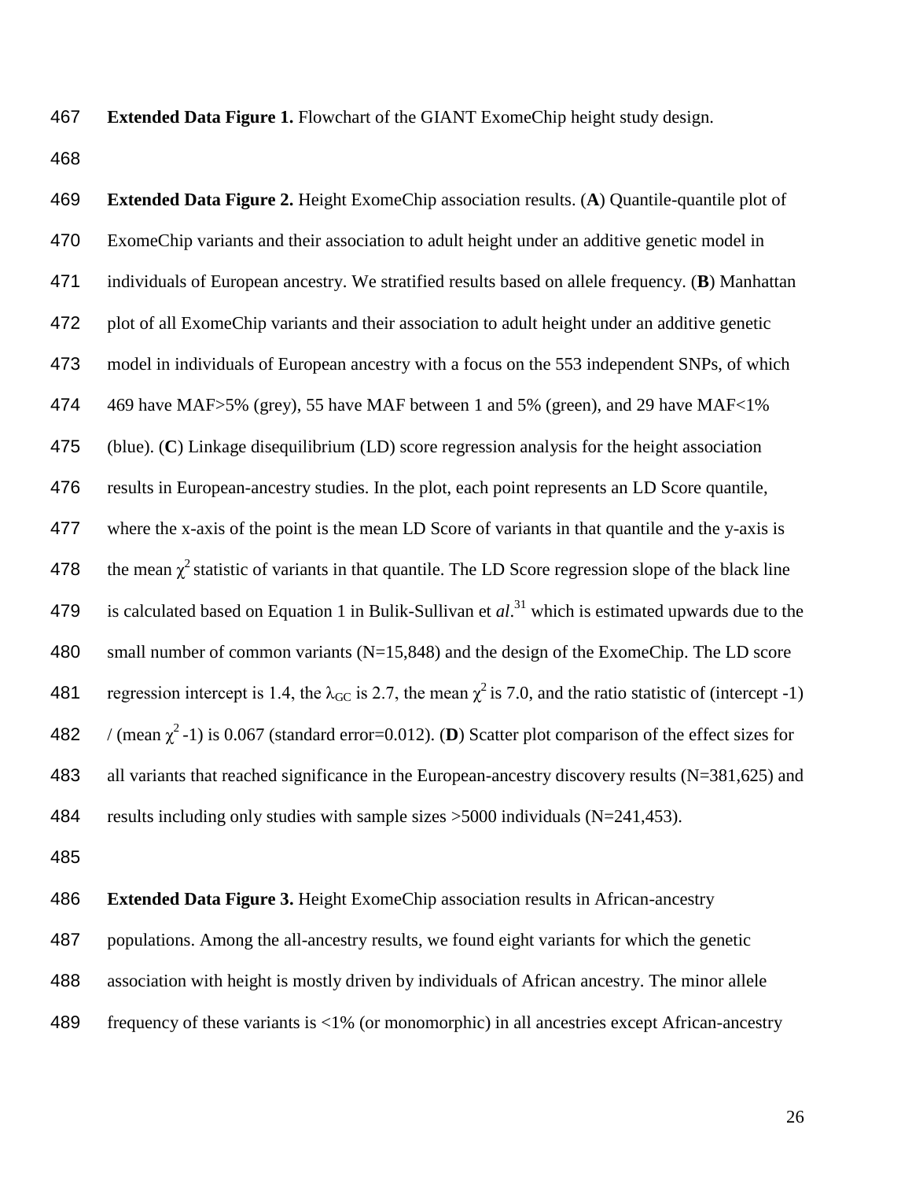**Extended Data Figure 1.** Flowchart of the GIANT ExomeChip height study design.

**Extended Data Figure 2.** Height ExomeChip association results. (**A**) Quantile-quantile plot of ExomeChip variants and their association to adult height under an additive genetic model in individuals of European ancestry. We stratified results based on allele frequency. (**B**) Manhattan plot of all ExomeChip variants and their association to adult height under an additive genetic model in individuals of European ancestry with a focus on the 553 independent SNPs, of which 469 have MAF>5% (grey), 55 have MAF between 1 and 5% (green), and 29 have MAF<1% (blue). (**C**) Linkage disequilibrium (LD) score regression analysis for the height association results in European-ancestry studies. In the plot, each point represents an LD Score quantile, where the x-axis of the point is the mean LD Score of variants in that quantile and the y-axis is the mean $\chi^2$ statistic of variants in that quantile. The LD Score regression slope of the black line is calculated based on Equation 1 in Bulik-Sullivan et *al*.[31] which is estimated upwards due to the small number of common variants (N=15,848) and the design of the ExomeChip. The LD score regression intercept is 1.4, the $\lambda_{GC}$ is 2.7, the mean $\chi^2$ is 7.0, and the ratio statistic of (intercept -1) / (mean $\chi^2$ -1) is 0.067 (standard error=0.012). (**D**) Scatter plot comparison of the effect sizes for all variants that reached significance in the European-ancestry discovery results (N=381,625) and results including only studies with sample sizes >5000 individuals (N=241,453).

**Extended Data Figure 3.** Height ExomeChip association results in African-ancestry populations. Among the all-ancestry results, we found eight variants for which the genetic association with height is mostly driven by individuals of African ancestry. The minor allele frequency of these variants is <1% (or monomorphic) in all ancestries except African-ancestry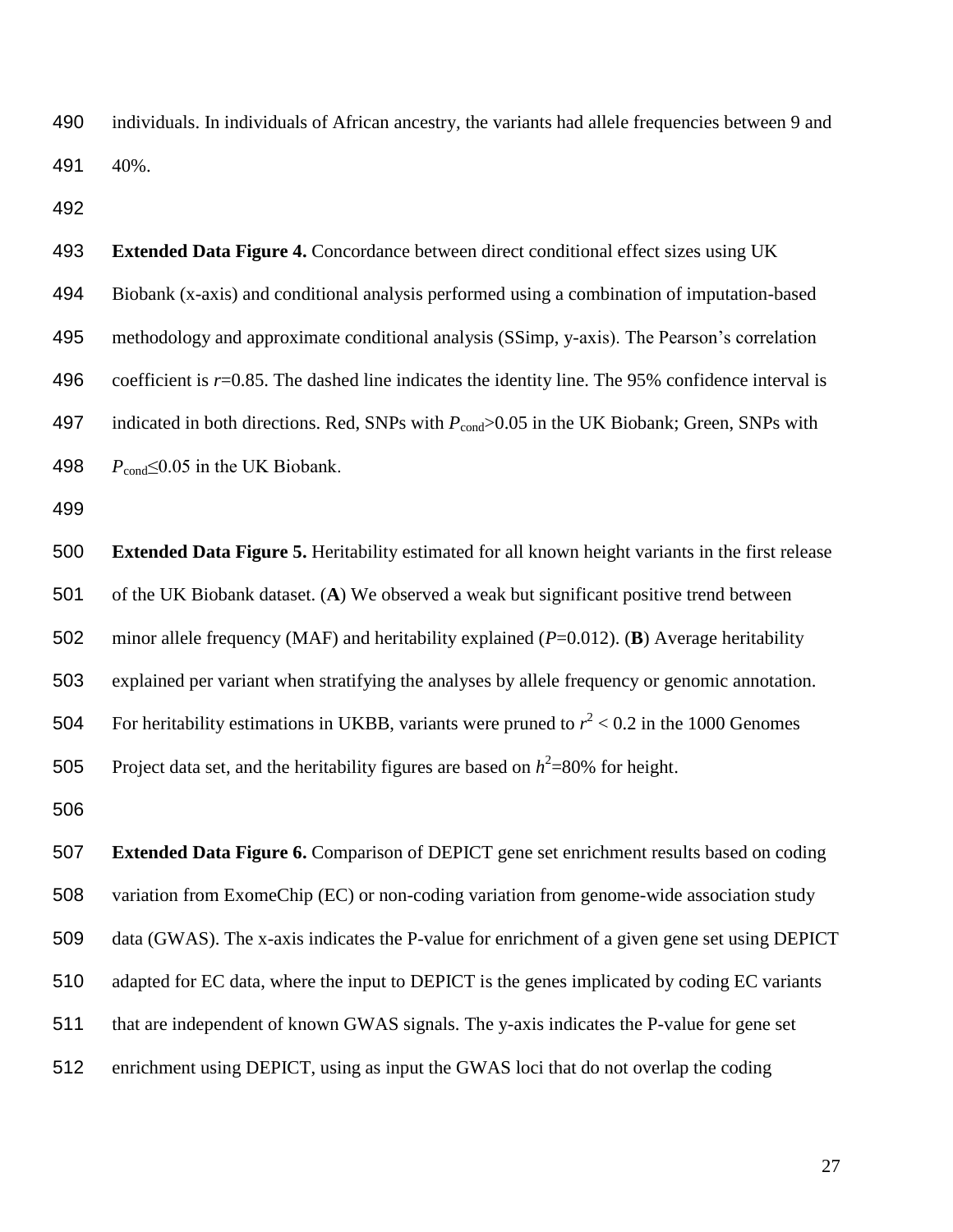individuals. In individuals of African ancestry, the variants had allele frequencies between 9 and 40%.

**Extended Data Figure 4.** Concordance between direct conditional effect sizes using UK Biobank (x-axis) and conditional analysis performed using a combination of imputation-based methodology and approximate conditional analysis (SSimp, y-axis). The Pearson's correlation coefficient is $r$=0.85. The dashed line indicates the identity line. The 95% confidence interval is indicated in both directions. Red, SNPs with $P_{cond}$>0.05 in the UK Biobank; Green, SNPs with $P_{cond}$≤0.05 in the UK Biobank.

**Extended Data Figure 5.** Heritability estimated for all known height variants in the first release of the UK Biobank dataset. (**A**) We observed a weak but significant positive trend between minor allele frequency (MAF) and heritability explained ($P$=0.012). (**B**) Average heritability explained per variant when stratifying the analyses by allele frequency or genomic annotation. For heritability estimations in UKBB, variants were pruned to $r^2 < 0.2$ in the 1000 Genomes Project data set, and the heritability figures are based on $h^2$=80% for height.

**Extended Data Figure 6.** Comparison of DEPICT gene set enrichment results based on coding variation from ExomeChip (EC) or non-coding variation from genome-wide association study data (GWAS). The x-axis indicates the P-value for enrichment of a given gene set using DEPICT adapted for EC data, where the input to DEPICT is the genes implicated by coding EC variants that are independent of known GWAS signals. The y-axis indicates the P-value for gene set enrichment using DEPICT, using as input the GWAS loci that do not overlap the coding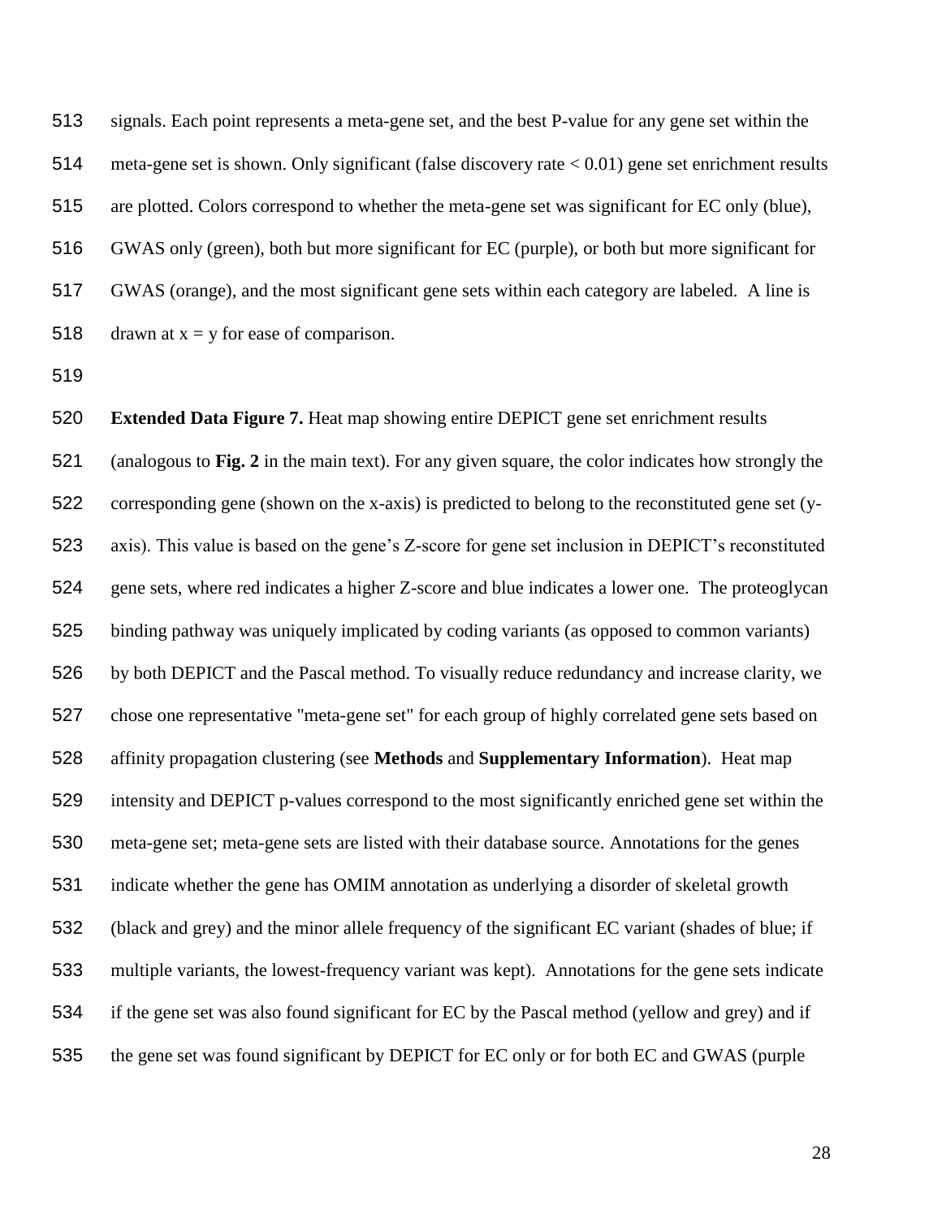signals. Each point represents a meta-gene set, and the best P-value for any gene set within the meta-gene set is shown. Only significant (false discovery rate < 0.01) gene set enrichment results are plotted. Colors correspond to whether the meta-gene set was significant for EC only (blue), GWAS only (green), both but more significant for EC (purple), or both but more significant for GWAS (orange), and the most significant gene sets within each category are labeled. A line is drawn at $x = y$ for ease of comparison.

**Extended Data Figure 7.** Heat map showing entire DEPICT gene set enrichment results (analogous to **Fig. 2** in the main text). For any given square, the color indicates how strongly the corresponding gene (shown on the x-axis) is predicted to belong to the reconstituted gene set (y-axis). This value is based on the gene's Z-score for gene set inclusion in DEPICT's reconstituted gene sets, where red indicates a higher Z-score and blue indicates a lower one. The proteoglycan binding pathway was uniquely implicated by coding variants (as opposed to common variants) by both DEPICT and the Pascal method. To visually reduce redundancy and increase clarity, we chose one representative "meta-gene set" for each group of highly correlated gene sets based on affinity propagation clustering (see **Methods** and **Supplementary Information**). Heat map intensity and DEPICT p-values correspond to the most significantly enriched gene set within the meta-gene set; meta-gene sets are listed with their database source. Annotations for the genes indicate whether the gene has OMIM annotation as underlying a disorder of skeletal growth (black and grey) and the minor allele frequency of the significant EC variant (shades of blue; if multiple variants, the lowest-frequency variant was kept). Annotations for the gene sets indicate if the gene set was also found significant for EC by the Pascal method (yellow and grey) and if the gene set was found significant by DEPICT for EC only or for both EC and GWAS (purple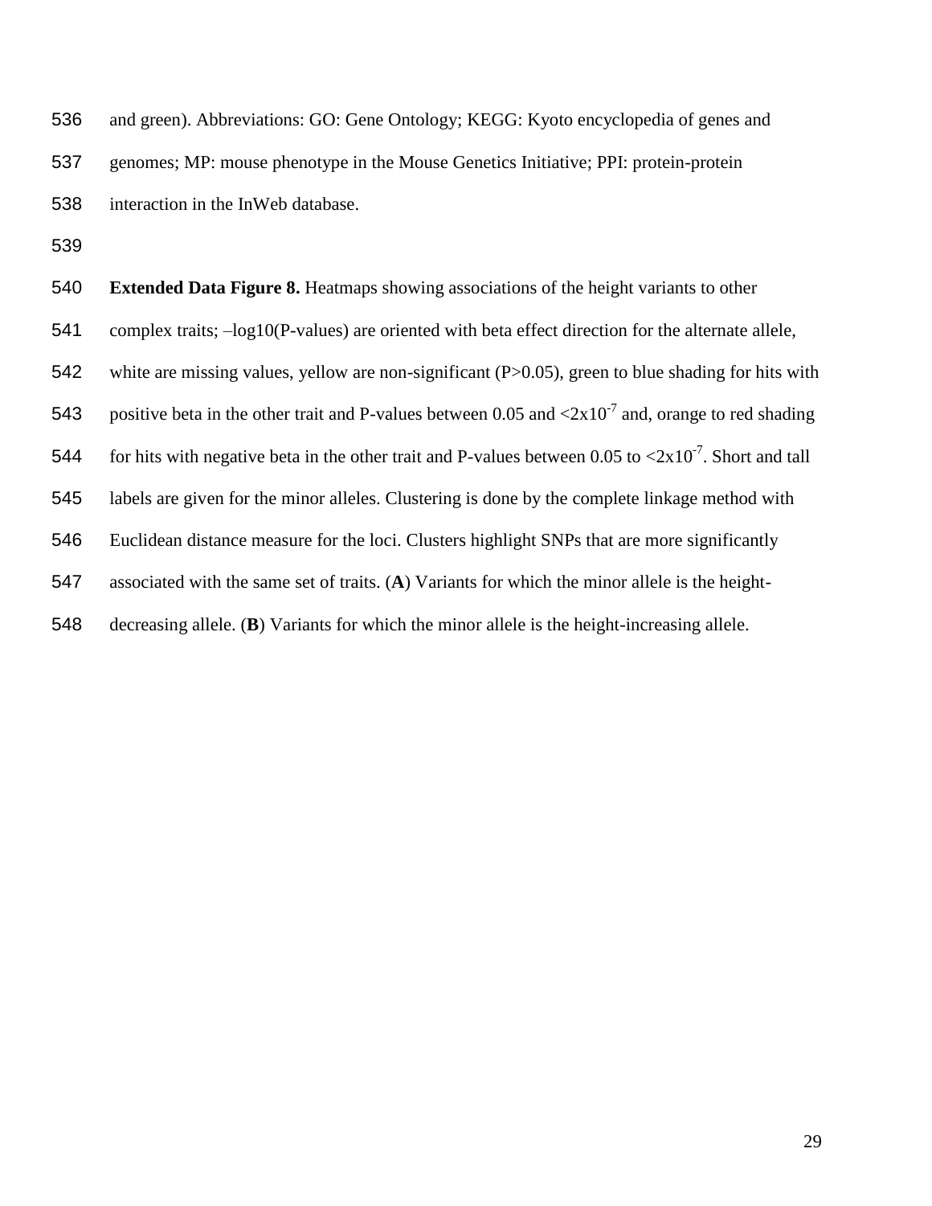and green). Abbreviations: GO: Gene Ontology; KEGG: Kyoto encyclopedia of genes and genomes; MP: mouse phenotype in the Mouse Genetics Initiative; PPI: protein-protein interaction in the InWeb database.

**Extended Data Figure 8.** Heatmaps showing associations of the height variants to other complex traits; –log10(P-values) are oriented with beta effect direction for the alternate allele, white are missing values, yellow are non-significant (P>0.05), green to blue shading for hits with positive beta in the other trait and P-values between 0.05 and $<2\text{x}10^{-7}$ and, orange to red shading for hits with negative beta in the other trait and P-values between 0.05 to $<2\text{x}10^{-7}$. Short and tall labels are given for the minor alleles. Clustering is done by the complete linkage method with Euclidean distance measure for the loci. Clusters highlight SNPs that are more significantly associated with the same set of traits. (**A**) Variants for which the minor allele is the height-decreasing allele. (**B**) Variants for which the minor allele is the height-increasing allele.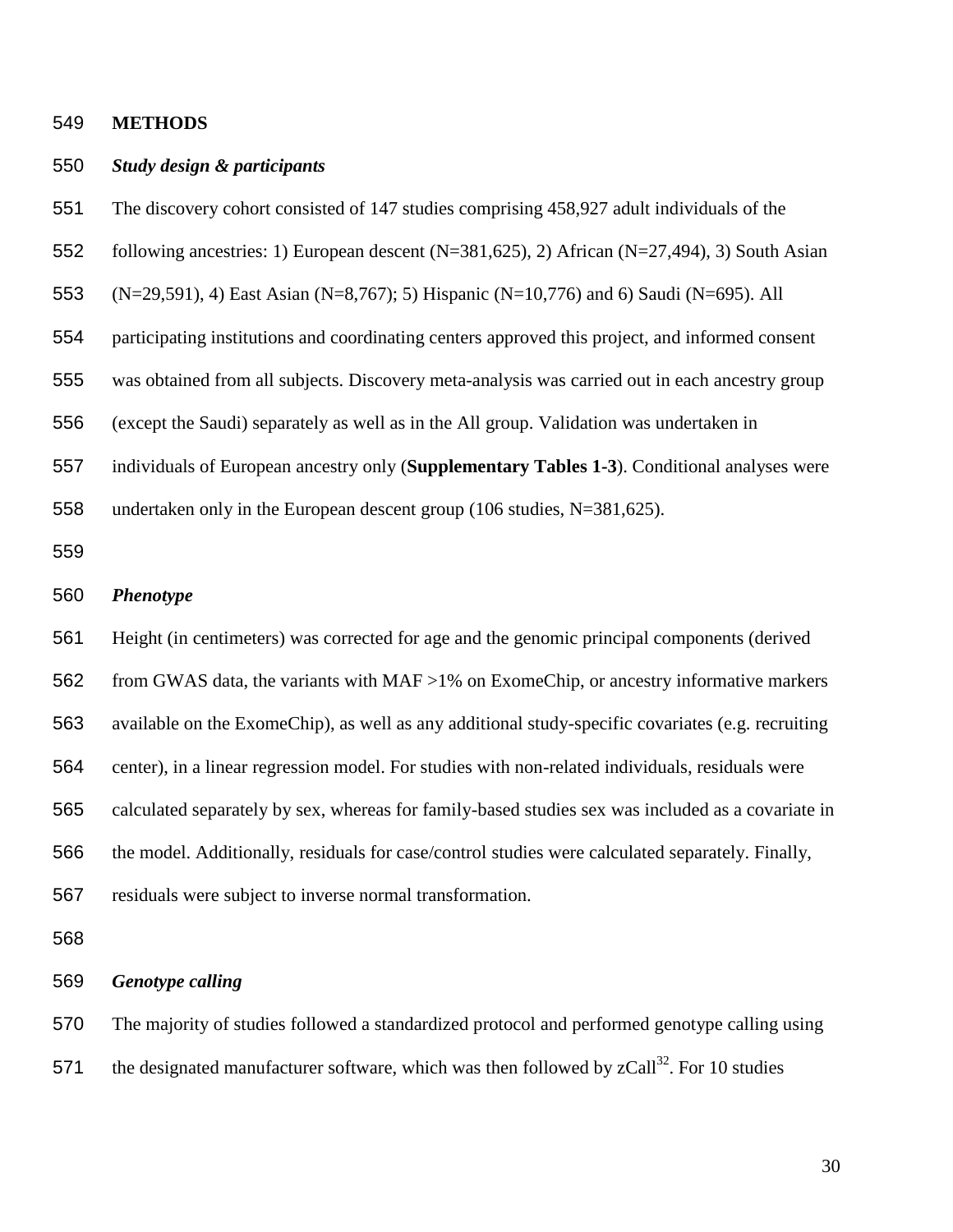## METHODS

### *Study design & participants*

The discovery cohort consisted of 147 studies comprising 458,927 adult individuals of the following ancestries: 1) European descent (N=381,625), 2) African (N=27,494), 3) South Asian (N=29,591), 4) East Asian (N=8,767); 5) Hispanic (N=10,776) and 6) Saudi (N=695). All participating institutions and coordinating centers approved this project, and informed consent was obtained from all subjects. Discovery meta-analysis was carried out in each ancestry group (except the Saudi) separately as well as in the All group. Validation was undertaken in individuals of European ancestry only (**Supplementary Tables 1-3**). Conditional analyses were undertaken only in the European descent group (106 studies, N=381,625).

### *Phenotype*

Height (in centimeters) was corrected for age and the genomic principal components (derived from GWAS data, the variants with MAF >1% on ExomeChip, or ancestry informative markers available on the ExomeChip), as well as any additional study-specific covariates (e.g. recruiting center), in a linear regression model. For studies with non-related individuals, residuals were calculated separately by sex, whereas for family-based studies sex was included as a covariate in the model. Additionally, residuals for case/control studies were calculated separately. Finally, residuals were subject to inverse normal transformation.

### *Genotype calling*

The majority of studies followed a standardized protocol and performed genotype calling using the designated manufacturer software, which was then followed by zCall[32]. For 10 studies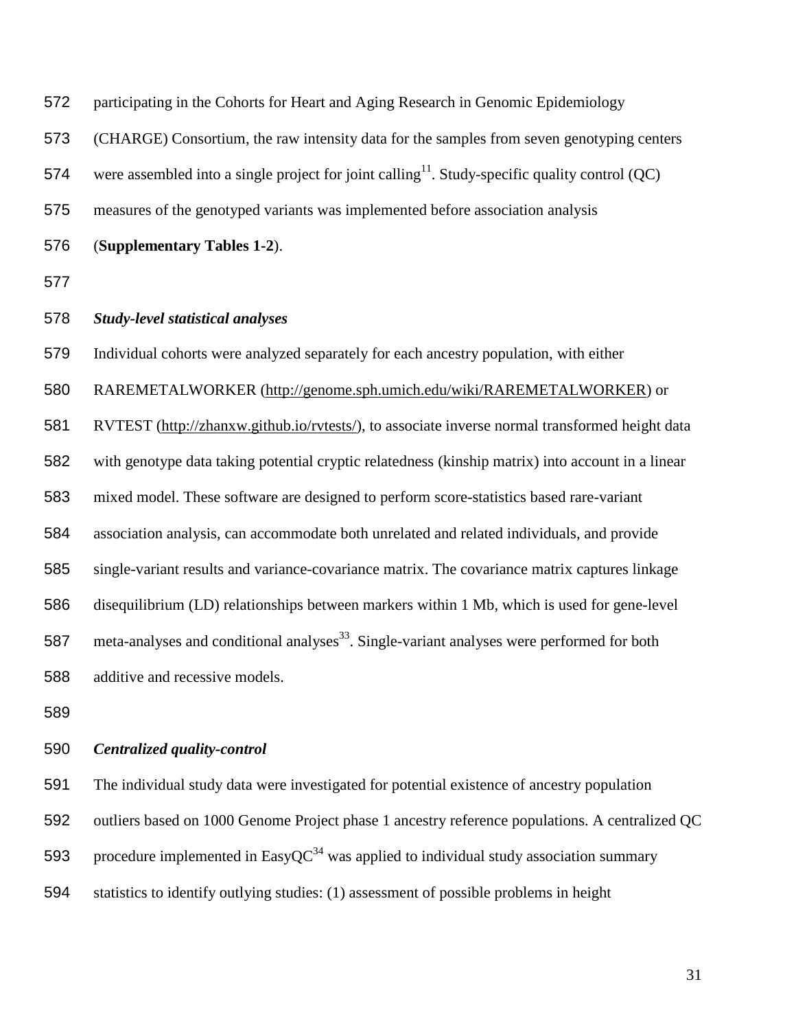participating in the Cohorts for Heart and Aging Research in Genomic Epidemiology (CHARGE) Consortium, the raw intensity data for the samples from seven genotyping centers were assembled into a single project for joint calling[11]. Study-specific quality control (QC) measures of the genotyped variants was implemented before association analysis (**Supplementary Tables 1-2**).

***Study-level statistical analyses***

Individual cohorts were analyzed separately for each ancestry population, with either RAREMETALWORKER (http://genome.sph.umich.edu/wiki/RAREMETALWORKER) or RVTEST (http://zhanxw.github.io/rvtests/), to associate inverse normal transformed height data with genotype data taking potential cryptic relatedness (kinship matrix) into account in a linear mixed model. These software are designed to perform score-statistics based rare-variant association analysis, can accommodate both unrelated and related individuals, and provide single-variant results and variance-covariance matrix. The covariance matrix captures linkage disequilibrium (LD) relationships between markers within 1 Mb, which is used for gene-level meta-analyses and conditional analyses[33]. Single-variant analyses were performed for both additive and recessive models.

***Centralized quality-control***

The individual study data were investigated for potential existence of ancestry population outliers based on 1000 Genome Project phase 1 ancestry reference populations. A centralized QC procedure implemented in EasyQC[34] was applied to individual study association summary statistics to identify outlying studies: (1) assessment of possible problems in height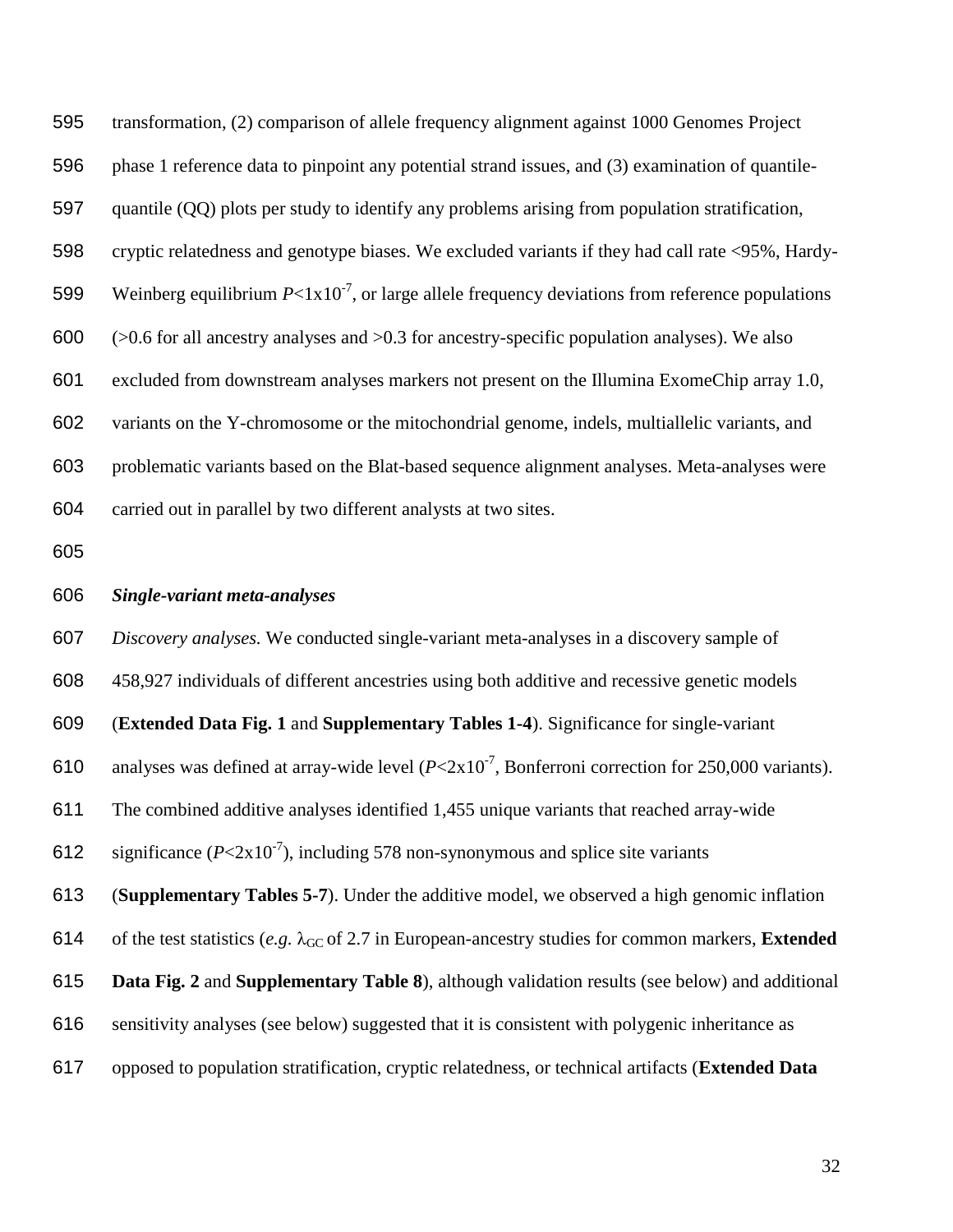transformation, (2) comparison of allele frequency alignment against 1000 Genomes Project phase 1 reference data to pinpoint any potential strand issues, and (3) examination of quantile-quantile (QQ) plots per study to identify any problems arising from population stratification, cryptic relatedness and genotype biases. We excluded variants if they had call rate <95%, Hardy-Weinberg equilibrium $P<1\text{x}10^{-7}$, or large allele frequency deviations from reference populations (>0.6 for all ancestry analyses and >0.3 for ancestry-specific population analyses). We also excluded from downstream analyses markers not present on the Illumina ExomeChip array 1.0, variants on the Y-chromosome or the mitochondrial genome, indels, multiallelic variants, and problematic variants based on the Blat-based sequence alignment analyses. Meta-analyses were carried out in parallel by two different analysts at two sites.

***Single-variant meta-analyses***

*Discovery analyses.* We conducted single-variant meta-analyses in a discovery sample of 458,927 individuals of different ancestries using both additive and recessive genetic models (**Extended Data Fig. 1** and **Supplementary Tables 1-4**). Significance for single-variant analyses was defined at array-wide level ($P<2\text{x}10^{-7}$, Bonferroni correction for 250,000 variants). The combined additive analyses identified 1,455 unique variants that reached array-wide significance ($P<2\text{x}10^{-7}$), including 578 non-synonymous and splice site variants (**Supplementary Tables 5-7**). Under the additive model, we observed a high genomic inflation of the test statistics (*e.g.* $\lambda_{GC}$ of 2.7 in European-ancestry studies for common markers, **Extended Data Fig. 2** and **Supplementary Table 8**), although validation results (see below) and additional sensitivity analyses (see below) suggested that it is consistent with polygenic inheritance as opposed to population stratification, cryptic relatedness, or technical artifacts (**Extended Data**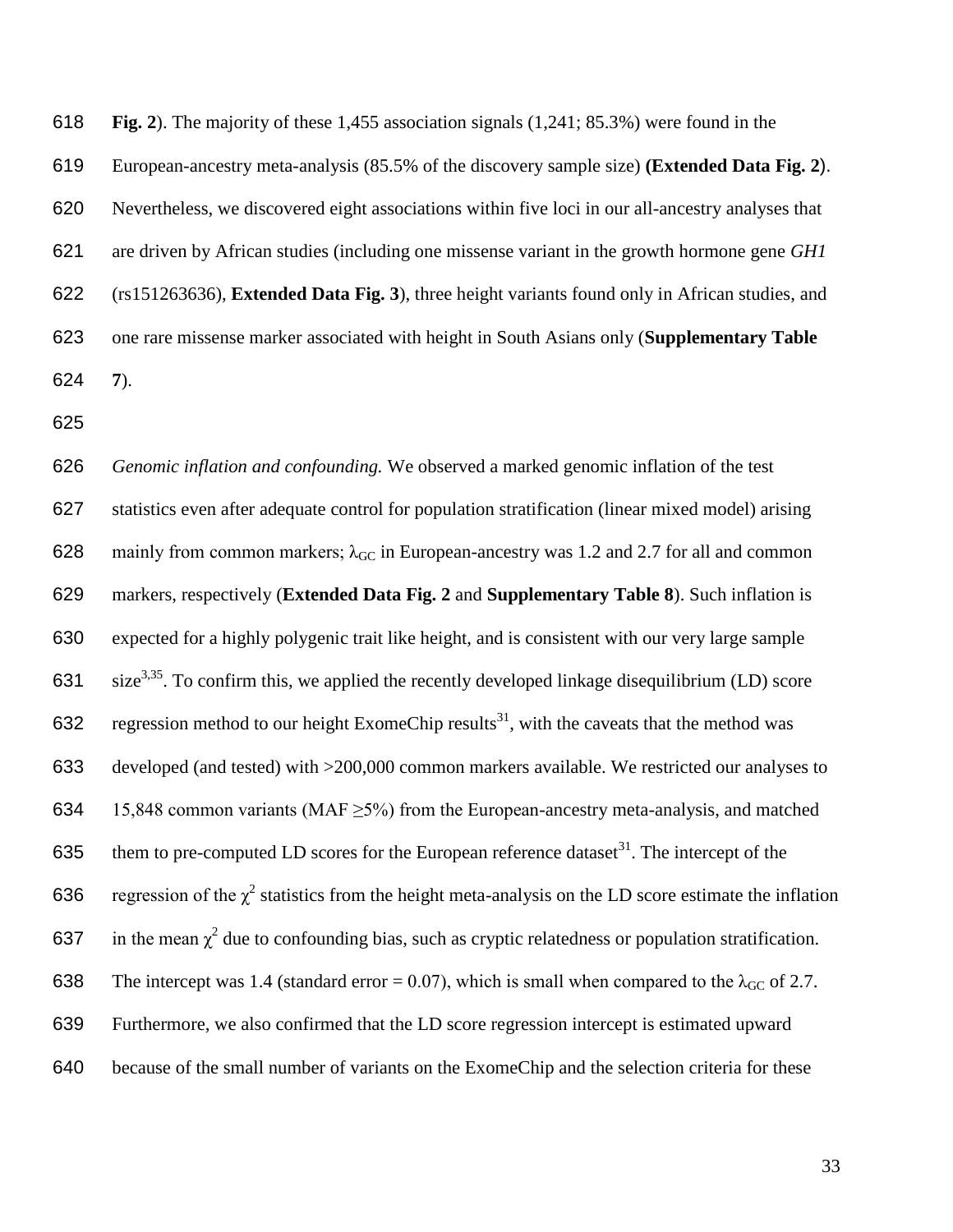**Fig. 2**). The majority of these 1,455 association signals (1,241; 85.3%) were found in the European-ancestry meta-analysis (85.5% of the discovery sample size) **(Extended Data Fig. 2**). Nevertheless, we discovered eight associations within five loci in our all-ancestry analyses that are driven by African studies (including one missense variant in the growth hormone gene *GH1* (rs151263636), **Extended Data Fig. 3**), three height variants found only in African studies, and one rare missense marker associated with height in South Asians only (**Supplementary Table 7**).

*Genomic inflation and confounding.* We observed a marked genomic inflation of the test statistics even after adequate control for population stratification (linear mixed model) arising mainly from common markers; $\lambda_{GC}$ in European-ancestry was 1.2 and 2.7 for all and common markers, respectively (**Extended Data Fig. 2** and **Supplementary Table 8**). Such inflation is expected for a highly polygenic trait like height, and is consistent with our very large sample size[3,35]. To confirm this, we applied the recently developed linkage disequilibrium (LD) score regression method to our height ExomeChip results[31], with the caveats that the method was developed (and tested) with >200,000 common markers available. We restricted our analyses to 15,848 common variants (MAF $\geq$5%) from the European-ancestry meta-analysis, and matched them to pre-computed LD scores for the European reference dataset[31]. The intercept of the regression of the $\chi^2$ statistics from the height meta-analysis on the LD score estimate the inflation in the mean $\chi^2$ due to confounding bias, such as cryptic relatedness or population stratification. The intercept was 1.4 (standard error = 0.07), which is small when compared to the $\lambda_{GC}$ of 2.7. Furthermore, we also confirmed that the LD score regression intercept is estimated upward because of the small number of variants on the ExomeChip and the selection criteria for these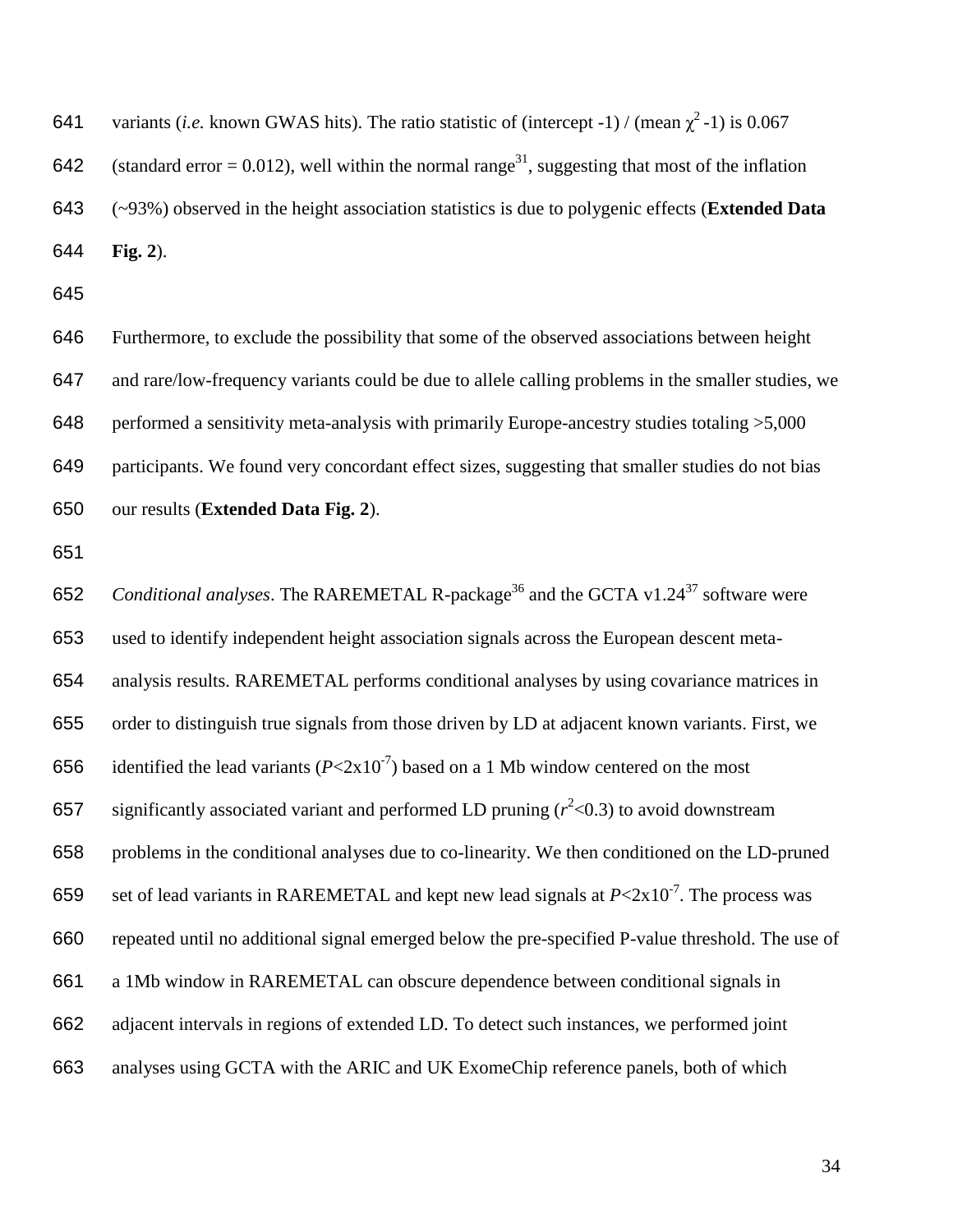variants (*i.e.* known GWAS hits). The ratio statistic of (intercept -1) / (mean $\chi^2$ -1) is 0.067 (standard error = 0.012), well within the normal range[31], suggesting that most of the inflation (~93%) observed in the height association statistics is due to polygenic effects (**Extended Data Fig. 2**).

Furthermore, to exclude the possibility that some of the observed associations between height and rare/low-frequency variants could be due to allele calling problems in the smaller studies, we performed a sensitivity meta-analysis with primarily Europe-ancestry studies totaling >5,000 participants. We found very concordant effect sizes, suggesting that smaller studies do not bias our results (**Extended Data Fig. 2**).

*Conditional analyses*. The RAREMETAL R-package[36] and the GCTA v1.24[37] software were used to identify independent height association signals across the European descent meta-analysis results. RAREMETAL performs conditional analyses by using covariance matrices in order to distinguish true signals from those driven by LD at adjacent known variants. First, we identified the lead variants ($P$<2x10$^{-7}$) based on a 1 Mb window centered on the most significantly associated variant and performed LD pruning ($r^2$<0.3) to avoid downstream problems in the conditional analyses due to co-linearity. We then conditioned on the LD-pruned set of lead variants in RAREMETAL and kept new lead signals at $P$<2x10$^{-7}$. The process was repeated until no additional signal emerged below the pre-specified P-value threshold. The use of a 1Mb window in RAREMETAL can obscure dependence between conditional signals in adjacent intervals in regions of extended LD. To detect such instances, we performed joint analyses using GCTA with the ARIC and UK ExomeChip reference panels, both of which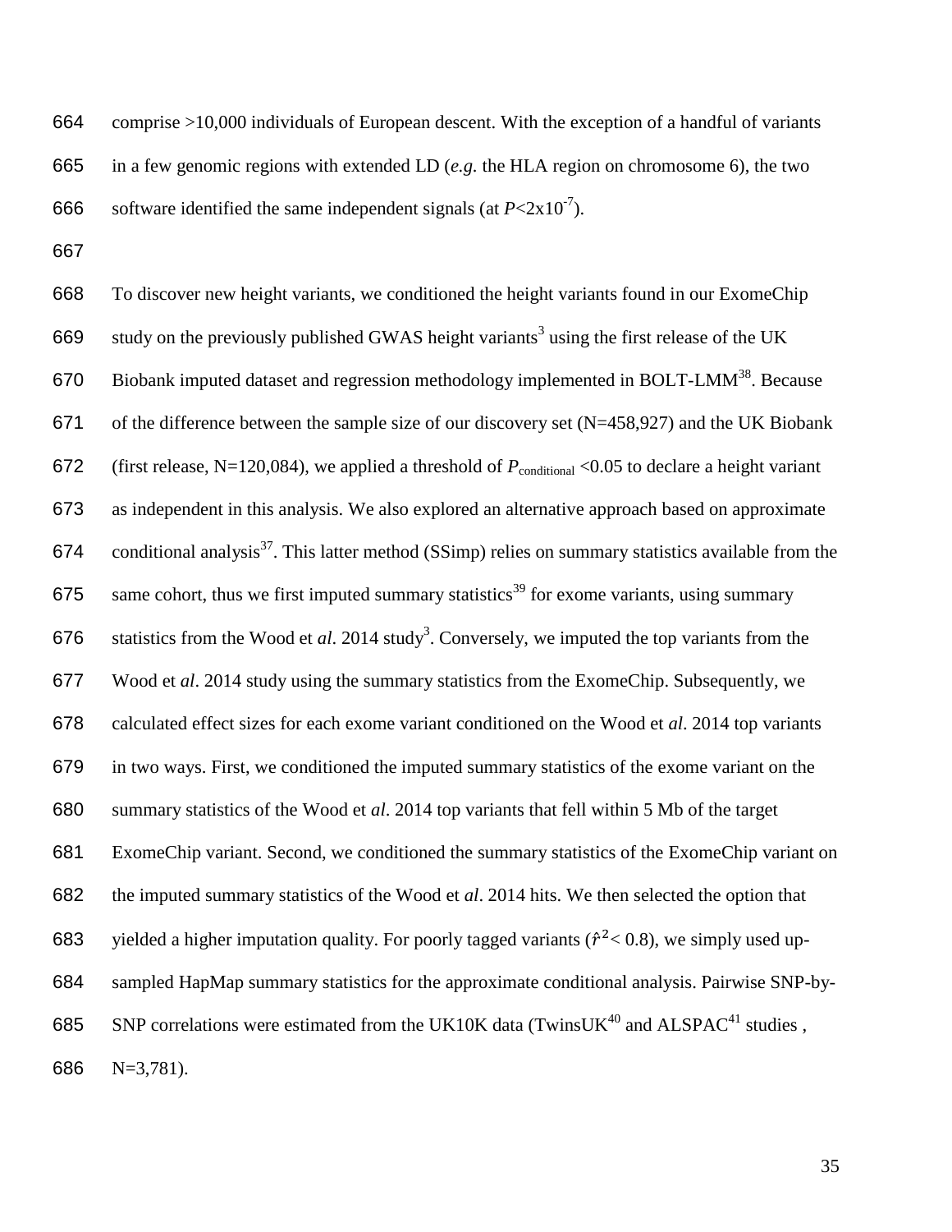comprise >10,000 individuals of European descent. With the exception of a handful of variants in a few genomic regions with extended LD (*e.g.* the HLA region on chromosome 6), the two software identified the same independent signals (at $P<2x10^{-7}$).

To discover new height variants, we conditioned the height variants found in our ExomeChip study on the previously published GWAS height variants[3] using the first release of the UK Biobank imputed dataset and regression methodology implemented in BOLT-LMM[38]. Because of the difference between the sample size of our discovery set (N=458,927) and the UK Biobank (first release, N=120,084), we applied a threshold of $P_{\text{conditional}}<0.05$ to declare a height variant as independent in this analysis. We also explored an alternative approach based on approximate conditional analysis[37]. This latter method (SSimp) relies on summary statistics available from the same cohort, thus we first imputed summary statistics[39] for exome variants, using summary statistics from the Wood et *al*. 2014 study[3]. Conversely, we imputed the top variants from the Wood et *al*. 2014 study using the summary statistics from the ExomeChip. Subsequently, we calculated effect sizes for each exome variant conditioned on the Wood et *al*. 2014 top variants in two ways. First, we conditioned the imputed summary statistics of the exome variant on the summary statistics of the Wood et *al*. 2014 top variants that fell within 5 Mb of the target ExomeChip variant. Second, we conditioned the summary statistics of the ExomeChip variant on the imputed summary statistics of the Wood et *al*. 2014 hits. We then selected the option that yielded a higher imputation quality. For poorly tagged variants ($\hat{r}^2< 0.8$), we simply used up-sampled HapMap summary statistics for the approximate conditional analysis. Pairwise SNP-by-SNP correlations were estimated from the UK10K data (TwinsUK[40] and ALSPAC[41] studies , N=3,781).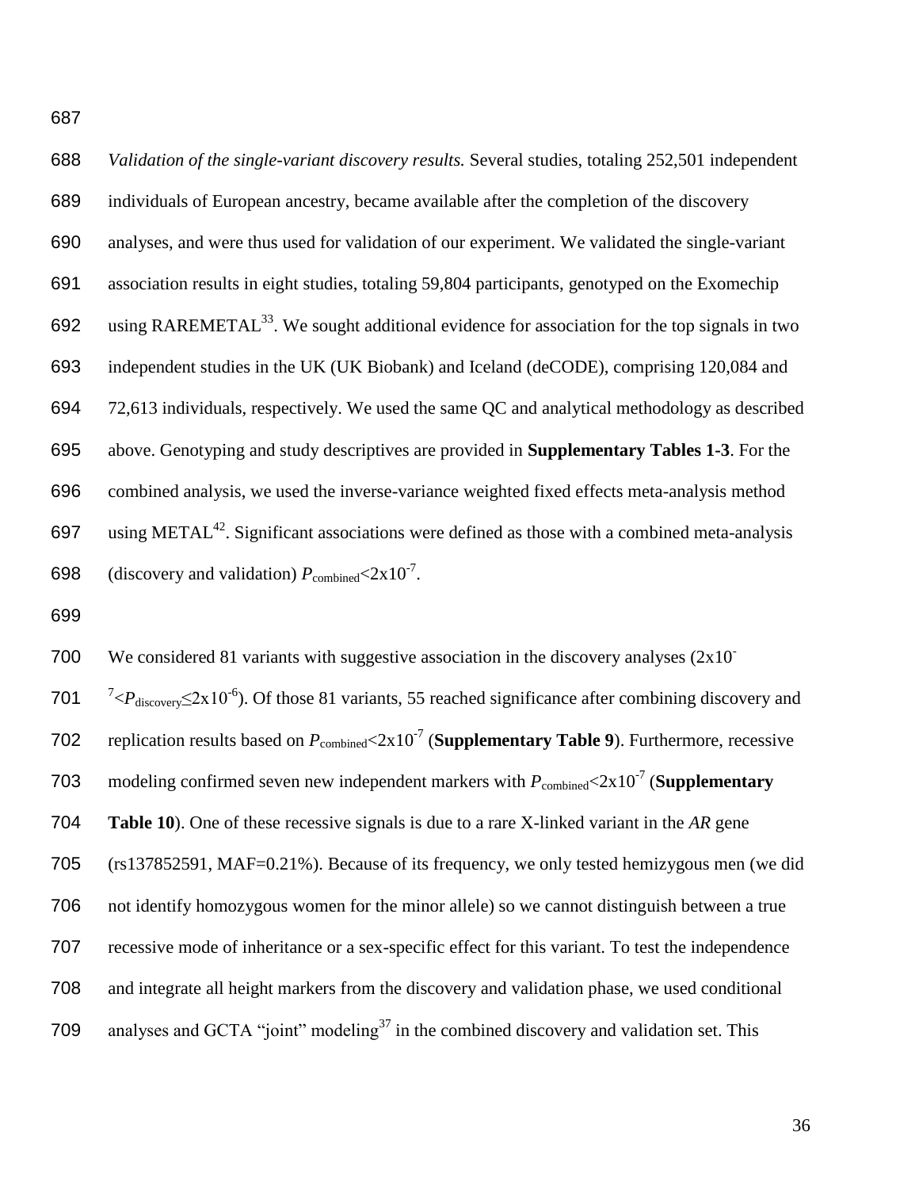*Validation of the single-variant discovery results.* Several studies, totaling 252,501 independent individuals of European ancestry, became available after the completion of the discovery analyses, and were thus used for validation of our experiment. We validated the single-variant association results in eight studies, totaling 59,804 participants, genotyped on the Exomechip using RAREMETAL[33]. We sought additional evidence for association for the top signals in two independent studies in the UK (UK Biobank) and Iceland (deCODE), comprising 120,084 and 72,613 individuals, respectively. We used the same QC and analytical methodology as described above. Genotyping and study descriptives are provided in **Supplementary Tables 1-3**. For the combined analysis, we used the inverse-variance weighted fixed effects meta-analysis method using METAL[42]. Significant associations were defined as those with a combined meta-analysis (discovery and validation) $P_{\text{combined}}<2\text{x}10^{-7}$.

We considered 81 variants with suggestive association in the discovery analyses ($2\text{x}10^{-7}<P_{\text{discovery}}\leq 2\text{x}10^{-6}$). Of those 81 variants, 55 reached significance after combining discovery and replication results based on $P_{\text{combined}}<2\text{x}10^{-7}$ (**Supplementary Table 9**). Furthermore, recessive modeling confirmed seven new independent markers with $P_{\text{combined}}<2\text{x}10^{-7}$ (**Supplementary Table 10**). One of these recessive signals is due to a rare X-linked variant in the *AR* gene (rs137852591, MAF=0.21%). Because of its frequency, we only tested hemizygous men (we did not identify homozygous women for the minor allele) so we cannot distinguish between a true recessive mode of inheritance or a sex-specific effect for this variant. To test the independence and integrate all height markers from the discovery and validation phase, we used conditional analyses and GCTA "joint" modeling[37] in the combined discovery and validation set. This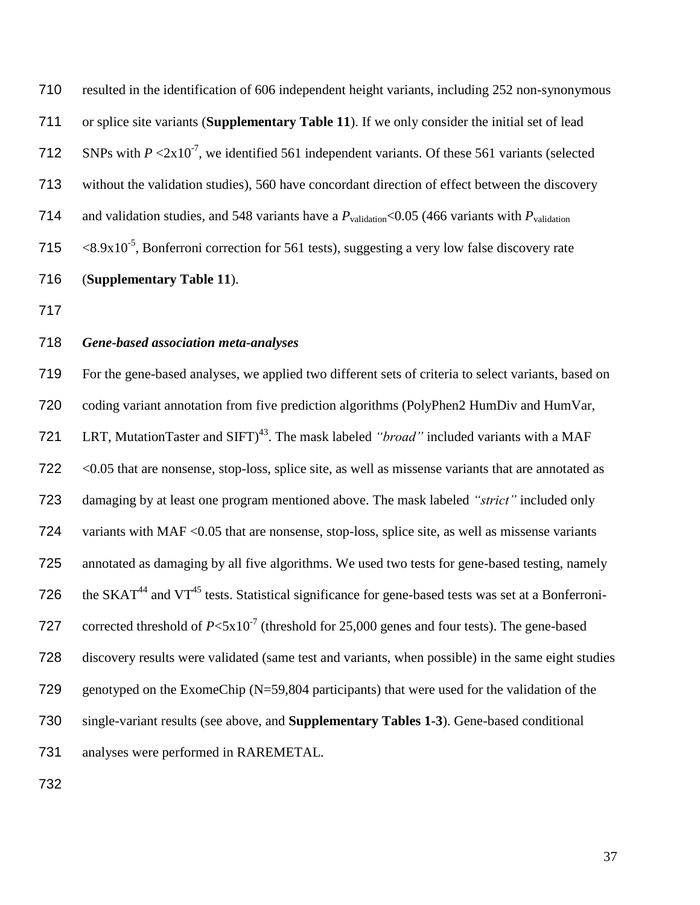resulted in the identification of 606 independent height variants, including 252 non-synonymous or splice site variants (**Supplementary Table 11**). If we only consider the initial set of lead SNPs with $P < 2x10^{-7}$, we identified 561 independent variants. Of these 561 variants (selected without the validation studies), 560 have concordant direction of effect between the discovery and validation studies, and 548 variants have a $P_{validation}<0.05$ (466 variants with $P_{validation} < 8.9x10^{-5}$, Bonferroni correction for 561 tests), suggesting a very low false discovery rate (**Supplementary Table 11**).

### *Gene-based association meta-analyses*

For the gene-based analyses, we applied two different sets of criteria to select variants, based on coding variant annotation from five prediction algorithms (PolyPhen2 HumDiv and HumVar, LRT, MutationTaster and SIFT)[43]. The mask labeled *"broad"* included variants with a MAF <0.05 that are nonsense, stop-loss, splice site, as well as missense variants that are annotated as damaging by at least one program mentioned above. The mask labeled *"strict"* included only variants with MAF <0.05 that are nonsense, stop-loss, splice site, as well as missense variants annotated as damaging by all five algorithms. We used two tests for gene-based testing, namely the SKAT[44] and VT[45] tests. Statistical significance for gene-based tests was set at a Bonferroni-corrected threshold of $P<5x10^{-7}$ (threshold for 25,000 genes and four tests). The gene-based discovery results were validated (same test and variants, when possible) in the same eight studies genotyped on the ExomeChip (N=59,804 participants) that were used for the validation of the single-variant results (see above, and **Supplementary Tables 1-3**). Gene-based conditional analyses were performed in RAREMETAL.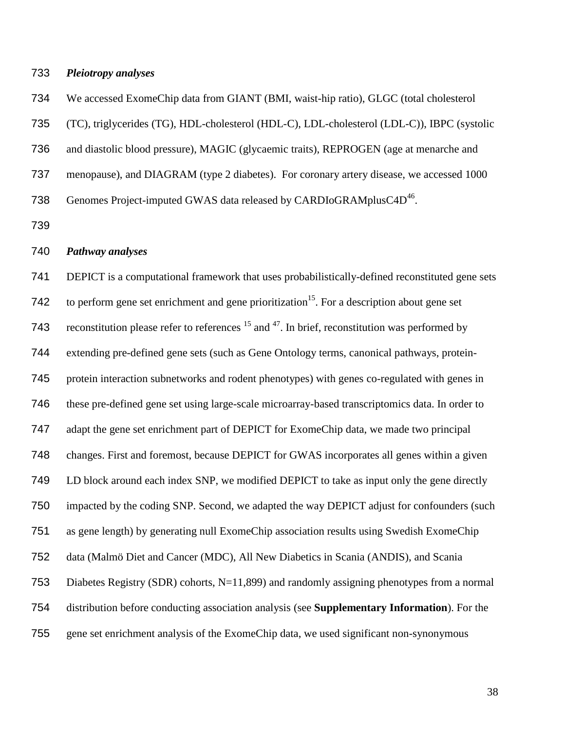### *Pleiotropy analyses*

We accessed ExomeChip data from GIANT (BMI, waist-hip ratio), GLGC (total cholesterol (TC), triglycerides (TG), HDL-cholesterol (HDL-C), LDL-cholesterol (LDL-C)), IBPC (systolic and diastolic blood pressure), MAGIC (glycaemic traits), REPROGEN (age at menarche and menopause), and DIAGRAM (type 2 diabetes). For coronary artery disease, we accessed 1000 Genomes Project-imputed GWAS data released by CARDIoGRAMplusC4D[46].

### *Pathway analyses*

DEPICT is a computational framework that uses probabilistically-defined reconstituted gene sets to perform gene set enrichment and gene prioritization[15]. For a description about gene set reconstitution please refer to references [15] and [47]. In brief, reconstitution was performed by extending pre-defined gene sets (such as Gene Ontology terms, canonical pathways, protein-protein interaction subnetworks and rodent phenotypes) with genes co-regulated with genes in these pre-defined gene set using large-scale microarray-based transcriptomics data. In order to adapt the gene set enrichment part of DEPICT for ExomeChip data, we made two principal changes. First and foremost, because DEPICT for GWAS incorporates all genes within a given LD block around each index SNP, we modified DEPICT to take as input only the gene directly impacted by the coding SNP. Second, we adapted the way DEPICT adjust for confounders (such as gene length) by generating null ExomeChip association results using Swedish ExomeChip data (Malmö Diet and Cancer (MDC), All New Diabetics in Scania (ANDIS), and Scania Diabetes Registry (SDR) cohorts, N=11,899) and randomly assigning phenotypes from a normal distribution before conducting association analysis (see **Supplementary Information**). For the gene set enrichment analysis of the ExomeChip data, we used significant non-synonymous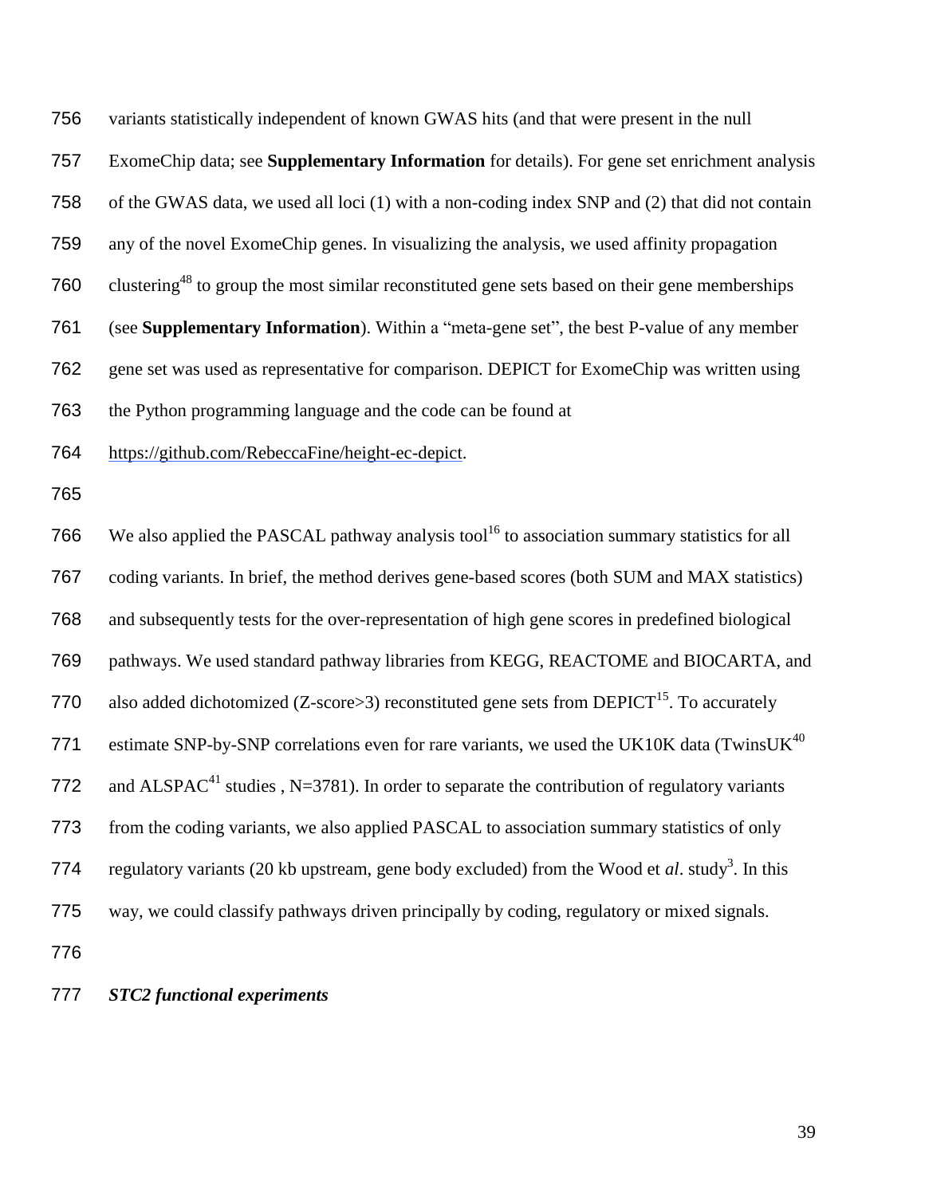variants statistically independent of known GWAS hits (and that were present in the null ExomeChip data; see **Supplementary Information** for details). For gene set enrichment analysis of the GWAS data, we used all loci (1) with a non-coding index SNP and (2) that did not contain any of the novel ExomeChip genes. In visualizing the analysis, we used affinity propagation clustering[48] to group the most similar reconstituted gene sets based on their gene memberships (see **Supplementary Information**). Within a "meta-gene set", the best P-value of any member gene set was used as representative for comparison. DEPICT for ExomeChip was written using the Python programming language and the code can be found at https://github.com/RebeccaFine/height-ec-depict.

We also applied the PASCAL pathway analysis tool[16] to association summary statistics for all coding variants. In brief, the method derives gene-based scores (both SUM and MAX statistics) and subsequently tests for the over-representation of high gene scores in predefined biological pathways. We used standard pathway libraries from KEGG, REACTOME and BIOCARTA, and also added dichotomized (Z-score>3) reconstituted gene sets from DEPICT[15]. To accurately estimate SNP-by-SNP correlations even for rare variants, we used the UK10K data (TwinsUK[40] and ALSPAC[41] studies , N=3781). In order to separate the contribution of regulatory variants from the coding variants, we also applied PASCAL to association summary statistics of only regulatory variants (20 kb upstream, gene body excluded) from the Wood et *al*. study[3]. In this way, we could classify pathways driven principally by coding, regulatory or mixed signals.

***STC2 functional experiments***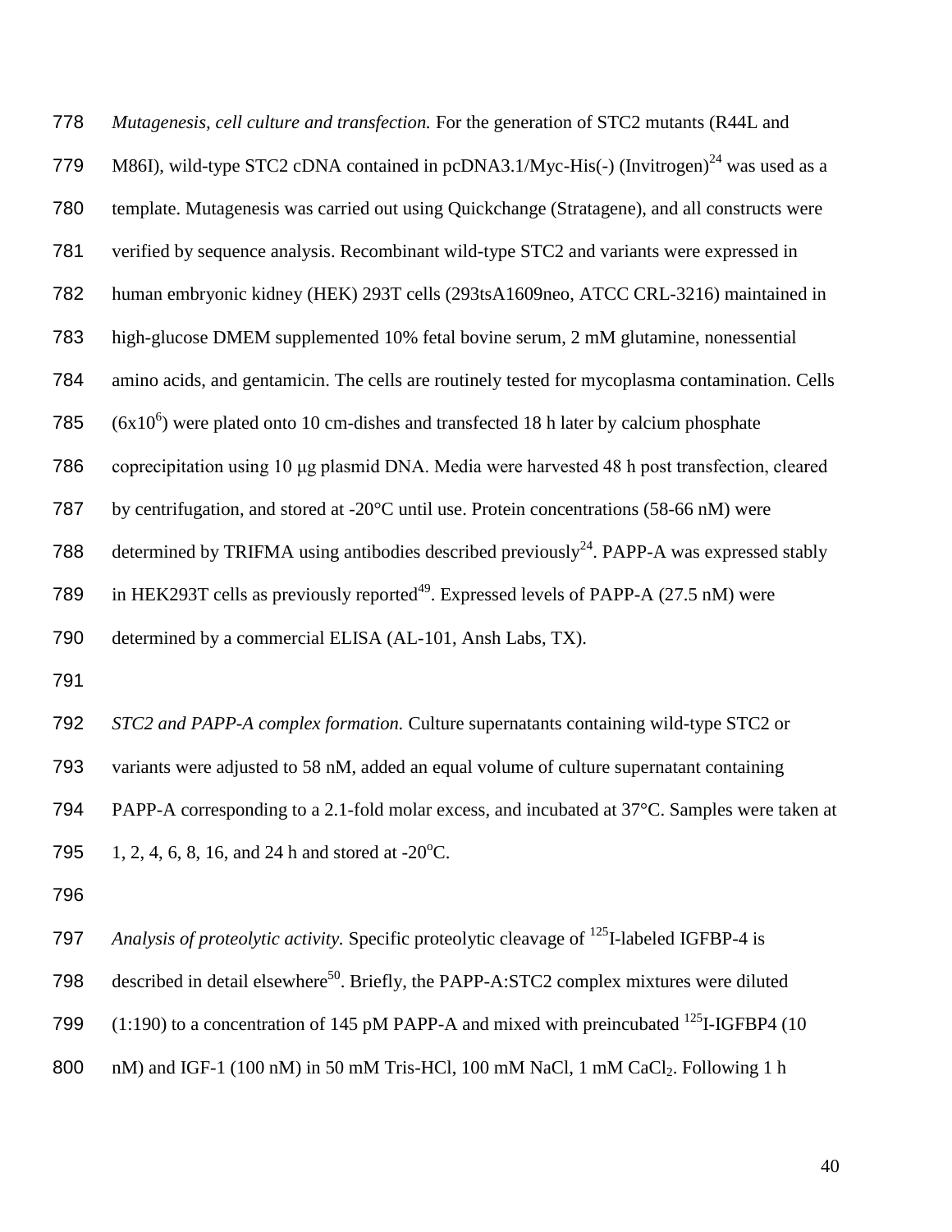*Mutagenesis, cell culture and transfection.* For the generation of STC2 mutants (R44L and M86I), wild-type STC2 cDNA contained in pcDNA3.1/Myc-His(-) (Invitrogen)[24] was used as a template. Mutagenesis was carried out using Quickchange (Stratagene), and all constructs were verified by sequence analysis. Recombinant wild-type STC2 and variants were expressed in human embryonic kidney (HEK) 293T cells (293tsA1609neo, ATCC CRL-3216) maintained in high-glucose DMEM supplemented 10% fetal bovine serum, 2 mM glutamine, nonessential amino acids, and gentamicin. The cells are routinely tested for mycoplasma contamination. Cells ($6 \times 10^6$) were plated onto 10 cm-dishes and transfected 18 h later by calcium phosphate coprecipitation using 10 μg plasmid DNA. Media were harvested 48 h post transfection, cleared by centrifugation, and stored at -20°C until use. Protein concentrations (58-66 nM) were determined by TRIFMA using antibodies described previously[24]. PAPP-A was expressed stably in HEK293T cells as previously reported[49]. Expressed levels of PAPP-A (27.5 nM) were determined by a commercial ELISA (AL-101, Ansh Labs, TX).

*STC2 and PAPP-A complex formation.* Culture supernatants containing wild-type STC2 or variants were adjusted to 58 nM, added an equal volume of culture supernatant containing PAPP-A corresponding to a 2.1-fold molar excess, and incubated at 37°C. Samples were taken at 1, 2, 4, 6, 8, 16, and 24 h and stored at -20°C.

*Analysis of proteolytic activity.* Specific proteolytic cleavage of $^{125}$I-labeled IGFBP-4 is described in detail elsewhere[50]. Briefly, the PAPP-A:STC2 complex mixtures were diluted (1:190) to a concentration of 145 pM PAPP-A and mixed with preincubated $^{125}$I-IGFBP4 (10 nM) and IGF-1 (100 nM) in 50 mM Tris-HCl, 100 mM NaCl, 1 mM $CaCl_2$. Following 1 h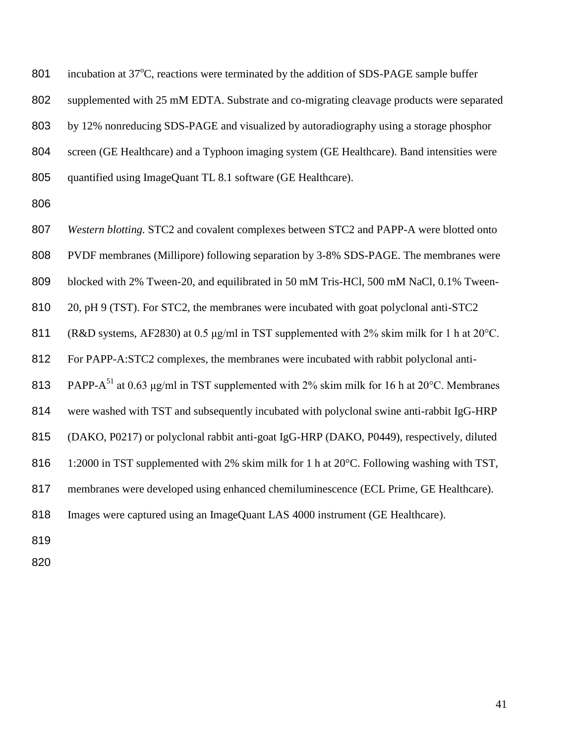incubation at 37°C, reactions were terminated by the addition of SDS-PAGE sample buffer supplemented with 25 mM EDTA. Substrate and co-migrating cleavage products were separated by 12% nonreducing SDS-PAGE and visualized by autoradiography using a storage phosphor screen (GE Healthcare) and a Typhoon imaging system (GE Healthcare). Band intensities were quantified using ImageQuant TL 8.1 software (GE Healthcare).

*Western blotting.* STC2 and covalent complexes between STC2 and PAPP-A were blotted onto PVDF membranes (Millipore) following separation by 3-8% SDS-PAGE. The membranes were blocked with 2% Tween-20, and equilibrated in 50 mM Tris-HCl, 500 mM NaCl, 0.1% Tween-20, pH 9 (TST). For STC2, the membranes were incubated with goat polyclonal anti-STC2 (R&D systems, AF2830) at 0.5 μg/ml in TST supplemented with 2% skim milk for 1 h at 20°C. For PAPP-A:STC2 complexes, the membranes were incubated with rabbit polyclonal anti-PAPP-A[51] at 0.63 μg/ml in TST supplemented with 2% skim milk for 16 h at 20°C. Membranes were washed with TST and subsequently incubated with polyclonal swine anti-rabbit IgG-HRP (DAKO, P0217) or polyclonal rabbit anti-goat IgG-HRP (DAKO, P0449), respectively, diluted 1:2000 in TST supplemented with 2% skim milk for 1 h at 20°C. Following washing with TST, membranes were developed using enhanced chemiluminescence (ECL Prime, GE Healthcare). Images were captured using an ImageQuant LAS 4000 instrument (GE Healthcare).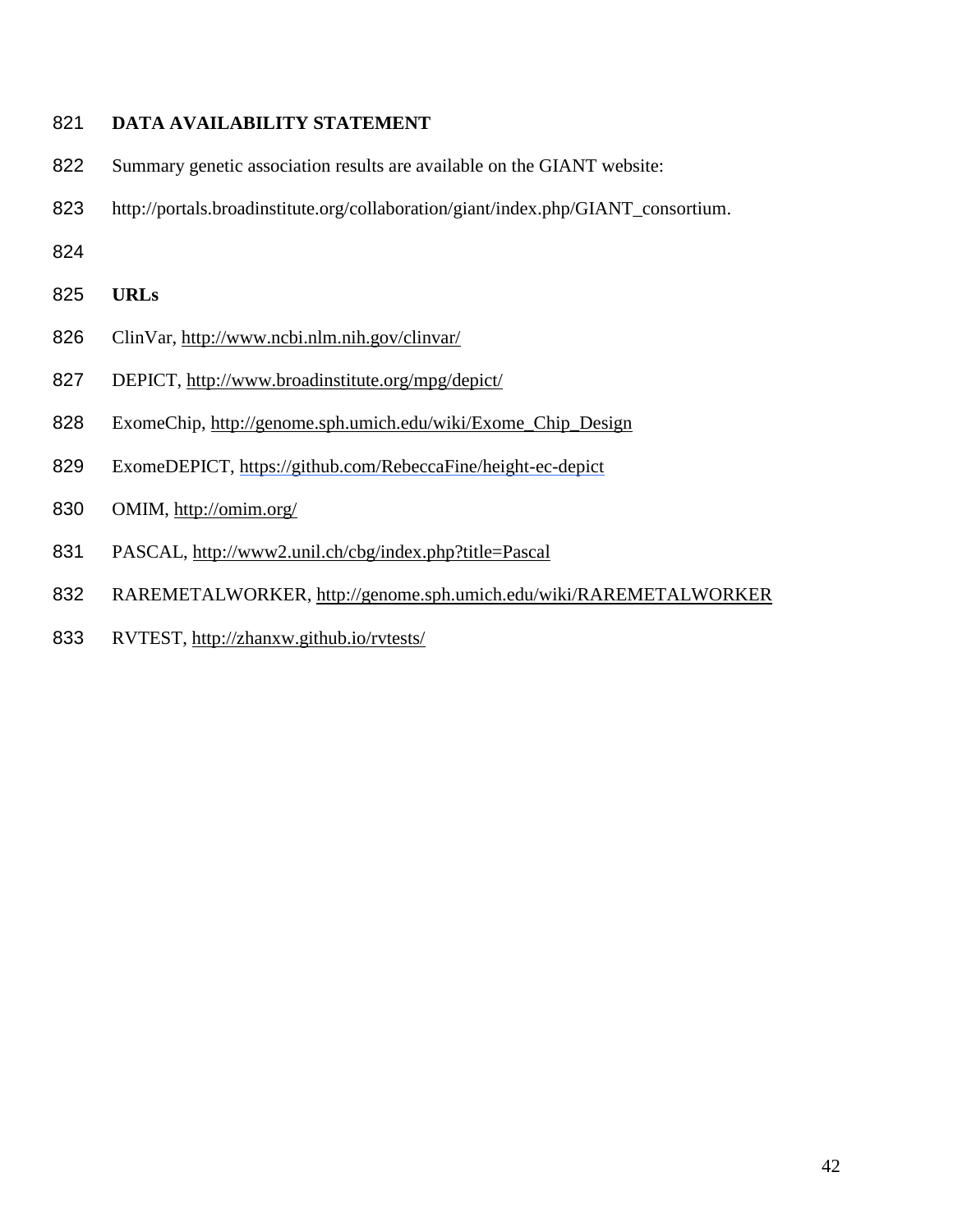## DATA AVAILABILITY STATEMENT

Summary genetic association results are available on the GIANT website: http://portals.broadinstitute.org/collaboration/giant/index.php/GIANT_consortium.

## URLs

ClinVar, http://www.ncbi.nlm.nih.gov/clinvar/

DEPICT, http://www.broadinstitute.org/mpg/depict/

ExomeChip, http://genome.sph.umich.edu/wiki/Exome_Chip_Design

ExomeDEPICT, https://github.com/RebeccaFine/height-ec-depict

OMIM, http://omim.org/

PASCAL, http://www2.unil.ch/cbg/index.php?title=Pascal

RAREMETALWORKER, http://genome.sph.umich.edu/wiki/RAREMETALWORKER

RVTEST, http://zhanxw.github.io/rvtests/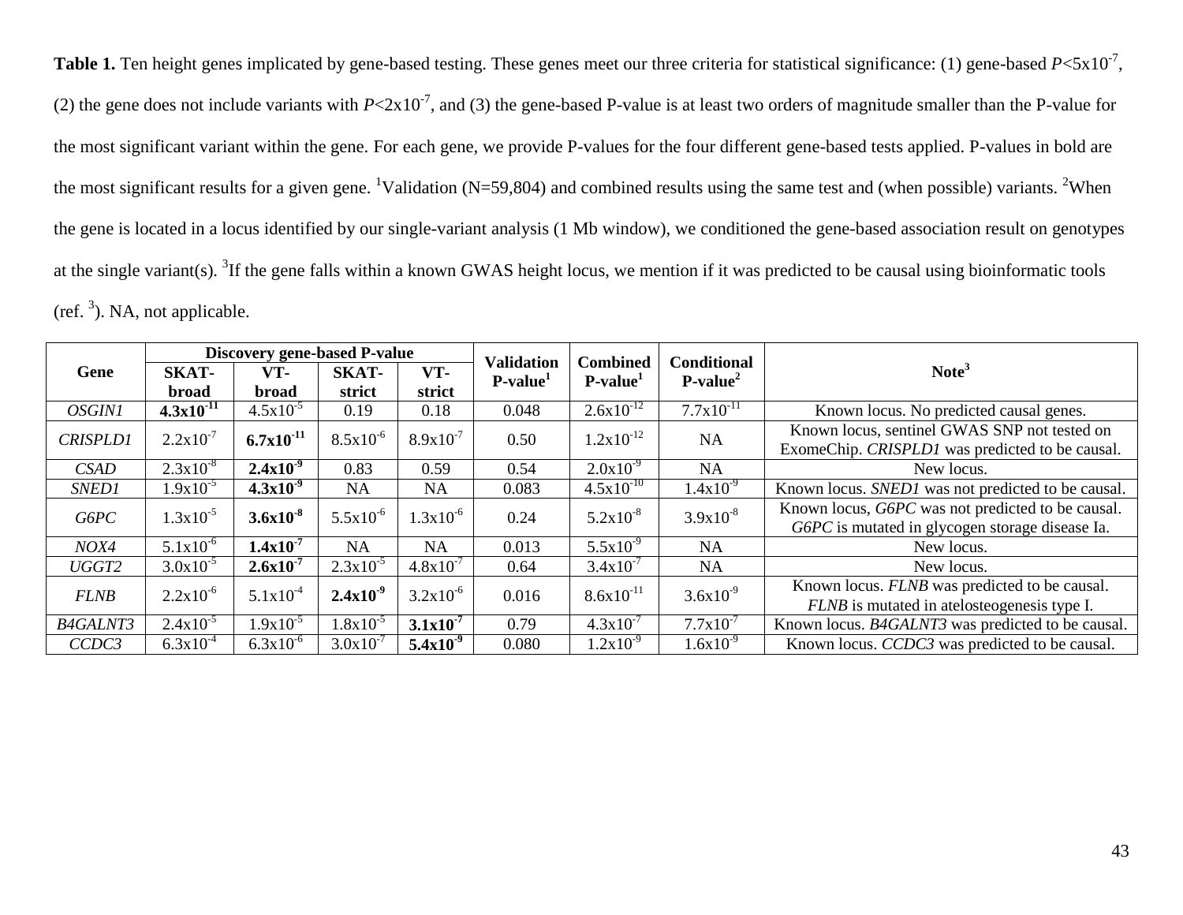**Table 1.** Ten height genes implicated by gene-based testing. These genes meet our three criteria for statistical significance: (1) gene-based $P<5x10^{-7}$, (2) the gene does not include variants with $P<2x10^{-7}$, and (3) the gene-based P-value is at least two orders of magnitude smaller than the P-value for the most significant variant within the gene. For each gene, we provide P-values for the four different gene-based tests applied. P-values in bold are the most significant results for a given gene. [1]Validation (N=59,804) and combined results using the same test and (when possible) variants. [2]When the gene is located in a locus identified by our single-variant analysis (1 Mb window), we conditioned the gene-based association result on genotypes at the single variant(s). [3]If the gene falls within a known GWAS height locus, we mention if it was predicted to be causal using bioinformatic tools (ref. [3]). NA, not applicable.

| Gene | Discovery gene-based P-value | | | | Validation P-value[1] | Combined P-value[1] | Conditional P-value[2] | Note[3] |
|---|---|---|---|---|---|---|---|---|
| | SKAT-broad | VT-broad | SKAT-strict | VT-strict | | | | |
| *OSGIN1* | **$4.3x10^{-11}$** | $4.5x10^{-5}$ | 0.19 | 0.18 | 0.048 | $2.6x10^{-12}$ | $7.7x10^{-11}$ | Known locus. No predicted causal genes. |
| *CRISPLD1* | $2.2x10^{-7}$ | **$6.7x10^{-11}$** | $8.5x10^{-6}$ | $8.9x10^{-7}$ | 0.50 | $1.2x10^{-12}$ | NA | Known locus, sentinel GWAS SNP not tested on ExomeChip. *CRISPLD1* was predicted to be causal. |
| *CSAD* | $2.3x10^{-8}$ | **$2.4x10^{-9}$** | 0.83 | 0.59 | 0.54 | $2.0x10^{-9}$ | NA | New locus. |
| *SNED1* | $1.9x10^{-5}$ | **$4.3x10^{-9}$** | NA | NA | 0.083 | $4.5x10^{-10}$ | $1.4x10^{-9}$ | Known locus. *SNED1* was not predicted to be causal. |
| *G6PC* | $1.3x10^{-5}$ | **$3.6x10^{-8}$** | $5.5x10^{-6}$ | $1.3x10^{-6}$ | 0.24 | $5.2x10^{-8}$ | $3.9x10^{-8}$ | Known locus, *G6PC* was not predicted to be causal. *G6PC* is mutated in glycogen storage disease Ia. |
| *NOX4* | $5.1x10^{-6}$ | **$1.4x10^{-7}$** | NA | NA | 0.013 | $5.5x10^{-9}$ | NA | New locus. |
| *UGGT2* | $3.0x10^{-5}$ | **$2.6x10^{-7}$** | $2.3x10^{-5}$ | $4.8x10^{-7}$ | 0.64 | $3.4x10^{-7}$ | NA | New locus. |
| *FLNB* | $2.2x10^{-6}$ | $5.1x10^{-4}$ | **$2.4x10^{-9}$** | $3.2x10^{-6}$ | 0.016 | $8.6x10^{-11}$ | $3.6x10^{-9}$ | Known locus. *FLNB* was predicted to be causal. *FLNB* is mutated in atelosteogenesis type I. |
| *B4GALNT3* | $2.4x10^{-5}$ | $1.9x10^{-5}$ | $1.8x10^{-5}$ | **$3.1x10^{-7}$** | 0.79 | $4.3x10^{-7}$ | $7.7x10^{-7}$ | Known locus. *B4GALNT3* was predicted to be causal. |
| *CCDC3* | $6.3x10^{-4}$ | $6.3x10^{-6}$ | $3.0x10^{-7}$ | **$5.4x10^{-9}$** | 0.080 | $1.2x10^{-9}$ | $1.6x10^{-9}$ | Known locus. *CCDC3* was predicted to be causal. |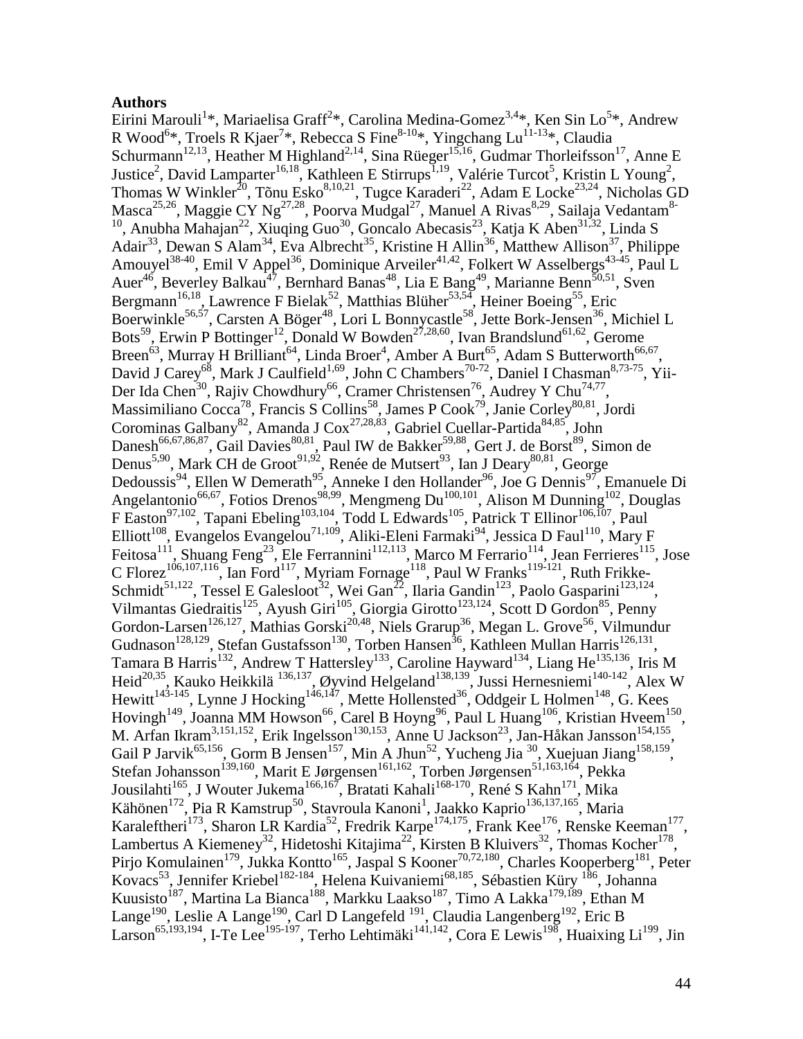**Authors**

Eirini Marouli[1]*, Mariaelisa Graff[2]*, Carolina Medina-Gomez[3,4]*, Ken Sin Lo[5]*, Andrew R Wood[6]*, Troels R Kjaer[7]*, Rebecca S Fine[8-10]*, Yingchang Lu[11-13]*, Claudia Schurmann[12,13], Heather M Highland[2,14], Sina Rüeger[15,16], Gudmar Thorleifsson[17], Anne E Justice[2], David Lamparter[16,18], Kathleen E Stirrups[1,19], Valérie Turcot[5], Kristin L Young[2], Thomas W Winkler[20], Tõnu Esko[8,10,21], Tugce Karaderi[22], Adam E Locke[23,24], Nicholas GD Masca[25,26], Maggie CY Ng[27,28], Poorva Mudgal[27], Manuel A Rivas[8,29], Sailaja Vedantam[8-10], Anubha Mahajan[22], Xiuqing Guo[30], Goncalo Abecasis[23], Katja K Aben[31,32], Linda S Adair[33], Dewan S Alam[34], Eva Albrecht[35], Kristine H Allin[36], Matthew Allison[37], Philippe Amouyel[38-40], Emil V Appel[36], Dominique Arveiler[41,42], Folkert W Asselbergs[43-45], Paul L Auer[46], Beverley Balkau[47], Bernhard Banas[48], Lia E Bang[49], Marianne Benn[50,51], Sven Bergmann[16,18], Lawrence F Bielak[52], Matthias Blüher[53,54], Heiner Boeing[55], Eric Boerwinkle[56,57], Carsten A Böger[48], Lori L Bonnycastle[58], Jette Bork-Jensen[36], Michiel L Bots[59], Erwin P Bottinger[12], Donald W Bowden[27,28,60], Ivan Brandslund[61,62], Gerome Breen[63], Murray H Brilliant[64], Linda Broer[4], Amber A Burt[65], Adam S Butterworth[66,67], David J Carey[68], Mark J Caulfield[1,69], John C Chambers[70-72], Daniel I Chasman[8,73-75], Yii-Der Ida Chen[30], Rajiv Chowdhury[66], Cramer Christensen[76], Audrey Y Chu[74,77], Massimiliano Cocca[78], Francis S Collins[58], James P Cook[79], Janie Corley[80,81], Jordi Corominas Galbany[82], Amanda J Cox[27,28,83], Gabriel Cuellar-Partida[84,85], John Danesh[66,67,86,87], Gail Davies[80,81], Paul IW de Bakker[59,88], Gert J. de Borst[89], Simon de Denus[5,90], Mark CH de Groot[91,92], Renée de Mutsert[93], Ian J Deary[80,81], George Dedoussis[94], Ellen W Demerath[95], Anneke I den Hollander[96], Joe G Dennis[97], Emanuele Di Angelantonio[66,67], Fotios Drenos[98,99], Mengmeng Du[100,101], Alison M Dunning[102], Douglas F Easton[97,102], Tapani Ebeling[103,104], Todd L Edwards[105], Patrick T Ellinor[106,107], Paul Elliott[108], Evangelos Evangelou[71,109], Aliki-Eleni Farmaki[94], Jessica D Faul[110], Mary F Feitosa[111], Shuang Feng[23], Ele Ferrannini[112,113], Marco M Ferrario[114], Jean Ferrieres[115], Jose C Florez[106,107,116], Ian Ford[117], Myriam Fornage[118], Paul W Franks[119-121], Ruth Frikke-Schmidt[51,122], Tessel E Galesloot[32], Wei Gan[22], Ilaria Gandin[123], Paolo Gasparini[123,124], Vilmantas Giedraitis[125], Ayush Giri[105], Giorgia Girotto[123,124], Scott D Gordon[85], Penny Gordon-Larsen[126,127], Mathias Gorski[20,48], Niels Grarup[36], Megan L. Grove[56], Vilmundur Gudnason[128,129], Stefan Gustafsson[130], Torben Hansen[36], Kathleen Mullan Harris[126,131], Tamara B Harris[132], Andrew T Hattersley[133], Caroline Hayward[134], Liang He[135,136], Iris M Heid[20,35], Kauko Heikkilä [136,137], Øyvind Helgeland[138,139], Jussi Hernesniemi[140-142], Alex W Hewitt[143-145], Lynne J Hocking[146,147], Mette Hollensted[36], Oddgeir L Holmen[148], G. Kees Hovingh[149], Joanna MM Howson[66], Carel B Hoyng[96], Paul L Huang[106], Kristian Hveem[150], M. Arfan Ikram[3,151,152], Erik Ingelsson[130,153], Anne U Jackson[23], Jan-Håkan Jansson[154,155], Gail P Jarvik[65,156], Gorm B Jensen[157], Min A Jhun[52], Yucheng Jia [30], Xuejuan Jiang[158,159], Stefan Johansson[139,160], Marit E Jørgensen[161,162], Torben Jørgensen[51,163,164], Pekka Jousilahti[165], J Wouter Jukema[166,167], Bratati Kahali[168-170], René S Kahn[171], Mika Kähönen[172], Pia R Kamstrup[50], Stavroula Kanoni[1], Jaakko Kaprio[136,137,165], Maria Karaleftheri[173], Sharon LR Kardia[52], Fredrik Karpe[174,175], Frank Kee[176], Renske Keeman[177], Lambertus A Kiemeney[32], Hidetoshi Kitajima[22], Kirsten B Kluivers[32], Thomas Kocher[178], Pirjo Komulainen[179], Jukka Kontto[165], Jaspal S Kooner[70,72,180], Charles Kooperberg[181], Peter Kovacs[53], Jennifer Kriebel[182-184], Helena Kuivaniemi[68,185], Sébastien Küry [186], Johanna Kuusisto[187], Martina La Bianca[188], Markku Laakso[187], Timo A Lakka[179,189], Ethan M Lange[190], Leslie A Lange[190], Carl D Langefeld [191], Claudia Langenberg[192], Eric B Larson[65,193,194], I-Te Lee[195-197], Terho Lehtimäki[141,142], Cora E Lewis[198], Huaixing Li[199], Jin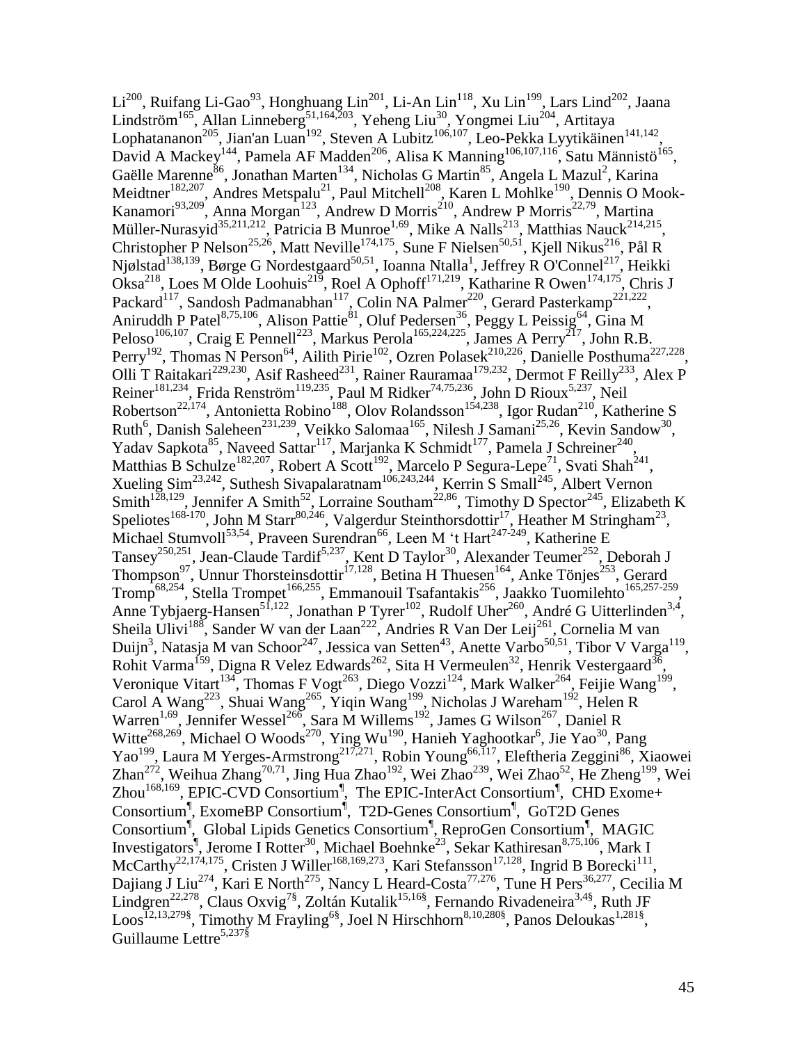Li[200], Ruifang Li-Gao[93], Honghuang Lin[201], Li-An Lin[118], Xu Lin[199], Lars Lind[202], Jaana Lindström[165], Allan Linneberg[51,164,203], Yeheng Liu[30], Yongmei Liu[204], Artitaya Lophatananon[205], Jian'an Luan[192], Steven A Lubitz[106,107], Leo-Pekka Lyytikäinen[141,142], David A Mackey[144], Pamela AF Madden[206], Alisa K Manning[106,107,116], Satu Männistö[165], Gaëlle Marenne[86], Jonathan Marten[134], Nicholas G Martin[85], Angela L Mazul[2], Karina Meidtner[182,207], Andres Metspalu[21], Paul Mitchell[208], Karen L Mohlke[190], Dennis O Mook-Kanamori[93,209], Anna Morgan[123], Andrew D Morris[210], Andrew P Morris[22,79], Martina Müller-Nurasyid[35,211,212], Patricia B Munroe[1,69], Mike A Nalls[213], Matthias Nauck[214,215], Christopher P Nelson[25,26], Matt Neville[174,175], Sune F Nielsen[50,51], Kjell Nikus[216], Pål R Njølstad[138,139], Børge G Nordestgaard[50,51], Ioanna Ntalla[1], Jeffrey R O'Connel[217], Heikki Oksa[218], Loes M Olde Loohuis[219], Roel A Ophoff[171,219], Katharine R Owen[174,175], Chris J Packard[117], Sandosh Padmanabhan[117], Colin NA Palmer[220], Gerard Pasterkamp[221,222], Aniruddh P Patel[8,75,106], Alison Pattie[81], Oluf Pedersen[36], Peggy L Peissig[64], Gina M Peloso[106,107], Craig E Pennell[223], Markus Perola[165,224,225], James A Perry[217], John R.B. Perry[192], Thomas N Person[64], Ailith Pirie[102], Ozren Polasek[210,226], Danielle Posthuma[227,228], Olli T Raitakari[229,230], Asif Rasheed[231], Rainer Rauramaa[179,232], Dermot F Reilly[233], Alex P Reiner[181,234], Frida Renström[119,235], Paul M Ridker[74,75,236], John D Rioux[5,237], Neil Robertson[22,174], Antonietta Robino[188], Olov Rolandsson[154,238], Igor Rudan[210], Katherine S Ruth[6], Danish Saleheen[231,239], Veikko Salomaa[165], Nilesh J Samani[25,26], Kevin Sandow[30], Yadav Sapkota[85], Naveed Sattar[117], Marjanka K Schmidt[177], Pamela J Schreiner[240], Matthias B Schulze[182,207], Robert A Scott[192], Marcelo P Segura-Lepe[71], Svati Shah[241], Xueling Sim[23,242], Suthesh Sivapalaratnam[106,243,244], Kerrin S Small[245], Albert Vernon Smith[128,129], Jennifer A Smith[52], Lorraine Southam[22,86], Timothy D Spector[245], Elizabeth K Speliotes[168-170], John M Starr[80,246], Valgerdur Steinthorsdottir[17], Heather M Stringham[23], Michael Stumvoll[53,54], Praveen Surendran[66], Leen M 't Hart[247-249], Katherine E Tansey[250,251], Jean-Claude Tardif[5,237], Kent D Taylor[30], Alexander Teumer[252], Deborah J Thompson[97], Unnur Thorsteinsdottir[17,128], Betina H Thuesen[164], Anke Tönjes[253], Gerard Tromp[68,254], Stella Trompet[166,255], Emmanouil Tsafantakis[256], Jaakko Tuomilehto[165,257-259], Anne Tybjaerg-Hansen[51,122], Jonathan P Tyrer[102], Rudolf Uher[260], André G Uitterlinden[3,4], Sheila Ulivi[188], Sander W van der Laan[222], Andries R Van Der Leij[261], Cornelia M van Duijn[3], Natasja M van Schoor[247], Jessica van Setten[43], Anette Varbo[50,51], Tibor V Varga[119], Rohit Varma[159], Digna R Velez Edwards[262], Sita H Vermeulen[32], Henrik Vestergaard[36], Veronique Vitart[134], Thomas F Vogt[263], Diego Vozzi[124], Mark Walker[264], Feijie Wang[199], Carol A Wang[223], Shuai Wang[265], Yiqin Wang[199], Nicholas J Wareham[192], Helen R Warren[1,69], Jennifer Wessel[266], Sara M Willems[192], James G Wilson[267], Daniel R Witte[268,269], Michael O Woods[270], Ying Wu[190], Hanieh Yaghootkar[6], Jie Yao[30], Pang Yao[199], Laura M Yerges-Armstrong[217,271], Robin Young[66,117], Eleftheria Zeggini[86], Xiaowei Zhan[272], Weihua Zhang[70,71], Jing Hua Zhao[192], Wei Zhao[239], Wei Zhao[52], He Zheng[199], Wei Zhou[168,169], EPIC-CVD Consortium[¶], The EPIC-InterAct Consortium[¶], CHD Exome+ Consortium[¶], ExomeBP Consortium[¶], T2D-Genes Consortium[¶], GoT2D Genes Consortium[¶], Global Lipids Genetics Consortium[¶], ReproGen Consortium[¶], MAGIC Investigators[¶], Jerome I Rotter[30], Michael Boehnke[23], Sekar Kathiresan[8,75,106], Mark I McCarthy[22,174,175], Cristen J Willer[168,169,273], Kari Stefansson[17,128], Ingrid B Borecki[111], Dajiang J Liu[274], Kari E North[275], Nancy L Heard-Costa[77,276], Tune H Pers[36,277], Cecilia M Lindgren[22,278], Claus Oxvig[7§], Zoltán Kutalik[15,16§], Fernando Rivadeneira[3,4§], Ruth JF Loos[12,13,279§], Timothy M Frayling[6§], Joel N Hirschhorn[8,10,280§], Panos Deloukas[1,281§], Guillaume Lettre[5,237§]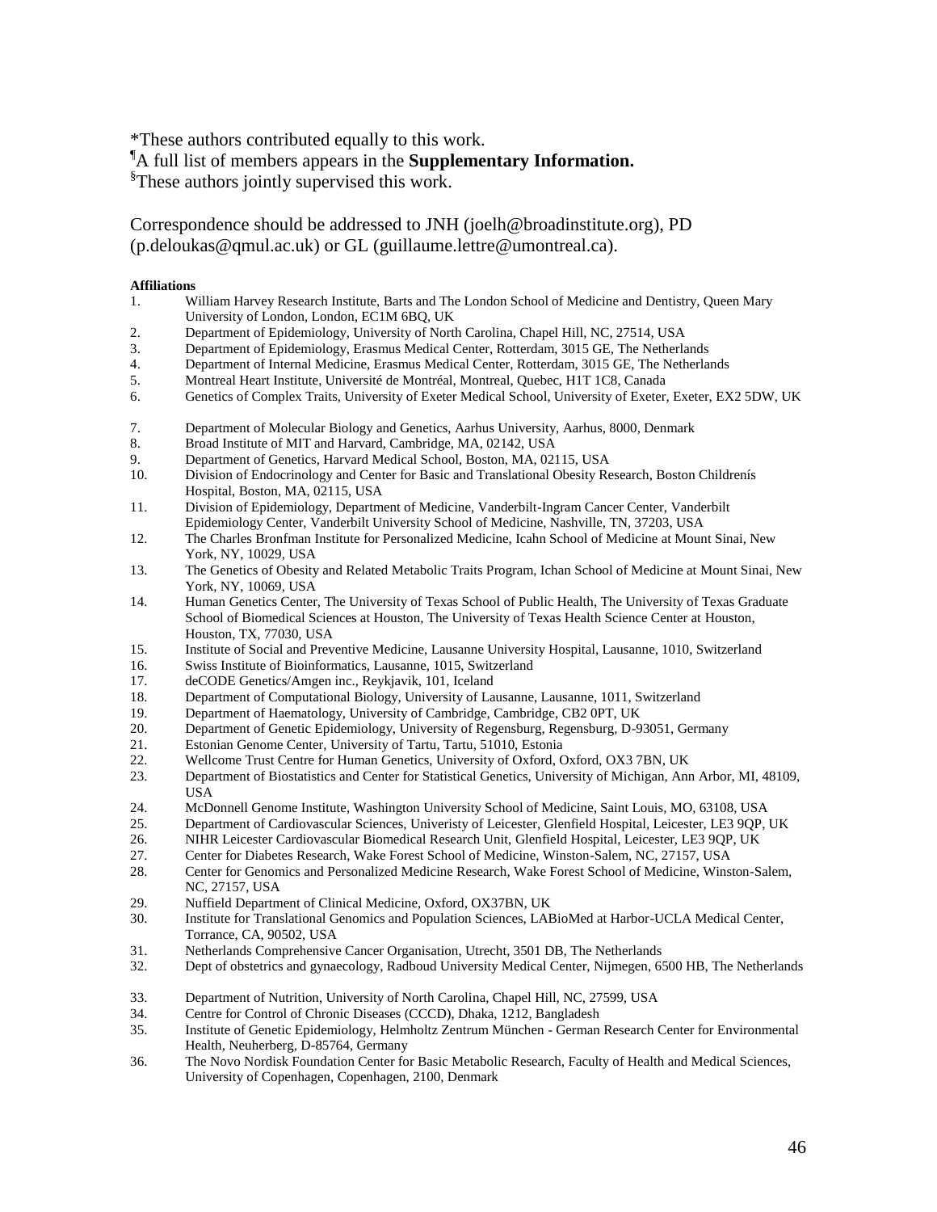*These authors contributed equally to this work.
¶A full list of members appears in the **Supplementary Information.**
§These authors jointly supervised this work.

Correspondence should be addressed to JNH (joelh@broadinstitute.org), PD (p.deloukas@qmul.ac.uk) or GL (guillaume.lettre@umontreal.ca).

**Affiliations**

1. William Harvey Research Institute, Barts and The London School of Medicine and Dentistry, Queen Mary University of London, London, EC1M 6BQ, UK
2. Department of Epidemiology, University of North Carolina, Chapel Hill, NC, 27514, USA
3. Department of Epidemiology, Erasmus Medical Center, Rotterdam, 3015 GE, The Netherlands
4. Department of Internal Medicine, Erasmus Medical Center, Rotterdam, 3015 GE, The Netherlands
5. Montreal Heart Institute, Université de Montréal, Montreal, Quebec, H1T 1C8, Canada
6. Genetics of Complex Traits, University of Exeter Medical School, University of Exeter, Exeter, EX2 5DW, UK
7. Department of Molecular Biology and Genetics, Aarhus University, Aarhus, 8000, Denmark
8. Broad Institute of MIT and Harvard, Cambridge, MA, 02142, USA
9. Department of Genetics, Harvard Medical School, Boston, MA, 02115, USA
10. Division of Endocrinology and Center for Basic and Translational Obesity Research, Boston Childrenís Hospital, Boston, MA, 02115, USA
11. Division of Epidemiology, Department of Medicine, Vanderbilt-Ingram Cancer Center, Vanderbilt Epidemiology Center, Vanderbilt University School of Medicine, Nashville, TN, 37203, USA
12. The Charles Bronfman Institute for Personalized Medicine, Icahn School of Medicine at Mount Sinai, New York, NY, 10029, USA
13. The Genetics of Obesity and Related Metabolic Traits Program, Ichan School of Medicine at Mount Sinai, New York, NY, 10069, USA
14. Human Genetics Center, The University of Texas School of Public Health, The University of Texas Graduate School of Biomedical Sciences at Houston, The University of Texas Health Science Center at Houston, Houston, TX, 77030, USA
15. Institute of Social and Preventive Medicine, Lausanne University Hospital, Lausanne, 1010, Switzerland
16. Swiss Institute of Bioinformatics, Lausanne, 1015, Switzerland
17. deCODE Genetics/Amgen inc., Reykjavik, 101, Iceland
18. Department of Computational Biology, University of Lausanne, Lausanne, 1011, Switzerland
19. Department of Haematology, University of Cambridge, Cambridge, CB2 0PT, UK
20. Department of Genetic Epidemiology, University of Regensburg, Regensburg, D-93051, Germany
21. Estonian Genome Center, University of Tartu, Tartu, 51010, Estonia
22. Wellcome Trust Centre for Human Genetics, University of Oxford, Oxford, OX3 7BN, UK
23. Department of Biostatistics and Center for Statistical Genetics, University of Michigan, Ann Arbor, MI, 48109, USA
24. McDonnell Genome Institute, Washington University School of Medicine, Saint Louis, MO, 63108, USA
25. Department of Cardiovascular Sciences, Univeristy of Leicester, Glenfield Hospital, Leicester, LE3 9QP, UK
26. NIHR Leicester Cardiovascular Biomedical Research Unit, Glenfield Hospital, Leicester, LE3 9QP, UK
27. Center for Diabetes Research, Wake Forest School of Medicine, Winston-Salem, NC, 27157, USA
28. Center for Genomics and Personalized Medicine Research, Wake Forest School of Medicine, Winston-Salem, NC, 27157, USA
29. Nuffield Department of Clinical Medicine, Oxford, OX37BN, UK
30. Institute for Translational Genomics and Population Sciences, LABioMed at Harbor-UCLA Medical Center, Torrance, CA, 90502, USA
31. Netherlands Comprehensive Cancer Organisation, Utrecht, 3501 DB, The Netherlands
32. Dept of obstetrics and gynaecology, Radboud University Medical Center, Nijmegen, 6500 HB, The Netherlands
33. Department of Nutrition, University of North Carolina, Chapel Hill, NC, 27599, USA
34. Centre for Control of Chronic Diseases (CCCD), Dhaka, 1212, Bangladesh
35. Institute of Genetic Epidemiology, Helmholtz Zentrum München - German Research Center for Environmental Health, Neuherberg, D-85764, Germany
36. The Novo Nordisk Foundation Center for Basic Metabolic Research, Faculty of Health and Medical Sciences, University of Copenhagen, Copenhagen, 2100, Denmark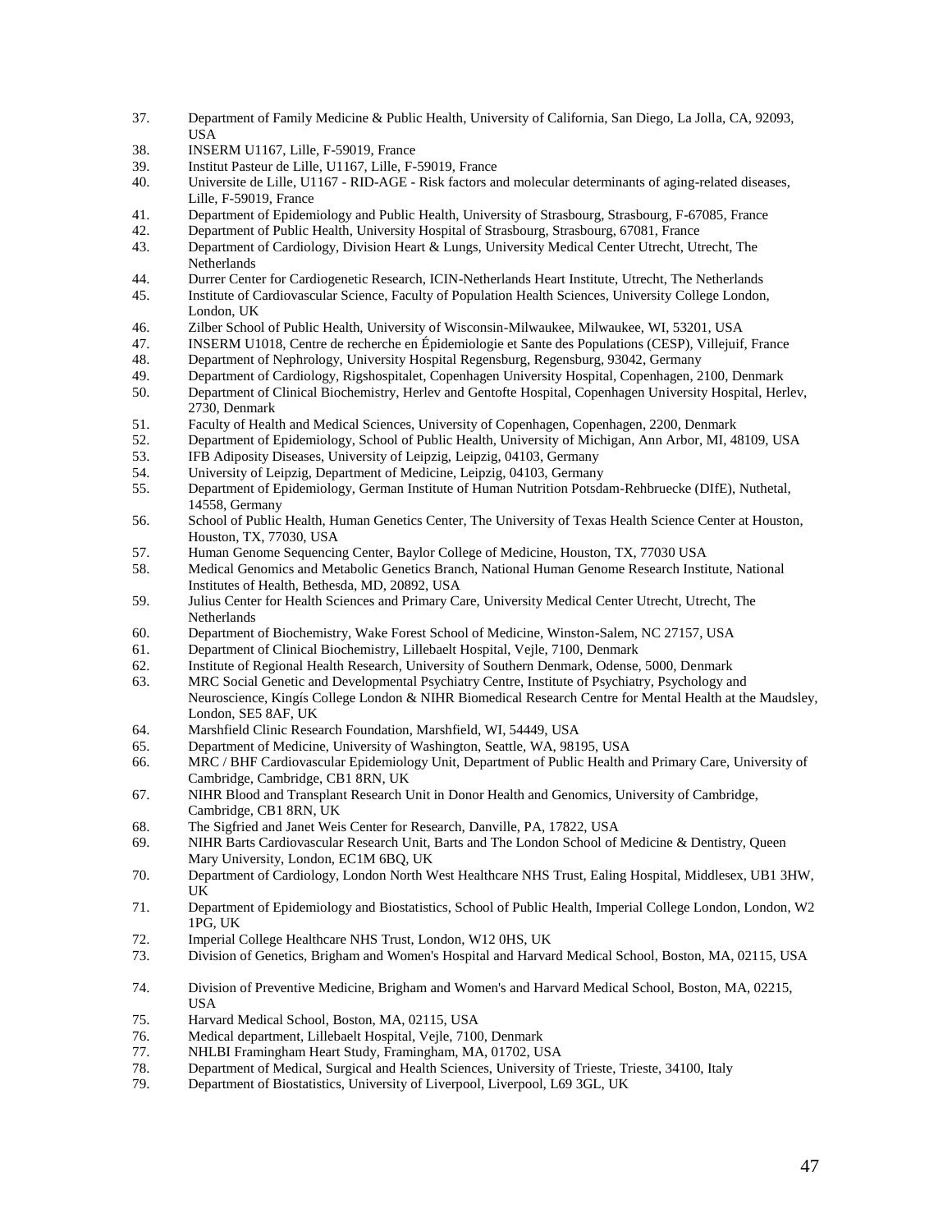37. Department of Family Medicine & Public Health, University of California, San Diego, La Jolla, CA, 92093, USA
38. INSERM U1167, Lille, F-59019, France
39. Institut Pasteur de Lille, U1167, Lille, F-59019, France
40. Universite de Lille, U1167 - RID-AGE - Risk factors and molecular determinants of aging-related diseases, Lille, F-59019, France
41. Department of Epidemiology and Public Health, University of Strasbourg, Strasbourg, F-67085, France
42. Department of Public Health, University Hospital of Strasbourg, Strasbourg, 67081, France
43. Department of Cardiology, Division Heart & Lungs, University Medical Center Utrecht, Utrecht, The Netherlands
44. Durrer Center for Cardiogenetic Research, ICIN-Netherlands Heart Institute, Utrecht, The Netherlands
45. Institute of Cardiovascular Science, Faculty of Population Health Sciences, University College London, London, UK
46. Zilber School of Public Health, University of Wisconsin-Milwaukee, Milwaukee, WI, 53201, USA
47. INSERM U1018, Centre de recherche en Épidemiologie et Sante des Populations (CESP), Villejuif, France
48. Department of Nephrology, University Hospital Regensburg, Regensburg, 93042, Germany
49. Department of Cardiology, Rigshospitalet, Copenhagen University Hospital, Copenhagen, 2100, Denmark
50. Department of Clinical Biochemistry, Herlev and Gentofte Hospital, Copenhagen University Hospital, Herlev, 2730, Denmark
51. Faculty of Health and Medical Sciences, University of Copenhagen, Copenhagen, 2200, Denmark
52. Department of Epidemiology, School of Public Health, University of Michigan, Ann Arbor, MI, 48109, USA
53. IFB Adiposity Diseases, University of Leipzig, Leipzig, 04103, Germany
54. University of Leipzig, Department of Medicine, Leipzig, 04103, Germany
55. Department of Epidemiology, German Institute of Human Nutrition Potsdam-Rehbruecke (DIfE), Nuthetal, 14558, Germany
56. School of Public Health, Human Genetics Center, The University of Texas Health Science Center at Houston, Houston, TX, 77030, USA
57. Human Genome Sequencing Center, Baylor College of Medicine, Houston, TX, 77030 USA
58. Medical Genomics and Metabolic Genetics Branch, National Human Genome Research Institute, National Institutes of Health, Bethesda, MD, 20892, USA
59. Julius Center for Health Sciences and Primary Care, University Medical Center Utrecht, Utrecht, The Netherlands
60. Department of Biochemistry, Wake Forest School of Medicine, Winston-Salem, NC 27157, USA
61. Department of Clinical Biochemistry, Lillebaelt Hospital, Vejle, 7100, Denmark
62. Institute of Regional Health Research, University of Southern Denmark, Odense, 5000, Denmark
63. MRC Social Genetic and Developmental Psychiatry Centre, Institute of Psychiatry, Psychology and Neuroscience, Kingís College London & NIHR Biomedical Research Centre for Mental Health at the Maudsley, London, SE5 8AF, UK
64. Marshfield Clinic Research Foundation, Marshfield, WI, 54449, USA
65. Department of Medicine, University of Washington, Seattle, WA, 98195, USA
66. MRC / BHF Cardiovascular Epidemiology Unit, Department of Public Health and Primary Care, University of Cambridge, Cambridge, CB1 8RN, UK
67. NIHR Blood and Transplant Research Unit in Donor Health and Genomics, University of Cambridge, Cambridge, CB1 8RN, UK
68. The Sigfried and Janet Weis Center for Research, Danville, PA, 17822, USA
69. NIHR Barts Cardiovascular Research Unit, Barts and The London School of Medicine & Dentistry, Queen Mary University, London, EC1M 6BQ, UK
70. Department of Cardiology, London North West Healthcare NHS Trust, Ealing Hospital, Middlesex, UB1 3HW, UK
71. Department of Epidemiology and Biostatistics, School of Public Health, Imperial College London, London, W2 1PG, UK
72. Imperial College Healthcare NHS Trust, London, W12 0HS, UK
73. Division of Genetics, Brigham and Women's Hospital and Harvard Medical School, Boston, MA, 02115, USA
74. Division of Preventive Medicine, Brigham and Women's and Harvard Medical School, Boston, MA, 02215, USA
75. Harvard Medical School, Boston, MA, 02115, USA
76. Medical department, Lillebaelt Hospital, Vejle, 7100, Denmark
77. NHLBI Framingham Heart Study, Framingham, MA, 01702, USA
78. Department of Medical, Surgical and Health Sciences, University of Trieste, Trieste, 34100, Italy
79. Department of Biostatistics, University of Liverpool, Liverpool, L69 3GL, UK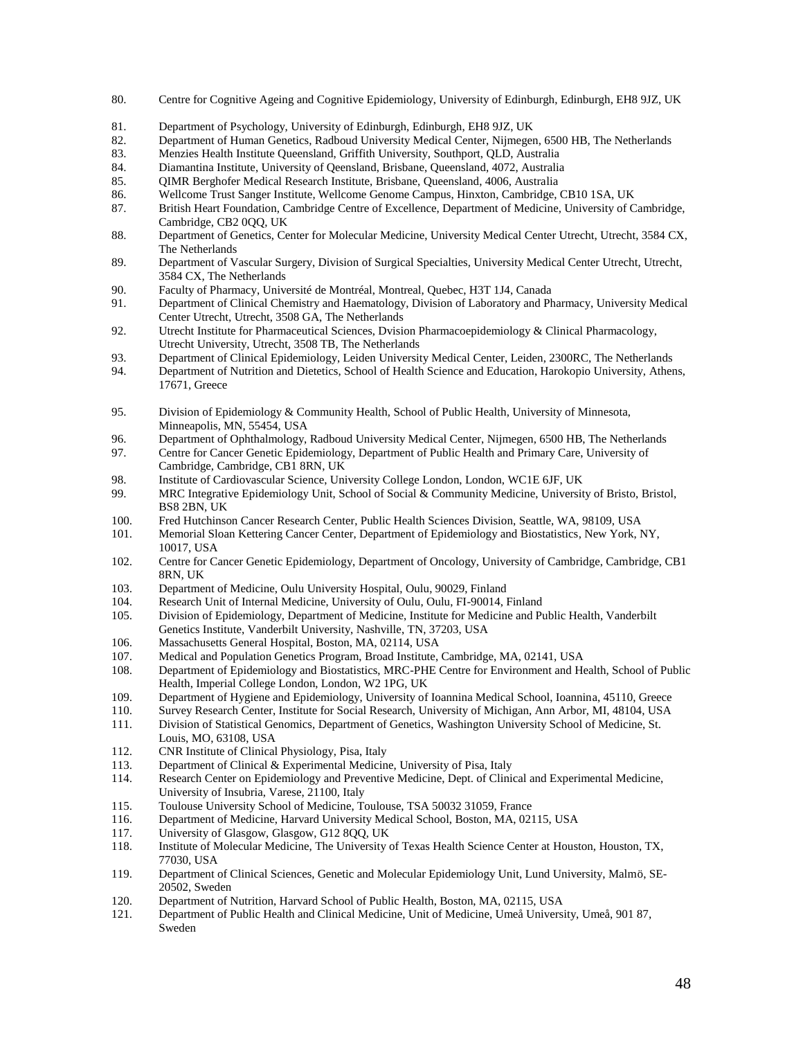80. Centre for Cognitive Ageing and Cognitive Epidemiology, University of Edinburgh, Edinburgh, EH8 9JZ, UK
81. Department of Psychology, University of Edinburgh, Edinburgh, EH8 9JZ, UK
82. Department of Human Genetics, Radboud University Medical Center, Nijmegen, 6500 HB, The Netherlands
83. Menzies Health Institute Queensland, Griffith University, Southport, QLD, Australia
84. Diamantina Institute, University of Qeensland, Brisbane, Queensland, 4072, Australia
85. QIMR Berghofer Medical Research Institute, Brisbane, Queensland, 4006, Australia
86. Wellcome Trust Sanger Institute, Wellcome Genome Campus, Hinxton, Cambridge, CB10 1SA, UK
87. British Heart Foundation, Cambridge Centre of Excellence, Department of Medicine, University of Cambridge, Cambridge, CB2 0QQ, UK
88. Department of Genetics, Center for Molecular Medicine, University Medical Center Utrecht, Utrecht, 3584 CX, The Netherlands
89. Department of Vascular Surgery, Division of Surgical Specialties, University Medical Center Utrecht, Utrecht, 3584 CX, The Netherlands
90. Faculty of Pharmacy, Université de Montréal, Montreal, Quebec, H3T 1J4, Canada
91. Department of Clinical Chemistry and Haematology, Division of Laboratory and Pharmacy, University Medical Center Utrecht, Utrecht, 3508 GA, The Netherlands
92. Utrecht Institute for Pharmaceutical Sciences, Dvision Pharmacoepidemiology & Clinical Pharmacology, Utrecht University, Utrecht, 3508 TB, The Netherlands
93. Department of Clinical Epidemiology, Leiden University Medical Center, Leiden, 2300RC, The Netherlands
94. Department of Nutrition and Dietetics, School of Health Science and Education, Harokopio University, Athens, 17671, Greece
95. Division of Epidemiology & Community Health, School of Public Health, University of Minnesota, Minneapolis, MN, 55454, USA
96. Department of Ophthalmology, Radboud University Medical Center, Nijmegen, 6500 HB, The Netherlands
97. Centre for Cancer Genetic Epidemiology, Department of Public Health and Primary Care, University of Cambridge, Cambridge, CB1 8RN, UK
98. Institute of Cardiovascular Science, University College London, London, WC1E 6JF, UK
99. MRC Integrative Epidemiology Unit, School of Social & Community Medicine, University of Bristo, Bristol, BS8 2BN, UK
100. Fred Hutchinson Cancer Research Center, Public Health Sciences Division, Seattle, WA, 98109, USA
101. Memorial Sloan Kettering Cancer Center, Department of Epidemiology and Biostatistics, New York, NY, 10017, USA
102. Centre for Cancer Genetic Epidemiology, Department of Oncology, University of Cambridge, Cambridge, CB1 8RN, UK
103. Department of Medicine, Oulu University Hospital, Oulu, 90029, Finland
104. Research Unit of Internal Medicine, University of Oulu, Oulu, FI-90014, Finland
105. Division of Epidemiology, Department of Medicine, Institute for Medicine and Public Health, Vanderbilt Genetics Institute, Vanderbilt University, Nashville, TN, 37203, USA
106. Massachusetts General Hospital, Boston, MA, 02114, USA
107. Medical and Population Genetics Program, Broad Institute, Cambridge, MA, 02141, USA
108. Department of Epidemiology and Biostatistics, MRC-PHE Centre for Environment and Health, School of Public Health, Imperial College London, London, W2 1PG, UK
109. Department of Hygiene and Epidemiology, University of Ioannina Medical School, Ioannina, 45110, Greece
110. Survey Research Center, Institute for Social Research, University of Michigan, Ann Arbor, MI, 48104, USA
111. Division of Statistical Genomics, Department of Genetics, Washington University School of Medicine, St. Louis, MO, 63108, USA
112. CNR Institute of Clinical Physiology, Pisa, Italy
113. Department of Clinical & Experimental Medicine, University of Pisa, Italy
114. Research Center on Epidemiology and Preventive Medicine, Dept. of Clinical and Experimental Medicine, University of Insubria, Varese, 21100, Italy
115. Toulouse University School of Medicine, Toulouse, TSA 50032 31059, France
116. Department of Medicine, Harvard University Medical School, Boston, MA, 02115, USA
117. University of Glasgow, Glasgow, G12 8QQ, UK
118. Institute of Molecular Medicine, The University of Texas Health Science Center at Houston, Houston, TX, 77030, USA
119. Department of Clinical Sciences, Genetic and Molecular Epidemiology Unit, Lund University, Malmö, SE-20502, Sweden
120. Department of Nutrition, Harvard School of Public Health, Boston, MA, 02115, USA
121. Department of Public Health and Clinical Medicine, Unit of Medicine, Umeå University, Umeå, 901 87, Sweden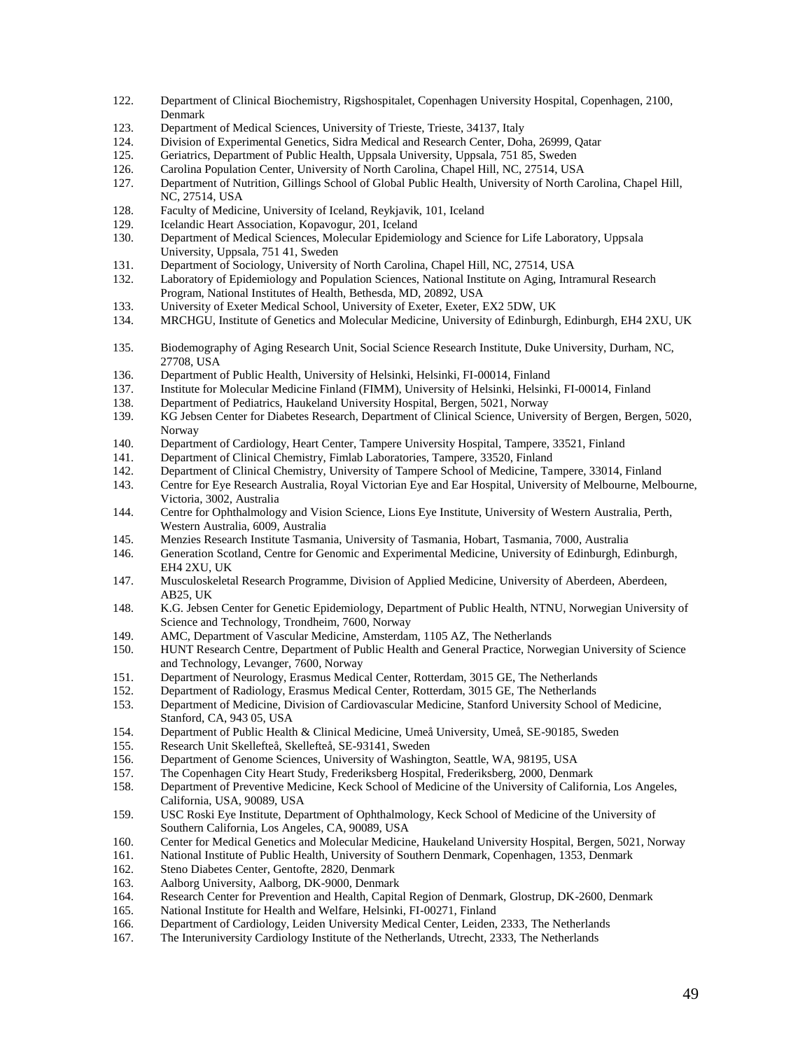122. Department of Clinical Biochemistry, Rigshospitalet, Copenhagen University Hospital, Copenhagen, 2100, Denmark
123. Department of Medical Sciences, University of Trieste, Trieste, 34137, Italy
124. Division of Experimental Genetics, Sidra Medical and Research Center, Doha, 26999, Qatar
125. Geriatrics, Department of Public Health, Uppsala University, Uppsala, 751 85, Sweden
126. Carolina Population Center, University of North Carolina, Chapel Hill, NC, 27514, USA
127. Department of Nutrition, Gillings School of Global Public Health, University of North Carolina, Chapel Hill, NC, 27514, USA
128. Faculty of Medicine, University of Iceland, Reykjavik, 101, Iceland
129. Icelandic Heart Association, Kopavogur, 201, Iceland
130. Department of Medical Sciences, Molecular Epidemiology and Science for Life Laboratory, Uppsala University, Uppsala, 751 41, Sweden
131. Department of Sociology, University of North Carolina, Chapel Hill, NC, 27514, USA
132. Laboratory of Epidemiology and Population Sciences, National Institute on Aging, Intramural Research Program, National Institutes of Health, Bethesda, MD, 20892, USA
133. University of Exeter Medical School, University of Exeter, Exeter, EX2 5DW, UK
134. MRCHGU, Institute of Genetics and Molecular Medicine, University of Edinburgh, Edinburgh, EH4 2XU, UK
135. Biodemography of Aging Research Unit, Social Science Research Institute, Duke University, Durham, NC, 27708, USA
136. Department of Public Health, University of Helsinki, Helsinki, FI-00014, Finland
137. Institute for Molecular Medicine Finland (FIMM), University of Helsinki, Helsinki, FI-00014, Finland
138. Department of Pediatrics, Haukeland University Hospital, Bergen, 5021, Norway
139. KG Jebsen Center for Diabetes Research, Department of Clinical Science, University of Bergen, Bergen, 5020, Norway
140. Department of Cardiology, Heart Center, Tampere University Hospital, Tampere, 33521, Finland
141. Department of Clinical Chemistry, Fimlab Laboratories, Tampere, 33520, Finland
142. Department of Clinical Chemistry, University of Tampere School of Medicine, Tampere, 33014, Finland
143. Centre for Eye Research Australia, Royal Victorian Eye and Ear Hospital, University of Melbourne, Melbourne, Victoria, 3002, Australia
144. Centre for Ophthalmology and Vision Science, Lions Eye Institute, University of Western Australia, Perth, Western Australia, 6009, Australia
145. Menzies Research Institute Tasmania, University of Tasmania, Hobart, Tasmania, 7000, Australia
146. Generation Scotland, Centre for Genomic and Experimental Medicine, University of Edinburgh, Edinburgh, EH4 2XU, UK
147. Musculoskeletal Research Programme, Division of Applied Medicine, University of Aberdeen, Aberdeen, AB25, UK
148. K.G. Jebsen Center for Genetic Epidemiology, Department of Public Health, NTNU, Norwegian University of Science and Technology, Trondheim, 7600, Norway
149. AMC, Department of Vascular Medicine, Amsterdam, 1105 AZ, The Netherlands
150. HUNT Research Centre, Department of Public Health and General Practice, Norwegian University of Science and Technology, Levanger, 7600, Norway
151. Department of Neurology, Erasmus Medical Center, Rotterdam, 3015 GE, The Netherlands
152. Department of Radiology, Erasmus Medical Center, Rotterdam, 3015 GE, The Netherlands
153. Department of Medicine, Division of Cardiovascular Medicine, Stanford University School of Medicine, Stanford, CA, 943 05, USA
154. Department of Public Health & Clinical Medicine, Umeå University, Umeå, SE-90185, Sweden
155. Research Unit Skellefteå, Skellefteå, SE-93141, Sweden
156. Department of Genome Sciences, University of Washington, Seattle, WA, 98195, USA
157. The Copenhagen City Heart Study, Frederiksberg Hospital, Frederiksberg, 2000, Denmark
158. Department of Preventive Medicine, Keck School of Medicine of the University of California, Los Angeles, California, USA, 90089, USA
159. USC Roski Eye Institute, Department of Ophthalmology, Keck School of Medicine of the University of Southern California, Los Angeles, CA, 90089, USA
160. Center for Medical Genetics and Molecular Medicine, Haukeland University Hospital, Bergen, 5021, Norway
161. National Institute of Public Health, University of Southern Denmark, Copenhagen, 1353, Denmark
162. Steno Diabetes Center, Gentofte, 2820, Denmark
163. Aalborg University, Aalborg, DK-9000, Denmark
164. Research Center for Prevention and Health, Capital Region of Denmark, Glostrup, DK-2600, Denmark
165. National Institute for Health and Welfare, Helsinki, FI-00271, Finland
166. Department of Cardiology, Leiden University Medical Center, Leiden, 2333, The Netherlands
167. The Interuniversity Cardiology Institute of the Netherlands, Utrecht, 2333, The Netherlands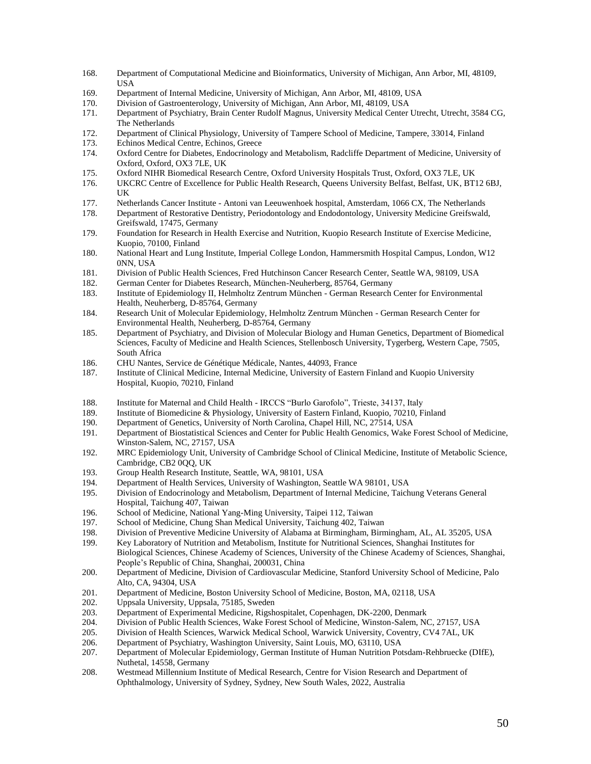168. Department of Computational Medicine and Bioinformatics, University of Michigan, Ann Arbor, MI, 48109, USA
169. Department of Internal Medicine, University of Michigan, Ann Arbor, MI, 48109, USA
170. Division of Gastroenterology, University of Michigan, Ann Arbor, MI, 48109, USA
171. Department of Psychiatry, Brain Center Rudolf Magnus, University Medical Center Utrecht, Utrecht, 3584 CG, The Netherlands
172. Department of Clinical Physiology, University of Tampere School of Medicine, Tampere, 33014, Finland
173. Echinos Medical Centre, Echinos, Greece
174. Oxford Centre for Diabetes, Endocrinology and Metabolism, Radcliffe Department of Medicine, University of Oxford, Oxford, OX3 7LE, UK
175. Oxford NIHR Biomedical Research Centre, Oxford University Hospitals Trust, Oxford, OX3 7LE, UK
176. UKCRC Centre of Excellence for Public Health Research, Queens University Belfast, Belfast, UK, BT12 6BJ, UK
177. Netherlands Cancer Institute - Antoni van Leeuwenhoek hospital, Amsterdam, 1066 CX, The Netherlands
178. Department of Restorative Dentistry, Periodontology and Endodontology, University Medicine Greifswald, Greifswald, 17475, Germany
179. Foundation for Research in Health Exercise and Nutrition, Kuopio Research Institute of Exercise Medicine, Kuopio, 70100, Finland
180. National Heart and Lung Institute, Imperial College London, Hammersmith Hospital Campus, London, W12 0NN, USA
181. Division of Public Health Sciences, Fred Hutchinson Cancer Research Center, Seattle WA, 98109, USA
182. German Center for Diabetes Research, München-Neuherberg, 85764, Germany
183. Institute of Epidemiology II, Helmholtz Zentrum München - German Research Center for Environmental Health, Neuherberg, D-85764, Germany
184. Research Unit of Molecular Epidemiology, Helmholtz Zentrum München - German Research Center for Environmental Health, Neuherberg, D-85764, Germany
185. Department of Psychiatry, and Division of Molecular Biology and Human Genetics, Department of Biomedical Sciences, Faculty of Medicine and Health Sciences, Stellenbosch University, Tygerberg, Western Cape, 7505, South Africa
186. CHU Nantes, Service de Génétique Médicale, Nantes, 44093, France
187. Institute of Clinical Medicine, Internal Medicine, University of Eastern Finland and Kuopio University Hospital, Kuopio, 70210, Finland
188. Institute for Maternal and Child Health - IRCCS "Burlo Garofolo", Trieste, 34137, Italy
189. Institute of Biomedicine & Physiology, University of Eastern Finland, Kuopio, 70210, Finland
190. Department of Genetics, University of North Carolina, Chapel Hill, NC, 27514, USA
191. Department of Biostatistical Sciences and Center for Public Health Genomics, Wake Forest School of Medicine, Winston-Salem, NC, 27157, USA
192. MRC Epidemiology Unit, University of Cambridge School of Clinical Medicine, Institute of Metabolic Science, Cambridge, CB2 0QQ, UK
193. Group Health Research Institute, Seattle, WA, 98101, USA
194. Department of Health Services, University of Washington, Seattle WA 98101, USA
195. Division of Endocrinology and Metabolism, Department of Internal Medicine, Taichung Veterans General Hospital, Taichung 407, Taiwan
196. School of Medicine, National Yang-Ming University, Taipei 112, Taiwan
197. School of Medicine, Chung Shan Medical University, Taichung 402, Taiwan
198. Division of Preventive Medicine University of Alabama at Birmingham, Birmingham, AL, AL 35205, USA
199. Key Laboratory of Nutrition and Metabolism, Institute for Nutritional Sciences, Shanghai Institutes for Biological Sciences, Chinese Academy of Sciences, University of the Chinese Academy of Sciences, Shanghai, People's Republic of China, Shanghai, 200031, China
200. Department of Medicine, Division of Cardiovascular Medicine, Stanford University School of Medicine, Palo Alto, CA, 94304, USA
201. Department of Medicine, Boston University School of Medicine, Boston, MA, 02118, USA
202. Uppsala University, Uppsala, 75185, Sweden
203. Department of Experimental Medicine, Rigshospitalet, Copenhagen, DK-2200, Denmark
204. Division of Public Health Sciences, Wake Forest School of Medicine, Winston-Salem, NC, 27157, USA
205. Division of Health Sciences, Warwick Medical School, Warwick University, Coventry, CV4 7AL, UK
206. Department of Psychiatry, Washington University, Saint Louis, MO, 63110, USA
207. Department of Molecular Epidemiology, German Institute of Human Nutrition Potsdam-Rehbruecke (DIfE), Nuthetal, 14558, Germany
208. Westmead Millennium Institute of Medical Research, Centre for Vision Research and Department of Ophthalmology, University of Sydney, Sydney, New South Wales, 2022, Australia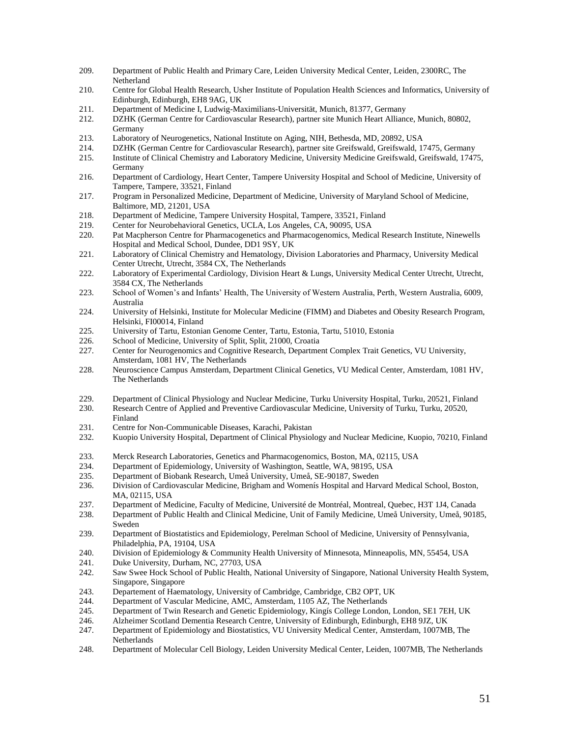209. Department of Public Health and Primary Care, Leiden University Medical Center, Leiden, 2300RC, The Netherland
210. Centre for Global Health Research, Usher Institute of Population Health Sciences and Informatics, University of Edinburgh, Edinburgh, EH8 9AG, UK
211. Department of Medicine I, Ludwig-Maximilians-Universität, Munich, 81377, Germany
212. DZHK (German Centre for Cardiovascular Research), partner site Munich Heart Alliance, Munich, 80802, Germany
213. Laboratory of Neurogenetics, National Institute on Aging, NIH, Bethesda, MD, 20892, USA
214. DZHK (German Centre for Cardiovascular Research), partner site Greifswald, Greifswald, 17475, Germany
215. Institute of Clinical Chemistry and Laboratory Medicine, University Medicine Greifswald, Greifswald, 17475, Germany
216. Department of Cardiology, Heart Center, Tampere University Hospital and School of Medicine, University of Tampere, Tampere, 33521, Finland
217. Program in Personalized Medicine, Department of Medicine, University of Maryland School of Medicine, Baltimore, MD, 21201, USA
218. Department of Medicine, Tampere University Hospital, Tampere, 33521, Finland
219. Center for Neurobehavioral Genetics, UCLA, Los Angeles, CA, 90095, USA
220. Pat Macpherson Centre for Pharmacogenetics and Pharmacogenomics, Medical Research Institute, Ninewells Hospital and Medical School, Dundee, DD1 9SY, UK
221. Laboratory of Clinical Chemistry and Hematology, Division Laboratories and Pharmacy, University Medical Center Utrecht, Utrecht, 3584 CX, The Netherlands
222. Laboratory of Experimental Cardiology, Division Heart & Lungs, University Medical Center Utrecht, Utrecht, 3584 CX, The Netherlands
223. School of Women's and Infants' Health, The University of Western Australia, Perth, Western Australia, 6009, Australia
224. University of Helsinki, Institute for Molecular Medicine (FIMM) and Diabetes and Obesity Research Program, Helsinki, FI00014, Finland
225. University of Tartu, Estonian Genome Center, Tartu, Estonia, Tartu, 51010, Estonia
226. School of Medicine, University of Split, Split, 21000, Croatia
227. Center for Neurogenomics and Cognitive Research, Department Complex Trait Genetics, VU University, Amsterdam, 1081 HV, The Netherlands
228. Neuroscience Campus Amsterdam, Department Clinical Genetics, VU Medical Center, Amsterdam, 1081 HV, The Netherlands
229. Department of Clinical Physiology and Nuclear Medicine, Turku University Hospital, Turku, 20521, Finland
230. Research Centre of Applied and Preventive Cardiovascular Medicine, University of Turku, Turku, 20520, Finland
231. Centre for Non-Communicable Diseases, Karachi, Pakistan
232. Kuopio University Hospital, Department of Clinical Physiology and Nuclear Medicine, Kuopio, 70210, Finland
233. Merck Research Laboratories, Genetics and Pharmacogenomics, Boston, MA, 02115, USA
234. Department of Epidemiology, University of Washington, Seattle, WA, 98195, USA
235. Department of Biobank Research, Umeå University, Umeå, SE-90187, Sweden
236. Division of Cardiovascular Medicine, Brigham and Womenís Hospital and Harvard Medical School, Boston, MA, 02115, USA
237. Department of Medicine, Faculty of Medicine, Université de Montréal, Montreal, Quebec, H3T 1J4, Canada
238. Department of Public Health and Clinical Medicine, Unit of Family Medicine, Umeå University, Umeå, 90185, Sweden
239. Department of Biostatistics and Epidemiology, Perelman School of Medicine, University of Pennsylvania, Philadelphia, PA, 19104, USA
240. Division of Epidemiology & Community Health University of Minnesota, Minneapolis, MN, 55454, USA
241. Duke University, Durham, NC, 27703, USA
242. Saw Swee Hock School of Public Health, National University of Singapore, National University Health System, Singapore, Singapore
243. Departement of Haematology, University of Cambridge, Cambridge, CB2 OPT, UK
244. Department of Vascular Medicine, AMC, Amsterdam, 1105 AZ, The Netherlands
245. Department of Twin Research and Genetic Epidemiology, Kingís College London, London, SE1 7EH, UK
246. Alzheimer Scotland Dementia Research Centre, University of Edinburgh, Edinburgh, EH8 9JZ, UK
247. Department of Epidemiology and Biostatistics, VU University Medical Center, Amsterdam, 1007MB, The Netherlands
248. Department of Molecular Cell Biology, Leiden University Medical Center, Leiden, 1007MB, The Netherlands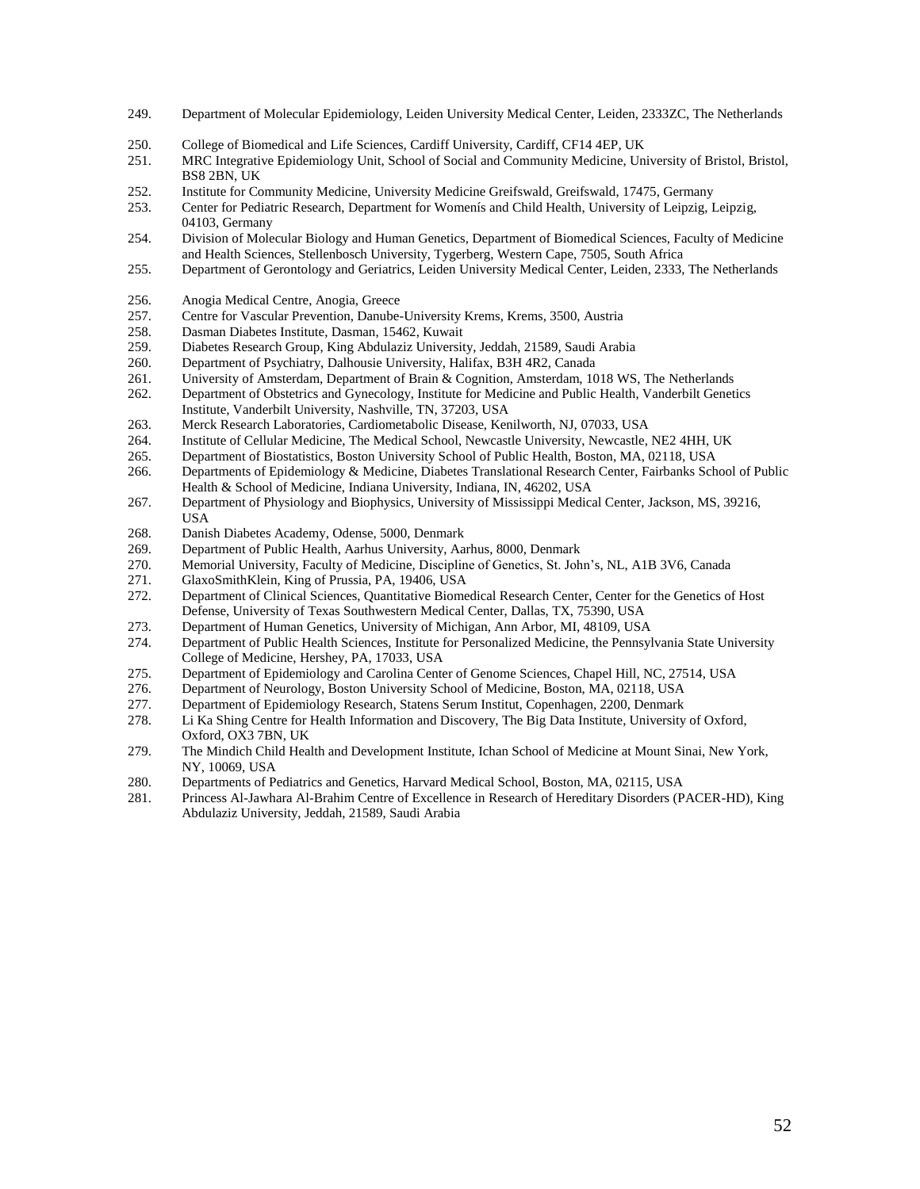249. Department of Molecular Epidemiology, Leiden University Medical Center, Leiden, 2333ZC, The Netherlands
250. College of Biomedical and Life Sciences, Cardiff University, Cardiff, CF14 4EP, UK
251. MRC Integrative Epidemiology Unit, School of Social and Community Medicine, University of Bristol, Bristol, BS8 2BN, UK
252. Institute for Community Medicine, University Medicine Greifswald, Greifswald, 17475, Germany
253. Center for Pediatric Research, Department for Womenís and Child Health, University of Leipzig, Leipzig, 04103, Germany
254. Division of Molecular Biology and Human Genetics, Department of Biomedical Sciences, Faculty of Medicine and Health Sciences, Stellenbosch University, Tygerberg, Western Cape, 7505, South Africa
255. Department of Gerontology and Geriatrics, Leiden University Medical Center, Leiden, 2333, The Netherlands
256. Anogia Medical Centre, Anogia, Greece
257. Centre for Vascular Prevention, Danube-University Krems, Krems, 3500, Austria
258. Dasman Diabetes Institute, Dasman, 15462, Kuwait
259. Diabetes Research Group, King Abdulaziz University, Jeddah, 21589, Saudi Arabia
260. Department of Psychiatry, Dalhousie University, Halifax, B3H 4R2, Canada
261. University of Amsterdam, Department of Brain & Cognition, Amsterdam, 1018 WS, The Netherlands
262. Department of Obstetrics and Gynecology, Institute for Medicine and Public Health, Vanderbilt Genetics Institute, Vanderbilt University, Nashville, TN, 37203, USA
263. Merck Research Laboratories, Cardiometabolic Disease, Kenilworth, NJ, 07033, USA
264. Institute of Cellular Medicine, The Medical School, Newcastle University, Newcastle, NE2 4HH, UK
265. Department of Biostatistics, Boston University School of Public Health, Boston, MA, 02118, USA
266. Departments of Epidemiology & Medicine, Diabetes Translational Research Center, Fairbanks School of Public Health & School of Medicine, Indiana University, Indiana, IN, 46202, USA
267. Department of Physiology and Biophysics, University of Mississippi Medical Center, Jackson, MS, 39216, USA
268. Danish Diabetes Academy, Odense, 5000, Denmark
269. Department of Public Health, Aarhus University, Aarhus, 8000, Denmark
270. Memorial University, Faculty of Medicine, Discipline of Genetics, St. John's, NL, A1B 3V6, Canada
271. GlaxoSmithKlein, King of Prussia, PA, 19406, USA
272. Department of Clinical Sciences, Quantitative Biomedical Research Center, Center for the Genetics of Host Defense, University of Texas Southwestern Medical Center, Dallas, TX, 75390, USA
273. Department of Human Genetics, University of Michigan, Ann Arbor, MI, 48109, USA
274. Department of Public Health Sciences, Institute for Personalized Medicine, the Pennsylvania State University College of Medicine, Hershey, PA, 17033, USA
275. Department of Epidemiology and Carolina Center of Genome Sciences, Chapel Hill, NC, 27514, USA
276. Department of Neurology, Boston University School of Medicine, Boston, MA, 02118, USA
277. Department of Epidemiology Research, Statens Serum Institut, Copenhagen, 2200, Denmark
278. Li Ka Shing Centre for Health Information and Discovery, The Big Data Institute, University of Oxford, Oxford, OX3 7BN, UK
279. The Mindich Child Health and Development Institute, Ichan School of Medicine at Mount Sinai, New York, NY, 10069, USA
280. Departments of Pediatrics and Genetics, Harvard Medical School, Boston, MA, 02115, USA
281. Princess Al-Jawhara Al-Brahim Centre of Excellence in Research of Hereditary Disorders (PACER-HD), King Abdulaziz University, Jeddah, 21589, Saudi Arabia